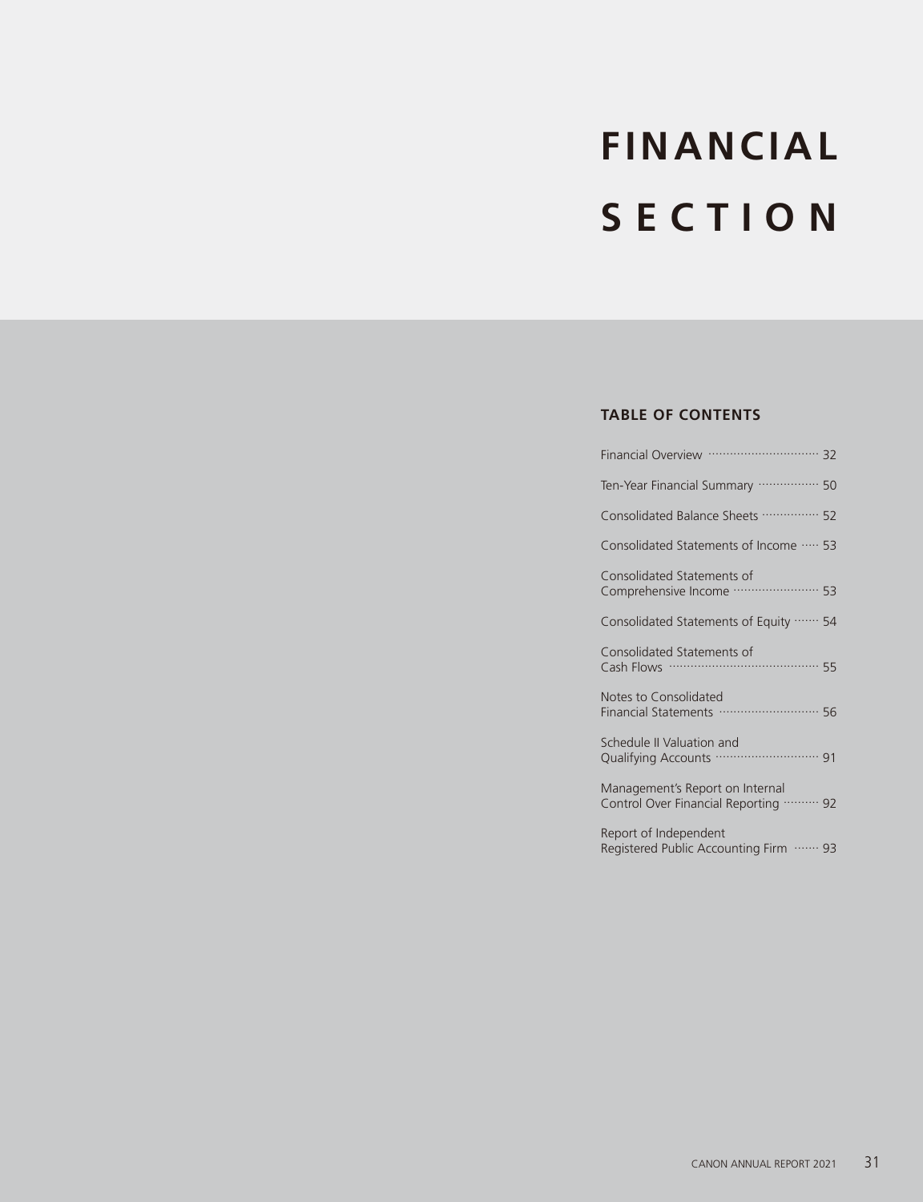# FINANCIAL SECTION

## TABLE OF CONTENTS

| | |
|---|---|
| Financial Overview | 32 |
| Ten-Year Financial Summary | 50 |
| Consolidated Balance Sheets | 52 |
| Consolidated Statements of Income | 53 |
| Consolidated Statements of Comprehensive Income | 53 |
| Consolidated Statements of Equity | 54 |
| Consolidated Statements of Cash Flows | 55 |
| Notes to Consolidated Financial Statements | 56 |
| Schedule II Valuation and Qualifying Accounts | 91 |
| Management's Report on Internal Control Over Financial Reporting | 92 |
| Report of Independent Registered Public Accounting Firm | 93 |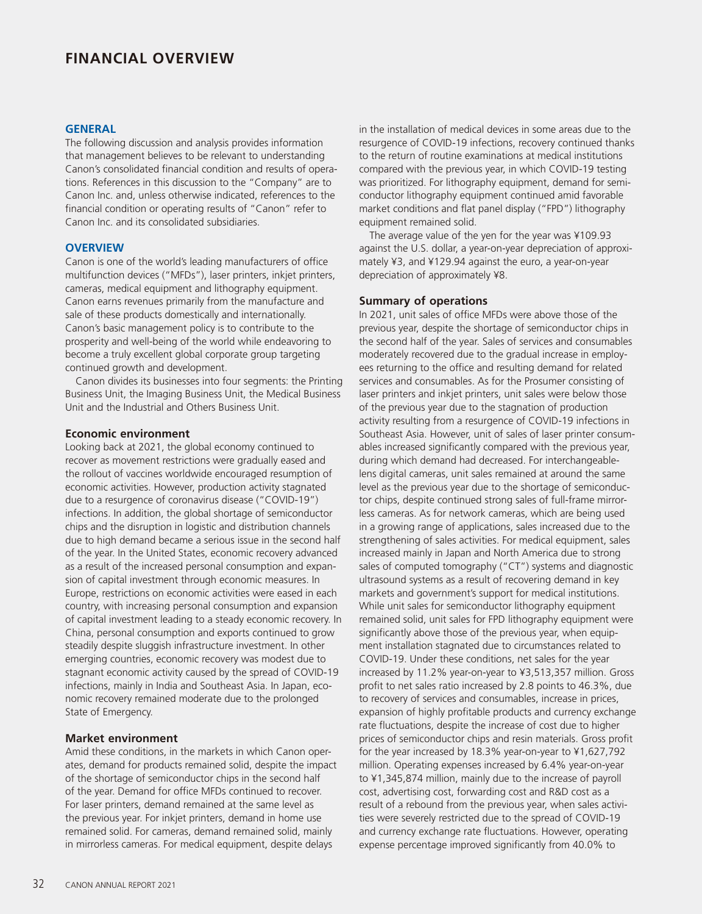# FINANCIAL OVERVIEW

## GENERAL

The following discussion and analysis provides information that management believes to be relevant to understanding Canon's consolidated financial condition and results of operations. References in this discussion to the "Company" are to Canon Inc. and, unless otherwise indicated, references to the financial condition or operating results of "Canon" refer to Canon Inc. and its consolidated subsidiaries.

## OVERVIEW

Canon is one of the world's leading manufacturers of office multifunction devices ("MFDs"), laser printers, inkjet printers, cameras, medical equipment and lithography equipment. Canon earns revenues primarily from the manufacture and sale of these products domestically and internationally. Canon's basic management policy is to contribute to the prosperity and well-being of the world while endeavoring to become a truly excellent global corporate group targeting continued growth and development.

Canon divides its businesses into four segments: the Printing Business Unit, the Imaging Business Unit, the Medical Business Unit and the Industrial and Others Business Unit.

### Economic environment

Looking back at 2021, the global economy continued to recover as movement restrictions were gradually eased and the rollout of vaccines worldwide encouraged resumption of economic activities. However, production activity stagnated due to a resurgence of coronavirus disease ("COVID-19") infections. In addition, the global shortage of semiconductor chips and the disruption in logistic and distribution channels due to high demand became a serious issue in the second half of the year. In the United States, economic recovery advanced as a result of the increased personal consumption and expansion of capital investment through economic measures. In Europe, restrictions on economic activities were eased in each country, with increasing personal consumption and expansion of capital investment leading to a steady economic recovery. In China, personal consumption and exports continued to grow steadily despite sluggish infrastructure investment. In other emerging countries, economic recovery was modest due to stagnant economic activity caused by the spread of COVID-19 infections, mainly in India and Southeast Asia. In Japan, economic recovery remained moderate due to the prolonged State of Emergency.

### Market environment

Amid these conditions, in the markets in which Canon operates, demand for products remained solid, despite the impact of the shortage of semiconductor chips in the second half of the year. Demand for office MFDs continued to recover. For laser printers, demand remained at the same level as the previous year. For inkjet printers, demand in home use remained solid. For cameras, demand remained solid, mainly in mirrorless cameras. For medical equipment, despite delays in the installation of medical devices in some areas due to the resurgence of COVID-19 infections, recovery continued thanks to the return of routine examinations at medical institutions compared with the previous year, in which COVID-19 testing was prioritized. For lithography equipment, demand for semiconductor lithography equipment continued amid favorable market conditions and flat panel display ("FPD") lithography equipment remained solid.

The average value of the yen for the year was ¥109.93 against the U.S. dollar, a year-on-year depreciation of approximately ¥3, and ¥129.94 against the euro, a year-on-year depreciation of approximately ¥8.

### Summary of operations

In 2021, unit sales of office MFDs were above those of the previous year, despite the shortage of semiconductor chips in the second half of the year. Sales of services and consumables moderately recovered due to the gradual increase in employees returning to the office and resulting demand for related services and consumables. As for the Prosumer consisting of laser printers and inkjet printers, unit sales were below those of the previous year due to the stagnation of production activity resulting from a resurgence of COVID-19 infections in Southeast Asia. However, unit of sales of laser printer consumables increased significantly compared with the previous year, during which demand had decreased. For interchangeable-lens digital cameras, unit sales remained at around the same level as the previous year due to the shortage of semiconductor chips, despite continued strong sales of full-frame mirrorless cameras. As for network cameras, which are being used in a growing range of applications, sales increased due to the strengthening of sales activities. For medical equipment, sales increased mainly in Japan and North America due to strong sales of computed tomography ("CT") systems and diagnostic ultrasound systems as a result of recovering demand in key markets and government's support for medical institutions. While unit sales for semiconductor lithography equipment remained solid, unit sales for FPD lithography equipment were significantly above those of the previous year, when equipment installation stagnated due to circumstances related to COVID-19. Under these conditions, net sales for the year increased by 11.2% year-on-year to ¥3,513,357 million. Gross profit to net sales ratio increased by 2.8 points to 46.3%, due to recovery of services and consumables, increase in prices, expansion of highly profitable products and currency exchange rate fluctuations, despite the increase of cost due to higher prices of semiconductor chips and resin materials. Gross profit for the year increased by 18.3% year-on-year to ¥1,627,792 million. Operating expenses increased by 6.4% year-on-year to ¥1,345,874 million, mainly due to the increase of payroll cost, advertising cost, forwarding cost and R&D cost as a result of a rebound from the previous year, when sales activities were severely restricted due to the spread of COVID-19 and currency exchange rate fluctuations. However, operating expense percentage improved significantly from 40.0% to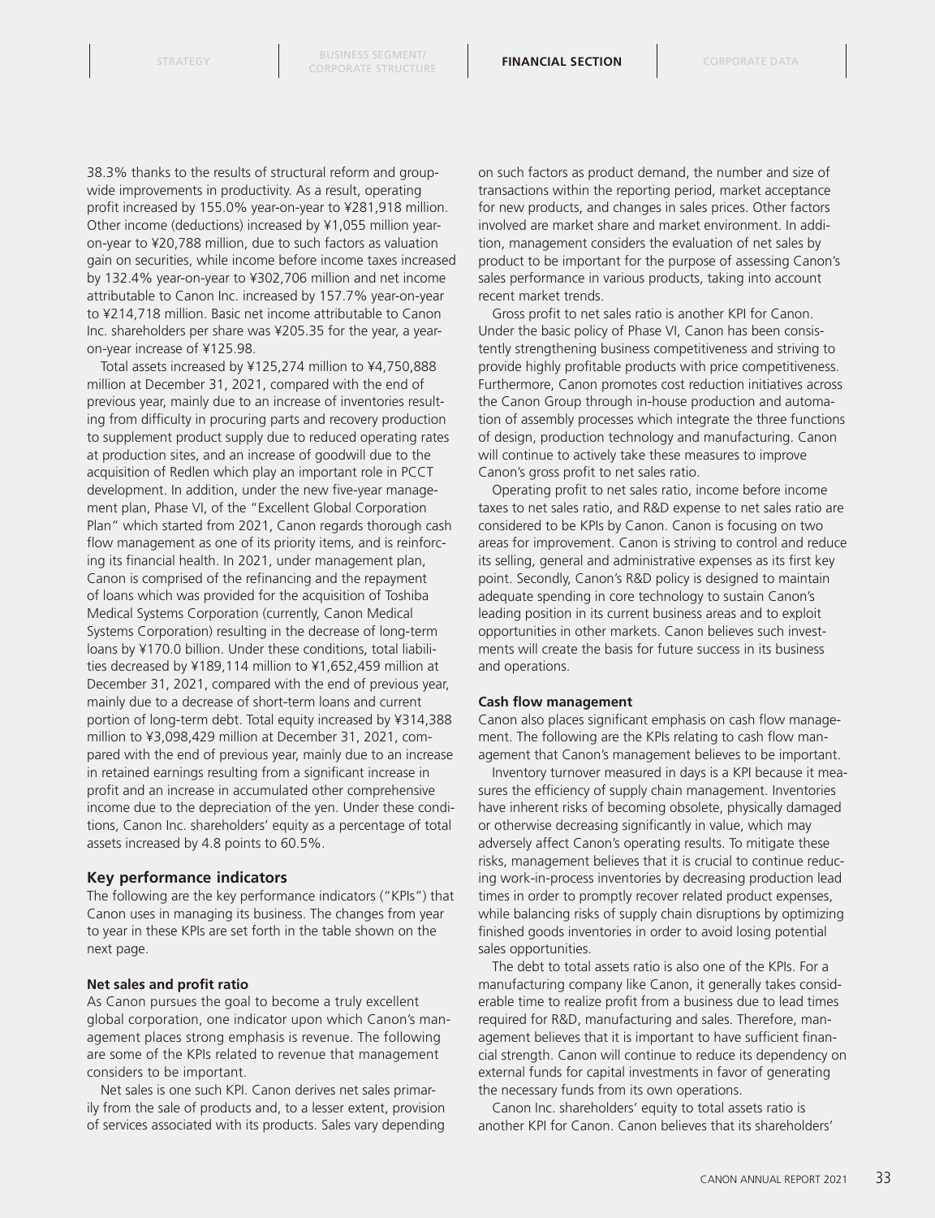38.3% thanks to the results of structural reform and group-wide improvements in productivity. As a result, operating profit increased by 155.0% year-on-year to ¥281,918 million. Other income (deductions) increased by ¥1,055 million year-on-year to ¥20,788 million, due to such factors as valuation gain on securities, while income before income taxes increased by 132.4% year-on-year to ¥302,706 million and net income attributable to Canon Inc. increased by 157.7% year-on-year to ¥214,718 million. Basic net income attributable to Canon Inc. shareholders per share was ¥205.35 for the year, a year-on-year increase of ¥125.98.

Total assets increased by ¥125,274 million to ¥4,750,888 million at December 31, 2021, compared with the end of previous year, mainly due to an increase of inventories resulting from difficulty in procuring parts and recovery production to supplement product supply due to reduced operating rates at production sites, and an increase of goodwill due to the acquisition of Redlen which play an important role in PCCT development. In addition, under the new five-year management plan, Phase VI, of the "Excellent Global Corporation Plan" which started from 2021, Canon regards thorough cash flow management as one of its priority items, and is reinforcing its financial health. In 2021, under management plan, Canon is comprised of the refinancing and the repayment of loans which was provided for the acquisition of Toshiba Medical Systems Corporation (currently, Canon Medical Systems Corporation) resulting in the decrease of long-term loans by ¥170.0 billion. Under these conditions, total liabilities decreased by ¥189,114 million to ¥1,652,459 million at December 31, 2021, compared with the end of previous year, mainly due to a decrease of short-term loans and current portion of long-term debt. Total equity increased by ¥314,388 million to ¥3,098,429 million at December 31, 2021, compared with the end of previous year, mainly due to an increase in retained earnings resulting from a significant increase in profit and an increase in accumulated other comprehensive income due to the depreciation of the yen. Under these conditions, Canon Inc. shareholders' equity as a percentage of total assets increased by 4.8 points to 60.5%.

## Key performance indicators

The following are the key performance indicators ("KPIs") that Canon uses in managing its business. The changes from year to year in these KPIs are set forth in the table shown on the next page.

**Net sales and profit ratio**

As Canon pursues the goal to become a truly excellent global corporation, one indicator upon which Canon's management places strong emphasis is revenue. The following are some of the KPIs related to revenue that management considers to be important.

Net sales is one such KPI. Canon derives net sales primarily from the sale of products and, to a lesser extent, provision of services associated with its products. Sales vary depending on such factors as product demand, the number and size of transactions within the reporting period, market acceptance for new products, and changes in sales prices. Other factors involved are market share and market environment. In addition, management considers the evaluation of net sales by product to be important for the purpose of assessing Canon's sales performance in various products, taking into account recent market trends.

Gross profit to net sales ratio is another KPI for Canon. Under the basic policy of Phase VI, Canon has been consistently strengthening business competitiveness and striving to provide highly profitable products with price competitiveness. Furthermore, Canon promotes cost reduction initiatives across the Canon Group through in-house production and automation of assembly processes which integrate the three functions of design, production technology and manufacturing. Canon will continue to actively take these measures to improve Canon's gross profit to net sales ratio.

Operating profit to net sales ratio, income before income taxes to net sales ratio, and R&D expense to net sales ratio are considered to be KPIs by Canon. Canon is focusing on two areas for improvement. Canon is striving to control and reduce its selling, general and administrative expenses as its first key point. Secondly, Canon's R&D policy is designed to maintain adequate spending in core technology to sustain Canon's leading position in its current business areas and to exploit opportunities in other markets. Canon believes such investments will create the basis for future success in its business and operations.

**Cash flow management**

Canon also places significant emphasis on cash flow management. The following are the KPIs relating to cash flow management that Canon's management believes to be important.

Inventory turnover measured in days is a KPI because it measures the efficiency of supply chain management. Inventories have inherent risks of becoming obsolete, physically damaged or otherwise decreasing significantly in value, which may adversely affect Canon's operating results. To mitigate these risks, management believes that it is crucial to continue reducing work-in-process inventories by decreasing production lead times in order to promptly recover related product expenses, while balancing risks of supply chain disruptions by optimizing finished goods inventories in order to avoid losing potential sales opportunities.

The debt to total assets ratio is also one of the KPIs. For a manufacturing company like Canon, it generally takes considerable time to realize profit from a business due to lead times required for R&D, manufacturing and sales. Therefore, management believes that it is important to have sufficient financial strength. Canon will continue to reduce its dependency on external funds for capital investments in favor of generating the necessary funds from its own operations.

Canon Inc. shareholders' equity to total assets ratio is another KPI for Canon. Canon believes that its shareholders'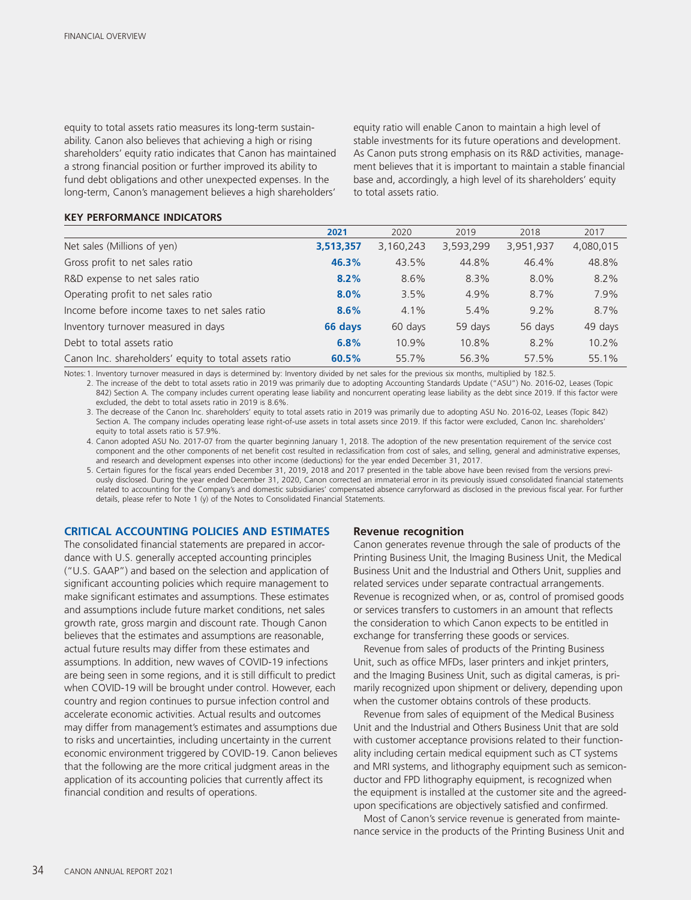equity to total assets ratio measures its long-term sustainability. Canon also believes that achieving a high or rising shareholders' equity ratio indicates that Canon has maintained a strong financial position or further improved its ability to fund debt obligations and other unexpected expenses. In the long-term, Canon's management believes a high shareholders' equity ratio will enable Canon to maintain a high level of stable investments for its future operations and development. As Canon puts strong emphasis on its R&D activities, management believes that it is important to maintain a stable financial base and, accordingly, a high level of its shareholders' equity to total assets ratio.

**KEY PERFORMANCE INDICATORS**

| | **2021** | 2020 | 2019 | 2018 | 2017 |
|---|---|---|---|---|---|
| Net sales (Millions of yen) | **3,513,357** | 3,160,243 | 3,593,299 | 3,951,937 | 4,080,015 |
| Gross profit to net sales ratio | **46.3%** | 43.5% | 44.8% | 46.4% | 48.8% |
| R&D expense to net sales ratio | **8.2%** | 8.6% | 8.3% | 8.0% | 8.2% |
| Operating profit to net sales ratio | **8.0%** | 3.5% | 4.9% | 8.7% | 7.9% |
| Income before income taxes to net sales ratio | **8.6%** | 4.1% | 5.4% | 9.2% | 8.7% |
| Inventory turnover measured in days | **66 days** | 60 days | 59 days | 56 days | 49 days |
| Debt to total assets ratio | **6.8%** | 10.9% | 10.8% | 8.2% | 10.2% |
| Canon Inc. shareholders' equity to total assets ratio | **60.5%** | 55.7% | 56.3% | 57.5% | 55.1% |

Notes: 1. Inventory turnover measured in days is determined by: Inventory divided by net sales for the previous six months, multiplied by 182.5.

2. The increase of the debt to total assets ratio in 2019 was primarily due to adopting Accounting Standards Update ("ASU") No. 2016-02, Leases (Topic 842) Section A. The company includes current operating lease liability and noncurrent operating lease liability as the debt since 2019. If this factor were excluded, the debt to total assets ratio in 2019 is 8.6%.

3. The decrease of the Canon Inc. shareholders' equity to total assets ratio in 2019 was primarily due to adopting ASU No. 2016-02, Leases (Topic 842) Section A. The company includes operating lease right-of-use assets in total assets since 2019. If this factor were excluded, Canon Inc. shareholders' equity to total assets ratio is 57.9%.

4. Canon adopted ASU No. 2017-07 from the quarter beginning January 1, 2018. The adoption of the new presentation requirement of the service cost component and the other components of net benefit cost resulted in reclassification from cost of sales, and selling, general and administrative expenses, and research and development expenses into other income (deductions) for the year ended December 31, 2017.

5. Certain figures for the fiscal years ended December 31, 2019, 2018 and 2017 presented in the table above have been revised from the versions previously disclosed. During the year ended December 31, 2020, Canon corrected an immaterial error in its previously issued consolidated financial statements related to accounting for the Company's and domestic subsidiaries' compensated absence carryforward as disclosed in the previous fiscal year. For further details, please refer to Note 1 (y) of the Notes to Consolidated Financial Statements.

## CRITICAL ACCOUNTING POLICIES AND ESTIMATES

The consolidated financial statements are prepared in accordance with U.S. generally accepted accounting principles ("U.S. GAAP") and based on the selection and application of significant accounting policies which require management to make significant estimates and assumptions. These estimates and assumptions include future market conditions, net sales growth rate, gross margin and discount rate. Though Canon believes that the estimates and assumptions are reasonable, actual future results may differ from these estimates and assumptions. In addition, new waves of COVID-19 infections are being seen in some regions, and it is still difficult to predict when COVID-19 will be brought under control. However, each country and region continues to pursue infection control and accelerate economic activities. Actual results and outcomes may differ from management's estimates and assumptions due to risks and uncertainties, including uncertainty in the current economic environment triggered by COVID-19. Canon believes that the following are the more critical judgment areas in the application of its accounting policies that currently affect its financial condition and results of operations.

### Revenue recognition

Canon generates revenue through the sale of products of the Printing Business Unit, the Imaging Business Unit, the Medical Business Unit and the Industrial and Others Unit, supplies and related services under separate contractual arrangements. Revenue is recognized when, or as, control of promised goods or services transfers to customers in an amount that reflects the consideration to which Canon expects to be entitled in exchange for transferring these goods or services.

Revenue from sales of products of the Printing Business Unit, such as office MFDs, laser printers and inkjet printers, and the Imaging Business Unit, such as digital cameras, is primarily recognized upon shipment or delivery, depending upon when the customer obtains controls of these products.

Revenue from sales of equipment of the Medical Business Unit and the Industrial and Others Business Unit that are sold with customer acceptance provisions related to their functionality including certain medical equipment such as CT systems and MRI systems, and lithography equipment such as semiconductor and FPD lithography equipment, is recognized when the equipment is installed at the customer site and the agreed-upon specifications are objectively satisfied and confirmed.

Most of Canon's service revenue is generated from maintenance service in the products of the Printing Business Unit and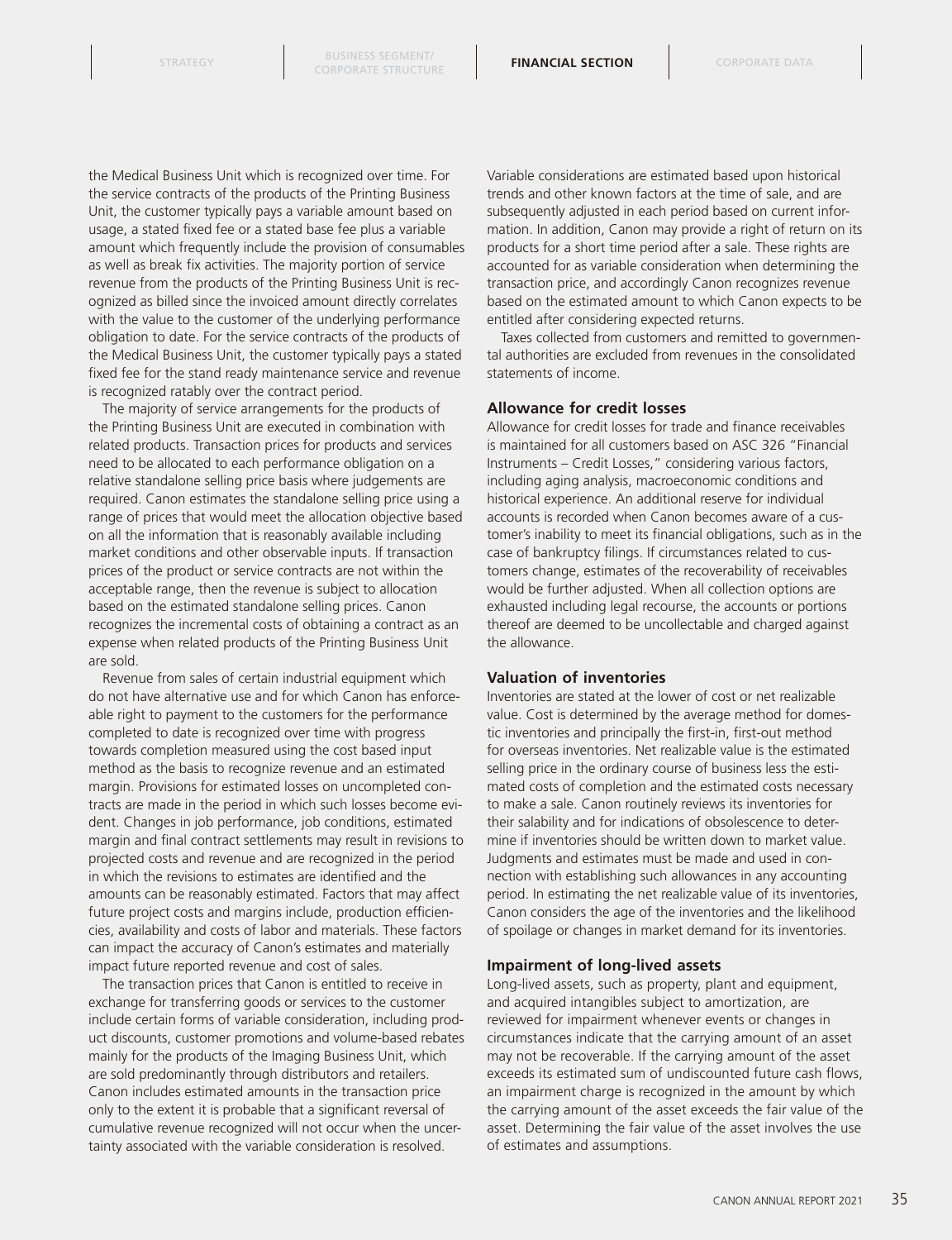the Medical Business Unit which is recognized over time. For the service contracts of the products of the Printing Business Unit, the customer typically pays a variable amount based on usage, a stated fixed fee or a stated base fee plus a variable amount which frequently include the provision of consumables as well as break fix activities. The majority portion of service revenue from the products of the Printing Business Unit is recognized as billed since the invoiced amount directly correlates with the value to the customer of the underlying performance obligation to date. For the service contracts of the products of the Medical Business Unit, the customer typically pays a stated fixed fee for the stand ready maintenance service and revenue is recognized ratably over the contract period.

The majority of service arrangements for the products of the Printing Business Unit are executed in combination with related products. Transaction prices for products and services need to be allocated to each performance obligation on a relative standalone selling price basis where judgements are required. Canon estimates the standalone selling price using a range of prices that would meet the allocation objective based on all the information that is reasonably available including market conditions and other observable inputs. If transaction prices of the product or service contracts are not within the acceptable range, then the revenue is subject to allocation based on the estimated standalone selling prices. Canon recognizes the incremental costs of obtaining a contract as an expense when related products of the Printing Business Unit are sold.

Revenue from sales of certain industrial equipment which do not have alternative use and for which Canon has enforceable right to payment to the customers for the performance completed to date is recognized over time with progress towards completion measured using the cost based input method as the basis to recognize revenue and an estimated margin. Provisions for estimated losses on uncompleted contracts are made in the period in which such losses become evident. Changes in job performance, job conditions, estimated margin and final contract settlements may result in revisions to projected costs and revenue and are recognized in the period in which the revisions to estimates are identified and the amounts can be reasonably estimated. Factors that may affect future project costs and margins include, production efficiencies, availability and costs of labor and materials. These factors can impact the accuracy of Canon's estimates and materially impact future reported revenue and cost of sales.

The transaction prices that Canon is entitled to receive in exchange for transferring goods or services to the customer include certain forms of variable consideration, including product discounts, customer promotions and volume-based rebates mainly for the products of the Imaging Business Unit, which are sold predominantly through distributors and retailers. Canon includes estimated amounts in the transaction price only to the extent it is probable that a significant reversal of cumulative revenue recognized will not occur when the uncertainty associated with the variable consideration is resolved. Variable considerations are estimated based upon historical trends and other known factors at the time of sale, and are subsequently adjusted in each period based on current information. In addition, Canon may provide a right of return on its products for a short time period after a sale. These rights are accounted for as variable consideration when determining the transaction price, and accordingly Canon recognizes revenue based on the estimated amount to which Canon expects to be entitled after considering expected returns.

Taxes collected from customers and remitted to governmental authorities are excluded from revenues in the consolidated statements of income.

### Allowance for credit losses

Allowance for credit losses for trade and finance receivables is maintained for all customers based on ASC 326 "Financial Instruments – Credit Losses," considering various factors, including aging analysis, macroeconomic conditions and historical experience. An additional reserve for individual accounts is recorded when Canon becomes aware of a customer's inability to meet its financial obligations, such as in the case of bankruptcy filings. If circumstances related to customers change, estimates of the recoverability of receivables would be further adjusted. When all collection options are exhausted including legal recourse, the accounts or portions thereof are deemed to be uncollectable and charged against the allowance.

### Valuation of inventories

Inventories are stated at the lower of cost or net realizable value. Cost is determined by the average method for domestic inventories and principally the first-in, first-out method for overseas inventories. Net realizable value is the estimated selling price in the ordinary course of business less the estimated costs of completion and the estimated costs necessary to make a sale. Canon routinely reviews its inventories for their salability and for indications of obsolescence to determine if inventories should be written down to market value. Judgments and estimates must be made and used in connection with establishing such allowances in any accounting period. In estimating the net realizable value of its inventories, Canon considers the age of the inventories and the likelihood of spoilage or changes in market demand for its inventories.

### Impairment of long-lived assets

Long-lived assets, such as property, plant and equipment, and acquired intangibles subject to amortization, are reviewed for impairment whenever events or changes in circumstances indicate that the carrying amount of an asset may not be recoverable. If the carrying amount of the asset exceeds its estimated sum of undiscounted future cash flows, an impairment charge is recognized in the amount by which the carrying amount of the asset exceeds the fair value of the asset. Determining the fair value of the asset involves the use of estimates and assumptions.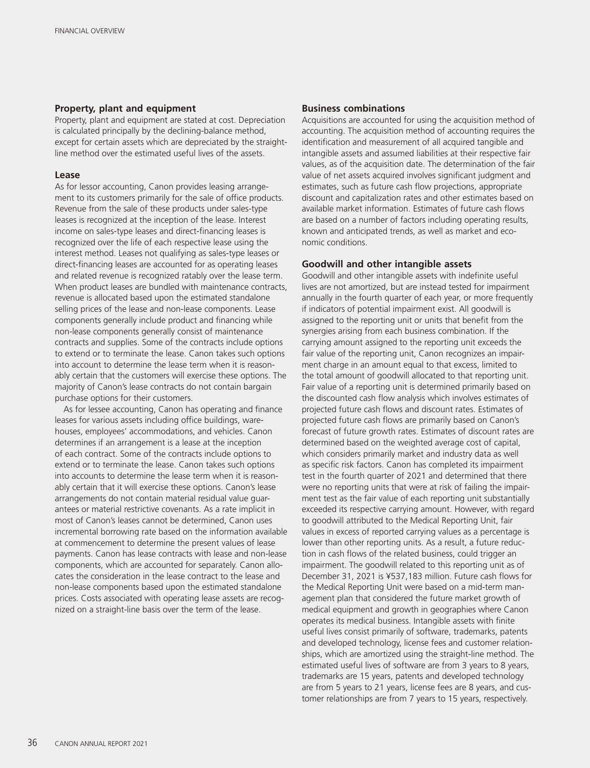### Property, plant and equipment

Property, plant and equipment are stated at cost. Depreciation is calculated principally by the declining-balance method, except for certain assets which are depreciated by the straight-line method over the estimated useful lives of the assets.

### Lease

As for lessor accounting, Canon provides leasing arrangement to its customers primarily for the sale of office products. Revenue from the sale of these products under sales-type leases is recognized at the inception of the lease. Interest income on sales-type leases and direct-financing leases is recognized over the life of each respective lease using the interest method. Leases not qualifying as sales-type leases or direct-financing leases are accounted for as operating leases and related revenue is recognized ratably over the lease term. When product leases are bundled with maintenance contracts, revenue is allocated based upon the estimated standalone selling prices of the lease and non-lease components. Lease components generally include product and financing while non-lease components generally consist of maintenance contracts and supplies. Some of the contracts include options to extend or to terminate the lease. Canon takes such options into account to determine the lease term when it is reasonably certain that the customers will exercise these options. The majority of Canon's lease contracts do not contain bargain purchase options for their customers.

As for lessee accounting, Canon has operating and finance leases for various assets including office buildings, warehouses, employees' accommodations, and vehicles. Canon determines if an arrangement is a lease at the inception of each contract. Some of the contracts include options to extend or to terminate the lease. Canon takes such options into accounts to determine the lease term when it is reasonably certain that it will exercise these options. Canon's lease arrangements do not contain material residual value guarantees or material restrictive covenants. As a rate implicit in most of Canon's leases cannot be determined, Canon uses incremental borrowing rate based on the information available at commencement to determine the present values of lease payments. Canon has lease contracts with lease and non-lease components, which are accounted for separately. Canon allocates the consideration in the lease contract to the lease and non-lease components based upon the estimated standalone prices. Costs associated with operating lease assets are recognized on a straight-line basis over the term of the lease.

### Business combinations

Acquisitions are accounted for using the acquisition method of accounting. The acquisition method of accounting requires the identification and measurement of all acquired tangible and intangible assets and assumed liabilities at their respective fair values, as of the acquisition date. The determination of the fair value of net assets acquired involves significant judgment and estimates, such as future cash flow projections, appropriate discount and capitalization rates and other estimates based on available market information. Estimates of future cash flows are based on a number of factors including operating results, known and anticipated trends, as well as market and economic conditions.

### Goodwill and other intangible assets

Goodwill and other intangible assets with indefinite useful lives are not amortized, but are instead tested for impairment annually in the fourth quarter of each year, or more frequently if indicators of potential impairment exist. All goodwill is assigned to the reporting unit or units that benefit from the synergies arising from each business combination. If the carrying amount assigned to the reporting unit exceeds the fair value of the reporting unit, Canon recognizes an impairment charge in an amount equal to that excess, limited to the total amount of goodwill allocated to that reporting unit. Fair value of a reporting unit is determined primarily based on the discounted cash flow analysis which involves estimates of projected future cash flows and discount rates. Estimates of projected future cash flows are primarily based on Canon's forecast of future growth rates. Estimates of discount rates are determined based on the weighted average cost of capital, which considers primarily market and industry data as well as specific risk factors. Canon has completed its impairment test in the fourth quarter of 2021 and determined that there were no reporting units that were at risk of failing the impairment test as the fair value of each reporting unit substantially exceeded its respective carrying amount. However, with regard to goodwill attributed to the Medical Reporting Unit, fair values in excess of reported carrying values as a percentage is lower than other reporting units. As a result, a future reduction in cash flows of the related business, could trigger an impairment. The goodwill related to this reporting unit as of December 31, 2021 is ¥537,183 million. Future cash flows for the Medical Reporting Unit were based on a mid-term management plan that considered the future market growth of medical equipment and growth in geographies where Canon operates its medical business. Intangible assets with finite useful lives consist primarily of software, trademarks, patents and developed technology, license fees and customer relationships, which are amortized using the straight-line method. The estimated useful lives of software are from 3 years to 8 years, trademarks are 15 years, patents and developed technology are from 5 years to 21 years, license fees are 8 years, and customer relationships are from 7 years to 15 years, respectively.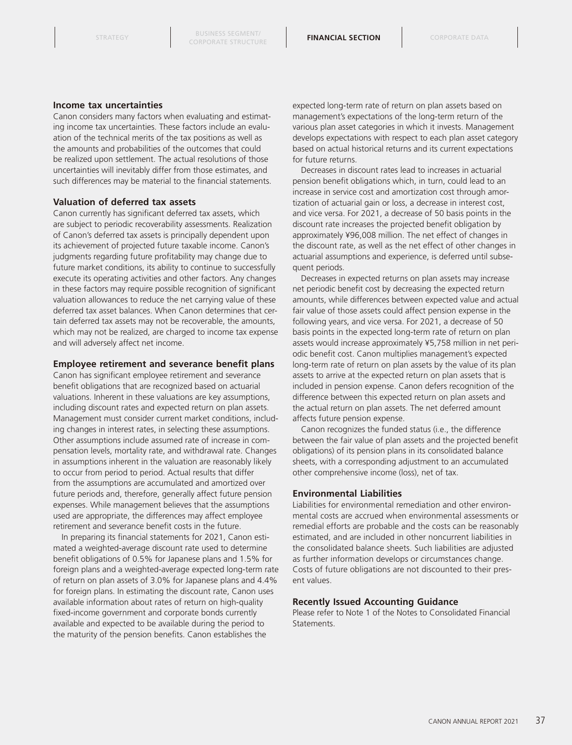### Income tax uncertainties

Canon considers many factors when evaluating and estimating income tax uncertainties. These factors include an evaluation of the technical merits of the tax positions as well as the amounts and probabilities of the outcomes that could be realized upon settlement. The actual resolutions of those uncertainties will inevitably differ from those estimates, and such differences may be material to the financial statements.

### Valuation of deferred tax assets

Canon currently has significant deferred tax assets, which are subject to periodic recoverability assessments. Realization of Canon's deferred tax assets is principally dependent upon its achievement of projected future taxable income. Canon's judgments regarding future profitability may change due to future market conditions, its ability to continue to successfully execute its operating activities and other factors. Any changes in these factors may require possible recognition of significant valuation allowances to reduce the net carrying value of these deferred tax asset balances. When Canon determines that certain deferred tax assets may not be recoverable, the amounts, which may not be realized, are charged to income tax expense and will adversely affect net income.

### Employee retirement and severance benefit plans

Canon has significant employee retirement and severance benefit obligations that are recognized based on actuarial valuations. Inherent in these valuations are key assumptions, including discount rates and expected return on plan assets. Management must consider current market conditions, including changes in interest rates, in selecting these assumptions. Other assumptions include assumed rate of increase in compensation levels, mortality rate, and withdrawal rate. Changes in assumptions inherent in the valuation are reasonably likely to occur from period to period. Actual results that differ from the assumptions are accumulated and amortized over future periods and, therefore, generally affect future pension expenses. While management believes that the assumptions used are appropriate, the differences may affect employee retirement and severance benefit costs in the future.

In preparing its financial statements for 2021, Canon estimated a weighted-average discount rate used to determine benefit obligations of 0.5% for Japanese plans and 1.5% for foreign plans and a weighted-average expected long-term rate of return on plan assets of 3.0% for Japanese plans and 4.4% for foreign plans. In estimating the discount rate, Canon uses available information about rates of return on high-quality fixed-income government and corporate bonds currently available and expected to be available during the period to the maturity of the pension benefits. Canon establishes the expected long-term rate of return on plan assets based on management's expectations of the long-term return of the various plan asset categories in which it invests. Management develops expectations with respect to each plan asset category based on actual historical returns and its current expectations for future returns.

Decreases in discount rates lead to increases in actuarial pension benefit obligations which, in turn, could lead to an increase in service cost and amortization cost through amortization of actuarial gain or loss, a decrease in interest cost, and vice versa. For 2021, a decrease of 50 basis points in the discount rate increases the projected benefit obligation by approximately ¥96,008 million. The net effect of changes in the discount rate, as well as the net effect of other changes in actuarial assumptions and experience, is deferred until subsequent periods.

Decreases in expected returns on plan assets may increase net periodic benefit cost by decreasing the expected return amounts, while differences between expected value and actual fair value of those assets could affect pension expense in the following years, and vice versa. For 2021, a decrease of 50 basis points in the expected long-term rate of return on plan assets would increase approximately ¥5,758 million in net periodic benefit cost. Canon multiplies management's expected long-term rate of return on plan assets by the value of its plan assets to arrive at the expected return on plan assets that is included in pension expense. Canon defers recognition of the difference between this expected return on plan assets and the actual return on plan assets. The net deferred amount affects future pension expense.

Canon recognizes the funded status (i.e., the difference between the fair value of plan assets and the projected benefit obligations) of its pension plans in its consolidated balance sheets, with a corresponding adjustment to an accumulated other comprehensive income (loss), net of tax.

### Environmental Liabilities

Liabilities for environmental remediation and other environmental costs are accrued when environmental assessments or remedial efforts are probable and the costs can be reasonably estimated, and are included in other noncurrent liabilities in the consolidated balance sheets. Such liabilities are adjusted as further information develops or circumstances change. Costs of future obligations are not discounted to their present values.

### Recently Issued Accounting Guidance

Please refer to Note 1 of the Notes to Consolidated Financial Statements.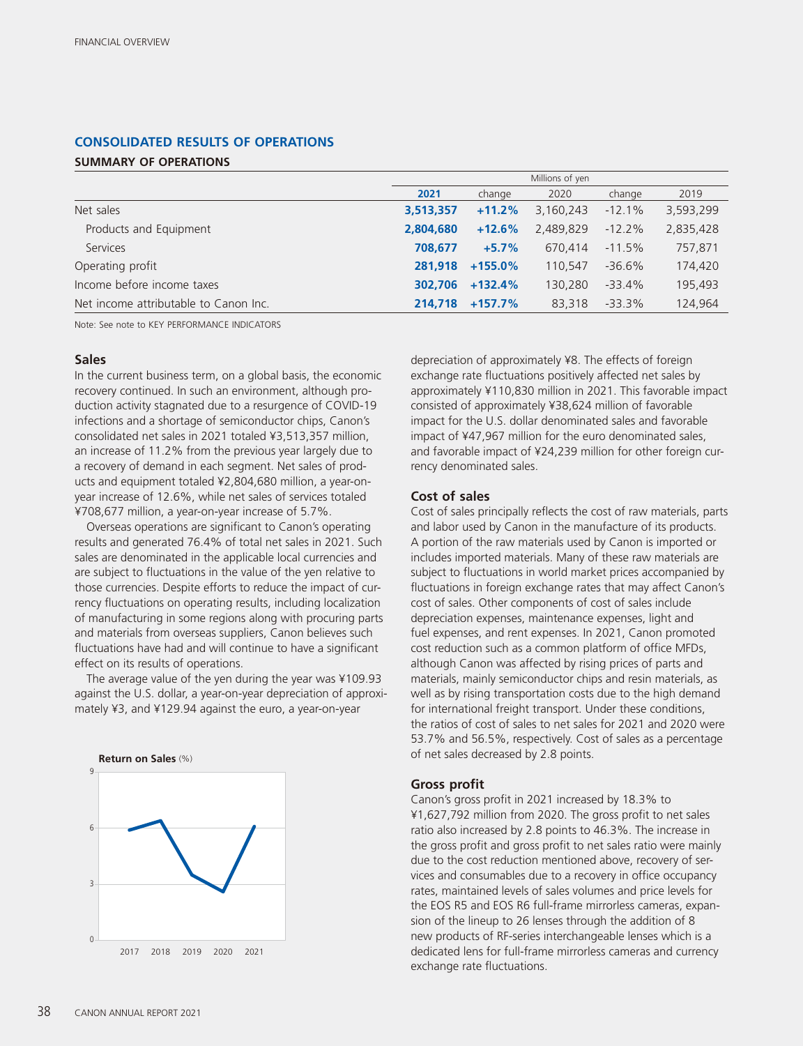## CONSOLIDATED RESULTS OF OPERATIONS

### SUMMARY OF OPERATIONS

| | Millions of yen | | | | |
|---|---|---|---|---|---|
| | **2021** | change | 2020 | change | 2019 |
| Net sales | **3,513,357** | **+11.2%** | 3,160,243 | -12.1% | 3,593,299 |
| Products and Equipment | **2,804,680** | **+12.6%** | 2,489,829 | -12.2% | 2,835,428 |
| Services | **708,677** | **+5.7%** | 670,414 | -11.5% | 757,871 |
| Operating profit | **281,918** | **+155.0%** | 110,547 | -36.6% | 174,420 |
| Income before income taxes | **302,706** | **+132.4%** | 130,280 | -33.4% | 195,493 |
| Net income attributable to Canon Inc. | **214,718** | **+157.7%** | 83,318 | -33.3% | 124,964 |

Note: See note to KEY PERFORMANCE INDICATORS

### Sales

In the current business term, on a global basis, the economic recovery continued. In such an environment, although production activity stagnated due to a resurgence of COVID-19 infections and a shortage of semiconductor chips, Canon's consolidated net sales in 2021 totaled ¥3,513,357 million, an increase of 11.2% from the previous year largely due to a recovery of demand in each segment. Net sales of products and equipment totaled ¥2,804,680 million, a year-on-year increase of 12.6%, while net sales of services totaled ¥708,677 million, a year-on-year increase of 5.7%.

Overseas operations are significant to Canon's operating results and generated 76.4% of total net sales in 2021. Such sales are denominated in the applicable local currencies and are subject to fluctuations in the value of the yen relative to those currencies. Despite efforts to reduce the impact of currency fluctuations on operating results, including localization of manufacturing in some regions along with procuring parts and materials from overseas suppliers, Canon believes such fluctuations have had and will continue to have a significant effect on its results of operations.

The average value of the yen during the year was ¥109.93 against the U.S. dollar, a year-on-year depreciation of approximately ¥3, and ¥129.94 against the euro, a year-on-year depreciation of approximately ¥8. The effects of foreign exchange rate fluctuations positively affected net sales by approximately ¥110,830 million in 2021. This favorable impact consisted of approximately ¥38,624 million of favorable impact for the U.S. dollar denominated sales and favorable impact of ¥47,967 million for the euro denominated sales, and favorable impact of ¥24,239 million for other foreign currency denominated sales.

**Return on Sales** (%)

| 2017 | 2018 | 2019 | 2020 | 2021 |
|---|---|---|---|---|
| ~5.9 | ~6.4 | ~3.5 | ~2.6 | ~6.1 |

### Cost of sales

Cost of sales principally reflects the cost of raw materials, parts and labor used by Canon in the manufacture of its products. A portion of the raw materials used by Canon is imported or includes imported materials. Many of these raw materials are subject to fluctuations in world market prices accompanied by fluctuations in foreign exchange rates that may affect Canon's cost of sales. Other components of cost of sales include depreciation expenses, maintenance expenses, light and fuel expenses, and rent expenses. In 2021, Canon promoted cost reduction such as a common platform of office MFDs, although Canon was affected by rising prices of parts and materials, mainly semiconductor chips and resin materials, as well as by rising transportation costs due to the high demand for international freight transport. Under these conditions, the ratios of cost of sales to net sales for 2021 and 2020 were 53.7% and 56.5%, respectively. Cost of sales as a percentage of net sales decreased by 2.8 points.

### Gross profit

Canon's gross profit in 2021 increased by 18.3% to ¥1,627,792 million from 2020. The gross profit to net sales ratio also increased by 2.8 points to 46.3%. The increase in the gross profit and gross profit to net sales ratio were mainly due to the cost reduction mentioned above, recovery of services and consumables due to a recovery in office occupancy rates, maintained levels of sales volumes and price levels for the EOS R5 and EOS R6 full-frame mirrorless cameras, expansion of the lineup to 26 lenses through the addition of 8 new products of RF-series interchangeable lenses which is a dedicated lens for full-frame mirrorless cameras and currency exchange rate fluctuations.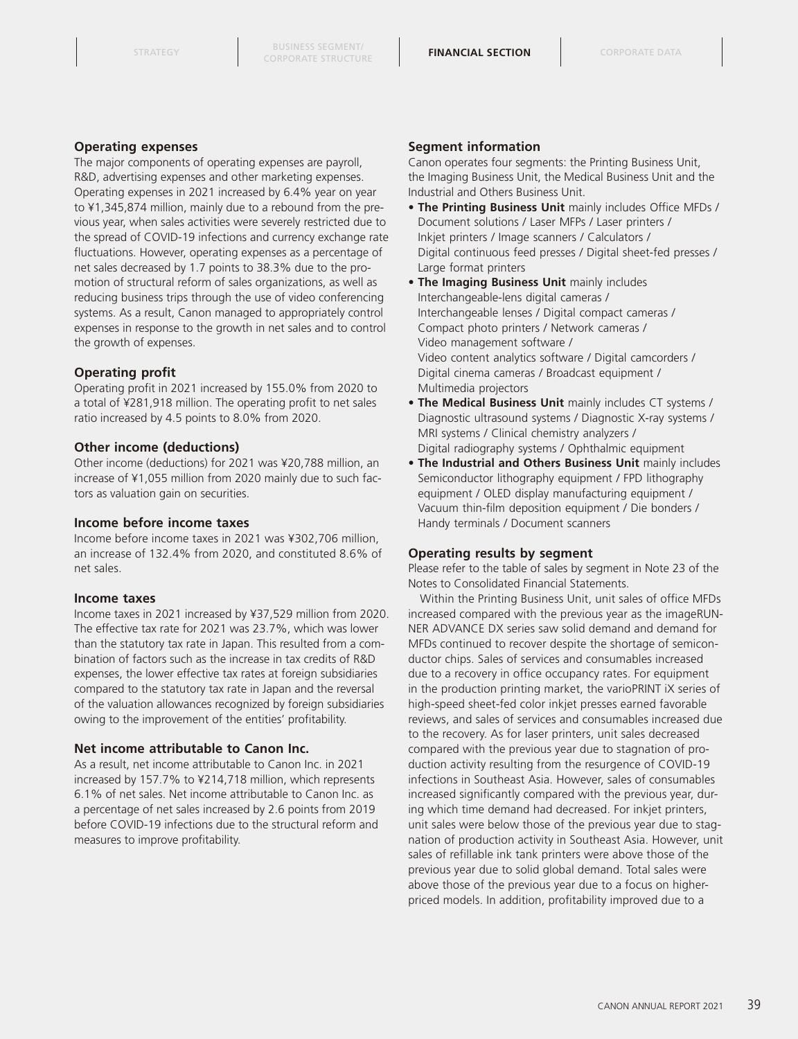### Operating expenses

The major components of operating expenses are payroll, R&D, advertising expenses and other marketing expenses. Operating expenses in 2021 increased by 6.4% year on year to ¥1,345,874 million, mainly due to a rebound from the previous year, when sales activities were severely restricted due to the spread of COVID-19 infections and currency exchange rate fluctuations. However, operating expenses as a percentage of net sales decreased by 1.7 points to 38.3% due to the promotion of structural reform of sales organizations, as well as reducing business trips through the use of video conferencing systems. As a result, Canon managed to appropriately control expenses in response to the growth in net sales and to control the growth of expenses.

### Operating profit

Operating profit in 2021 increased by 155.0% from 2020 to a total of ¥281,918 million. The operating profit to net sales ratio increased by 4.5 points to 8.0% from 2020.

### Other income (deductions)

Other income (deductions) for 2021 was ¥20,788 million, an increase of ¥1,055 million from 2020 mainly due to such factors as valuation gain on securities.

### Income before income taxes

Income before income taxes in 2021 was ¥302,706 million, an increase of 132.4% from 2020, and constituted 8.6% of net sales.

### Income taxes

Income taxes in 2021 increased by ¥37,529 million from 2020. The effective tax rate for 2021 was 23.7%, which was lower than the statutory tax rate in Japan. This resulted from a combination of factors such as the increase in tax credits of R&D expenses, the lower effective tax rates at foreign subsidiaries compared to the statutory tax rate in Japan and the reversal of the valuation allowances recognized by foreign subsidiaries owing to the improvement of the entities' profitability.

### Net income attributable to Canon Inc.

As a result, net income attributable to Canon Inc. in 2021 increased by 157.7% to ¥214,718 million, which represents 6.1% of net sales. Net income attributable to Canon Inc. as a percentage of net sales increased by 2.6 points from 2019 before COVID-19 infections due to the structural reform and measures to improve profitability.

### Segment information

Canon operates four segments: the Printing Business Unit, the Imaging Business Unit, the Medical Business Unit and the Industrial and Others Business Unit.

- **The Printing Business Unit** mainly includes Office MFDs / Document solutions / Laser MFPs / Laser printers / Inkjet printers / Image scanners / Calculators / Digital continuous feed presses / Digital sheet-fed presses / Large format printers
- **The Imaging Business Unit** mainly includes Interchangeable-lens digital cameras / Interchangeable lenses / Digital compact cameras / Compact photo printers / Network cameras / Video management software / Video content analytics software / Digital camcorders / Digital cinema cameras / Broadcast equipment / Multimedia projectors
- **The Medical Business Unit** mainly includes CT systems / Diagnostic ultrasound systems / Diagnostic X-ray systems / MRI systems / Clinical chemistry analyzers / Digital radiography systems / Ophthalmic equipment
- **The Industrial and Others Business Unit** mainly includes Semiconductor lithography equipment / FPD lithography equipment / OLED display manufacturing equipment / Vacuum thin-film deposition equipment / Die bonders / Handy terminals / Document scanners

### Operating results by segment

Please refer to the table of sales by segment in Note 23 of the Notes to Consolidated Financial Statements.

Within the Printing Business Unit, unit sales of office MFDs increased compared with the previous year as the imageRUNNER ADVANCE DX series saw solid demand and demand for MFDs continued to recover despite the shortage of semiconductor chips. Sales of services and consumables increased due to a recovery in office occupancy rates. For equipment in the production printing market, the varioPRINT iX series of high-speed sheet-fed color inkjet presses earned favorable reviews, and sales of services and consumables increased due to the recovery. As for laser printers, unit sales decreased compared with the previous year due to stagnation of production activity resulting from the resurgence of COVID-19 infections in Southeast Asia. However, sales of consumables increased significantly compared with the previous year, during which time demand had decreased. For inkjet printers, unit sales were below those of the previous year due to stagnation of production activity in Southeast Asia. However, unit sales of refillable ink tank printers were above those of the previous year due to solid global demand. Total sales were above those of the previous year due to a focus on higher-priced models. In addition, profitability improved due to a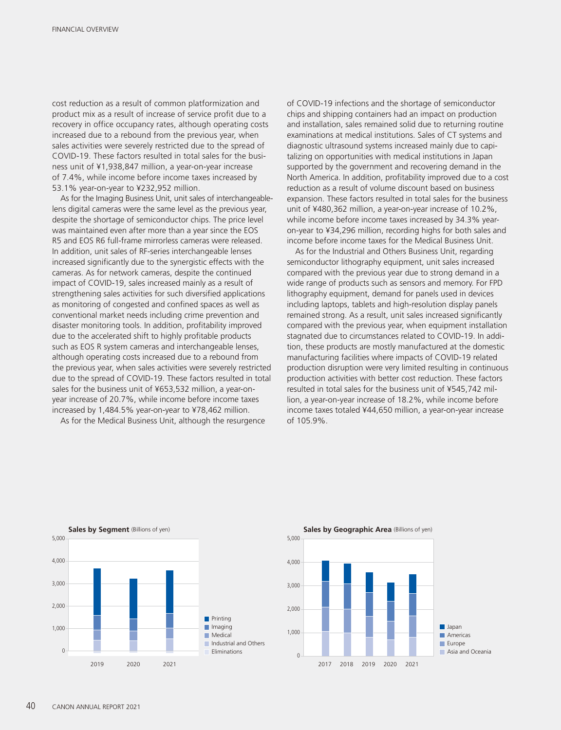cost reduction as a result of common platformization and product mix as a result of increase of service profit due to a recovery in office occupancy rates, although operating costs increased due to a rebound from the previous year, when sales activities were severely restricted due to the spread of COVID-19. These factors resulted in total sales for the business unit of ¥1,938,847 million, a year-on-year increase of 7.4%, while income before income taxes increased by 53.1% year-on-year to ¥232,952 million.

As for the Imaging Business Unit, unit sales of interchangeable-lens digital cameras were the same level as the previous year, despite the shortage of semiconductor chips. The price level was maintained even after more than a year since the EOS R5 and EOS R6 full-frame mirrorless cameras were released. In addition, unit sales of RF-series interchangeable lenses increased significantly due to the synergistic effects with the cameras. As for network cameras, despite the continued impact of COVID-19, sales increased mainly as a result of strengthening sales activities for such diversified applications as monitoring of congested and confined spaces as well as conventional market needs including crime prevention and disaster monitoring tools. In addition, profitability improved due to the accelerated shift to highly profitable products such as EOS R system cameras and interchangeable lenses, although operating costs increased due to a rebound from the previous year, when sales activities were severely restricted due to the spread of COVID-19. These factors resulted in total sales for the business unit of ¥653,532 million, a year-on-year increase of 20.7%, while income before income taxes increased by 1,484.5% year-on-year to ¥78,462 million.

As for the Medical Business Unit, although the resurgence of COVID-19 infections and the shortage of semiconductor chips and shipping containers had an impact on production and installation, sales remained solid due to returning routine examinations at medical institutions. Sales of CT systems and diagnostic ultrasound systems increased mainly due to capitalizing on opportunities with medical institutions in Japan supported by the government and recovering demand in the North America. In addition, profitability improved due to a cost reduction as a result of volume discount based on business expansion. These factors resulted in total sales for the business unit of ¥480,362 million, a year-on-year increase of 10.2%, while income before income taxes increased by 34.3% year-on-year to ¥34,296 million, recording highs for both sales and income before income taxes for the Medical Business Unit.

As for the Industrial and Others Business Unit, regarding semiconductor lithography equipment, unit sales increased compared with the previous year due to strong demand in a wide range of products such as sensors and memory. For FPD lithography equipment, demand for panels used in devices including laptops, tablets and high-resolution display panels remained strong. As a result, unit sales increased significantly compared with the previous year, when equipment installation stagnated due to circumstances related to COVID-19. In addition, these products are mostly manufactured at the domestic manufacturing facilities where impacts of COVID-19 related production disruption were very limited resulting in continuous production activities with better cost reduction. These factors resulted in total sales for the business unit of ¥545,742 million, a year-on-year increase of 18.2%, while income before income taxes totaled ¥44,650 million, a year-on-year increase of 105.9%.

**Sales by Segment** (Billions of yen)

Legend: Printing, Imaging, Medical, Industrial and Others, Eliminations

Years: 2019, 2020, 2021 (axis 0–5,000)

**Sales by Geographic Area** (Billions of yen)

Legend: Japan, Americas, Europe, Asia and Oceania

Years: 2017, 2018, 2019, 2020, 2021 (axis 0–5,000)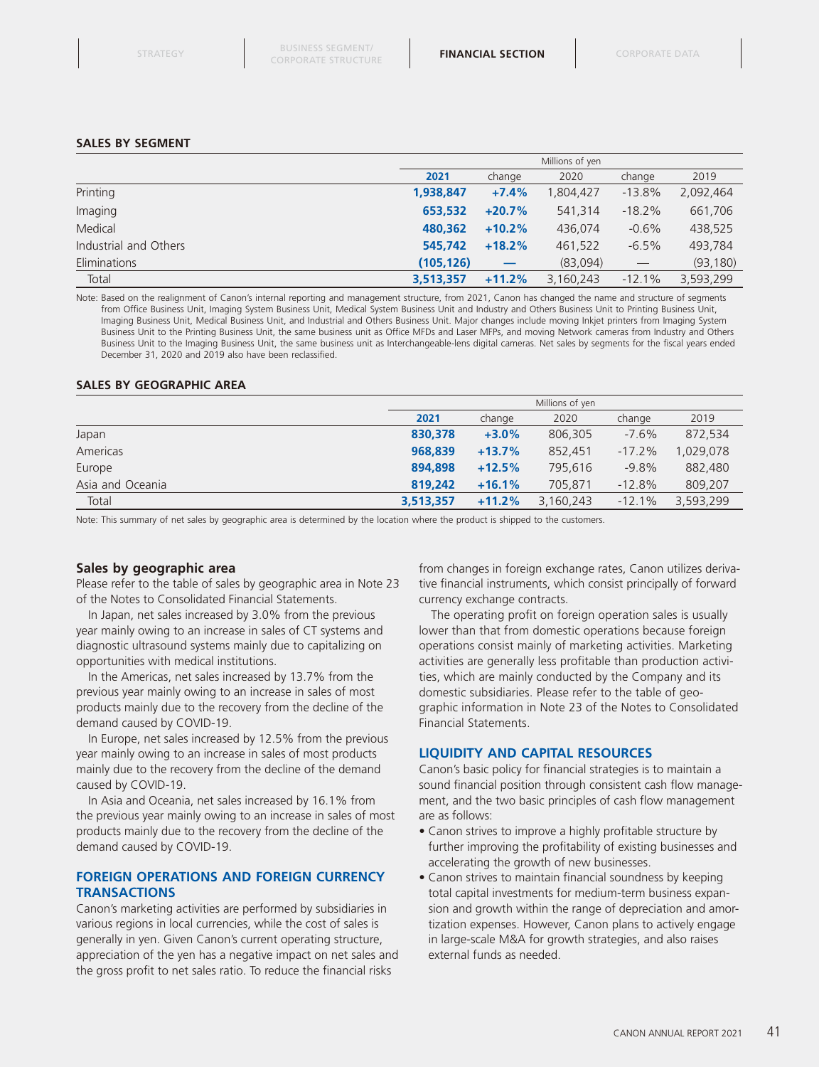### SALES BY SEGMENT

| | Millions of yen | | | | |
|---|---|---|---|---|---|
| | **2021** | change | 2020 | change | 2019 |
| Printing | **1,938,847** | **+7.4%** | 1,804,427 | -13.8% | 2,092,464 |
| Imaging | **653,532** | **+20.7%** | 541,314 | -18.2% | 661,706 |
| Medical | **480,362** | **+10.2%** | 436,074 | -0.6% | 438,525 |
| Industrial and Others | **545,742** | **+18.2%** | 461,522 | -6.5% | 493,784 |
| Eliminations | **(105,126)** | **—** | (83,094) | — | (93,180) |
| Total | **3,513,357** | **+11.2%** | 3,160,243 | -12.1% | 3,593,299 |

Note: Based on the realignment of Canon's internal reporting and management structure, from 2021, Canon has changed the name and structure of segments from Office Business Unit, Imaging System Business Unit, Medical System Business Unit and Industry and Others Business Unit to Printing Business Unit, Imaging Business Unit, Medical Business Unit, and Industrial and Others Business Unit. Major changes include moving Inkjet printers from Imaging System Business Unit to the Printing Business Unit, the same business unit as Office MFDs and Laser MFPs, and moving Network cameras from Industry and Others Business Unit to the Imaging Business Unit, the same business unit as Interchangeable-lens digital cameras. Net sales by segments for the fiscal years ended December 31, 2020 and 2019 also have been reclassified.

### SALES BY GEOGRAPHIC AREA

| | Millions of yen | | | | |
|---|---|---|---|---|---|
| | **2021** | change | 2020 | change | 2019 |
| Japan | **830,378** | **+3.0%** | 806,305 | -7.6% | 872,534 |
| Americas | **968,839** | **+13.7%** | 852,451 | -17.2% | 1,029,078 |
| Europe | **894,898** | **+12.5%** | 795,616 | -9.8% | 882,480 |
| Asia and Oceania | **819,242** | **+16.1%** | 705,871 | -12.8% | 809,207 |
| Total | **3,513,357** | **+11.2%** | 3,160,243 | -12.1% | 3,593,299 |

Note: This summary of net sales by geographic area is determined by the location where the product is shipped to the customers.

### Sales by geographic area

Please refer to the table of sales by geographic area in Note 23 of the Notes to Consolidated Financial Statements.

In Japan, net sales increased by 3.0% from the previous year mainly owing to an increase in sales of CT systems and diagnostic ultrasound systems mainly due to capitalizing on opportunities with medical institutions.

In the Americas, net sales increased by 13.7% from the previous year mainly owing to an increase in sales of most products mainly due to the recovery from the decline of the demand caused by COVID-19.

In Europe, net sales increased by 12.5% from the previous year mainly owing to an increase in sales of most products mainly due to the recovery from the decline of the demand caused by COVID-19.

In Asia and Oceania, net sales increased by 16.1% from the previous year mainly owing to an increase in sales of most products mainly due to the recovery from the decline of the demand caused by COVID-19.

## FOREIGN OPERATIONS AND FOREIGN CURRENCY TRANSACTIONS

Canon's marketing activities are performed by subsidiaries in various regions in local currencies, while the cost of sales is generally in yen. Given Canon's current operating structure, appreciation of the yen has a negative impact on net sales and the gross profit to net sales ratio. To reduce the financial risks from changes in foreign exchange rates, Canon utilizes derivative financial instruments, which consist principally of forward currency exchange contracts.

The operating profit on foreign operation sales is usually lower than that from domestic operations because foreign operations consist mainly of marketing activities. Marketing activities are generally less profitable than production activities, which are mainly conducted by the Company and its domestic subsidiaries. Please refer to the table of geographic information in Note 23 of the Notes to Consolidated Financial Statements.

## LIQUIDITY AND CAPITAL RESOURCES

Canon's basic policy for financial strategies is to maintain a sound financial position through consistent cash flow management, and the two basic principles of cash flow management are as follows:

- Canon strives to improve a highly profitable structure by further improving the profitability of existing businesses and accelerating the growth of new businesses.
- Canon strives to maintain financial soundness by keeping total capital investments for medium-term business expansion and growth within the range of depreciation and amortization expenses. However, Canon plans to actively engage in large-scale M&A for growth strategies, and also raises external funds as needed.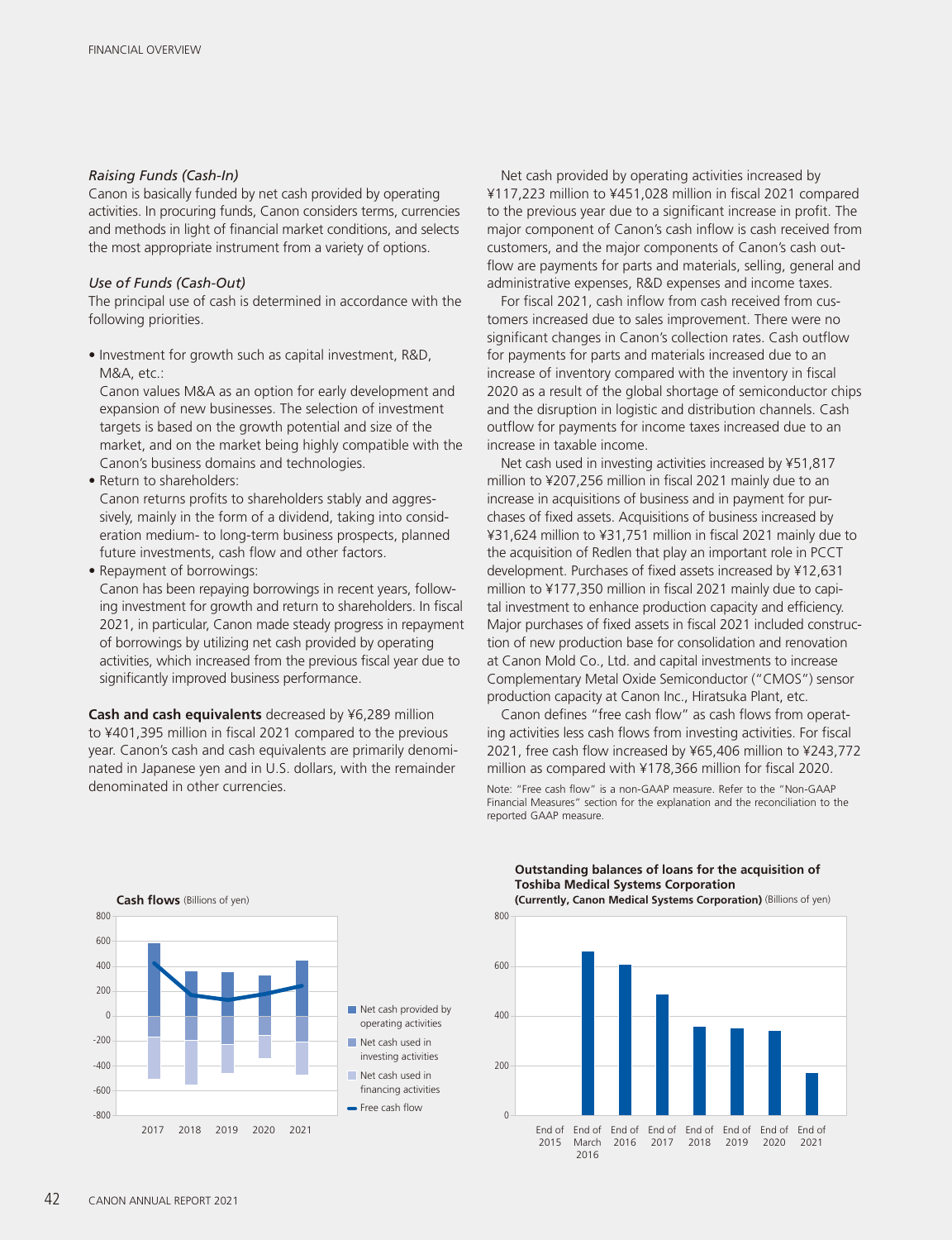*Raising Funds (Cash-In)*
Canon is basically funded by net cash provided by operating activities. In procuring funds, Canon considers terms, currencies and methods in light of financial market conditions, and selects the most appropriate instrument from a variety of options.

*Use of Funds (Cash-Out)*
The principal use of cash is determined in accordance with the following priorities.

- Investment for growth such as capital investment, R&D, M&A, etc.:
  Canon values M&A as an option for early development and expansion of new businesses. The selection of investment targets is based on the growth potential and size of the market, and on the market being highly compatible with the Canon's business domains and technologies.
- Return to shareholders:
  Canon returns profits to shareholders stably and aggressively, mainly in the form of a dividend, taking into consideration medium- to long-term business prospects, planned future investments, cash flow and other factors.
- Repayment of borrowings:
  Canon has been repaying borrowings in recent years, following investment for growth and return to shareholders. In fiscal 2021, in particular, Canon made steady progress in repayment of borrowings by utilizing net cash provided by operating activities, which increased from the previous fiscal year due to significantly improved business performance.

**Cash and cash equivalents** decreased by ¥6,289 million to ¥401,395 million in fiscal 2021 compared to the previous year. Canon's cash and cash equivalents are primarily denominated in Japanese yen and in U.S. dollars, with the remainder denominated in other currencies.

Net cash provided by operating activities increased by ¥117,223 million to ¥451,028 million in fiscal 2021 compared to the previous year due to a significant increase in profit. The major component of Canon's cash inflow is cash received from customers, and the major components of Canon's cash outflow are payments for parts and materials, selling, general and administrative expenses, R&D expenses and income taxes.

For fiscal 2021, cash inflow from cash received from customers increased due to sales improvement. There were no significant changes in Canon's collection rates. Cash outflow for payments for parts and materials increased due to an increase of inventory compared with the inventory in fiscal 2020 as a result of the global shortage of semiconductor chips and the disruption in logistic and distribution channels. Cash outflow for payments for income taxes increased due to an increase in taxable income.

Net cash used in investing activities increased by ¥51,817 million to ¥207,256 million in fiscal 2021 mainly due to an increase in acquisitions of business and in payment for purchases of fixed assets. Acquisitions of business increased by ¥31,624 million to ¥31,751 million in fiscal 2021 mainly due to the acquisition of Redlen that play an important role in PCCT development. Purchases of fixed assets increased by ¥12,631 million to ¥177,350 million in fiscal 2021 mainly due to capital investment to enhance production capacity and efficiency. Major purchases of fixed assets in fiscal 2021 included construction of new production base for consolidation and renovation at Canon Mold Co., Ltd. and capital investments to increase Complementary Metal Oxide Semiconductor ("CMOS") sensor production capacity at Canon Inc., Hiratsuka Plant, etc.

Canon defines "free cash flow" as cash flows from operating activities less cash flows from investing activities. For fiscal 2021, free cash flow increased by ¥65,406 million to ¥243,772 million as compared with ¥178,366 million for fiscal 2020.

Note: "Free cash flow" is a non-GAAP measure. Refer to the "Non-GAAP Financial Measures" section for the explanation and the reconciliation to the reported GAAP measure.

**Cash flows** (Billions of yen)

Legend: Net cash provided by operating activities; Net cash used in investing activities; Net cash used in financing activities; Free cash flow

Years: 2017, 2018, 2019, 2020, 2021

**Outstanding balances of loans for the acquisition of Toshiba Medical Systems Corporation (Currently, Canon Medical Systems Corporation)** (Billions of yen)

End of 2015, End of March 2016, End of 2016, End of 2017, End of 2018, End of 2019, End of 2020, End of 2021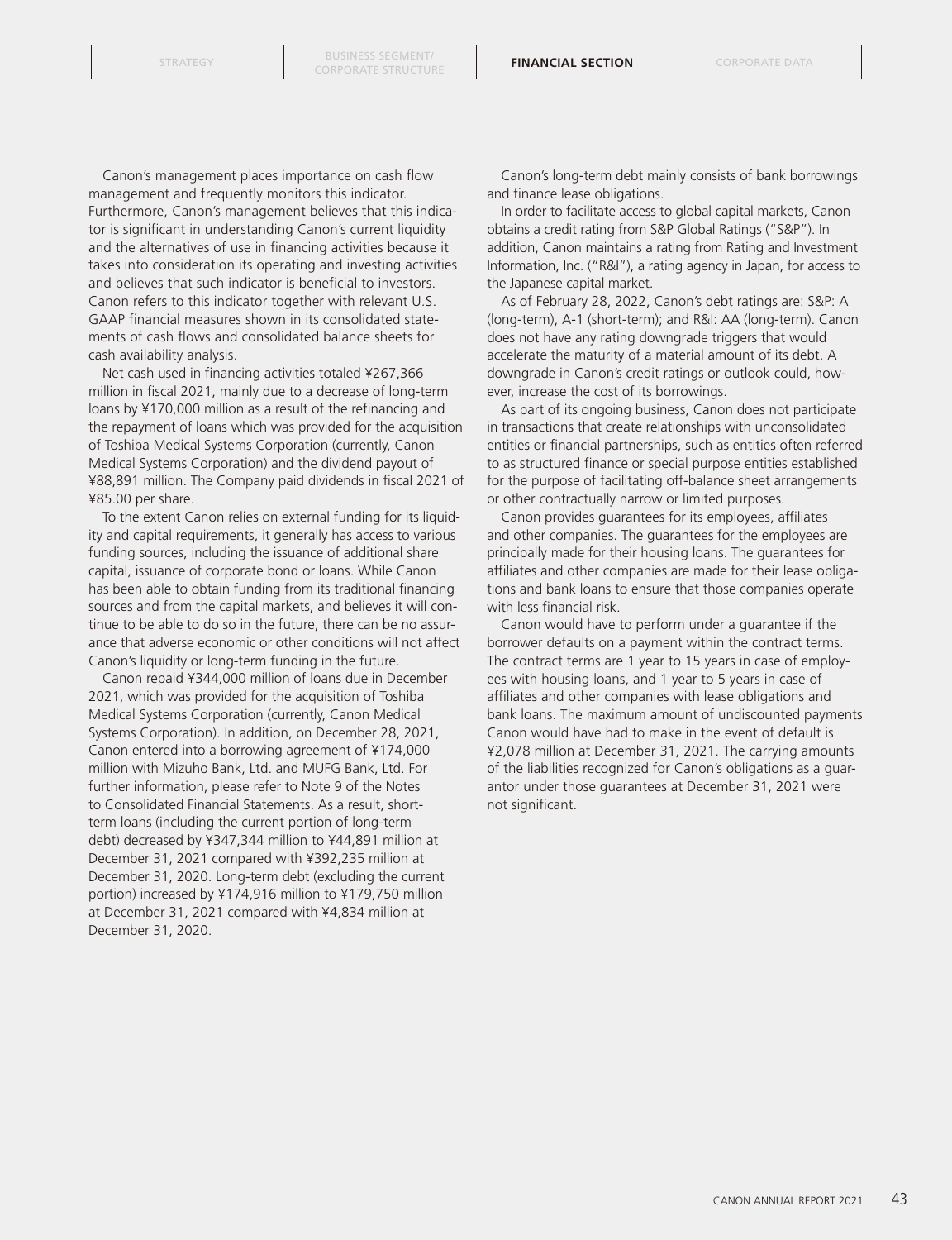Canon's management places importance on cash flow management and frequently monitors this indicator. Furthermore, Canon's management believes that this indicator is significant in understanding Canon's current liquidity and the alternatives of use in financing activities because it takes into consideration its operating and investing activities and believes that such indicator is beneficial to investors. Canon refers to this indicator together with relevant U.S. GAAP financial measures shown in its consolidated statements of cash flows and consolidated balance sheets for cash availability analysis.

Net cash used in financing activities totaled ¥267,366 million in fiscal 2021, mainly due to a decrease of long-term loans by ¥170,000 million as a result of the refinancing and the repayment of loans which was provided for the acquisition of Toshiba Medical Systems Corporation (currently, Canon Medical Systems Corporation) and the dividend payout of ¥88,891 million. The Company paid dividends in fiscal 2021 of ¥85.00 per share.

To the extent Canon relies on external funding for its liquidity and capital requirements, it generally has access to various funding sources, including the issuance of additional share capital, issuance of corporate bond or loans. While Canon has been able to obtain funding from its traditional financing sources and from the capital markets, and believes it will continue to be able to do so in the future, there can be no assurance that adverse economic or other conditions will not affect Canon's liquidity or long-term funding in the future.

Canon repaid ¥344,000 million of loans due in December 2021, which was provided for the acquisition of Toshiba Medical Systems Corporation (currently, Canon Medical Systems Corporation). In addition, on December 28, 2021, Canon entered into a borrowing agreement of ¥174,000 million with Mizuho Bank, Ltd. and MUFG Bank, Ltd. For further information, please refer to Note 9 of the Notes to Consolidated Financial Statements. As a result, short-term loans (including the current portion of long-term debt) decreased by ¥347,344 million to ¥44,891 million at December 31, 2021 compared with ¥392,235 million at December 31, 2020. Long-term debt (excluding the current portion) increased by ¥174,916 million to ¥179,750 million at December 31, 2021 compared with ¥4,834 million at December 31, 2020.

Canon's long-term debt mainly consists of bank borrowings and finance lease obligations.

In order to facilitate access to global capital markets, Canon obtains a credit rating from S&P Global Ratings ("S&P"). In addition, Canon maintains a rating from Rating and Investment Information, Inc. ("R&I"), a rating agency in Japan, for access to the Japanese capital market.

As of February 28, 2022, Canon's debt ratings are: S&P: A (long-term), A-1 (short-term); and R&I: AA (long-term). Canon does not have any rating downgrade triggers that would accelerate the maturity of a material amount of its debt. A downgrade in Canon's credit ratings or outlook could, however, increase the cost of its borrowings.

As part of its ongoing business, Canon does not participate in transactions that create relationships with unconsolidated entities or financial partnerships, such as entities often referred to as structured finance or special purpose entities established for the purpose of facilitating off-balance sheet arrangements or other contractually narrow or limited purposes.

Canon provides guarantees for its employees, affiliates and other companies. The guarantees for the employees are principally made for their housing loans. The guarantees for affiliates and other companies are made for their lease obligations and bank loans to ensure that those companies operate with less financial risk.

Canon would have to perform under a guarantee if the borrower defaults on a payment within the contract terms. The contract terms are 1 year to 15 years in case of employees with housing loans, and 1 year to 5 years in case of affiliates and other companies with lease obligations and bank loans. The maximum amount of undiscounted payments Canon would have had to make in the event of default is ¥2,078 million at December 31, 2021. The carrying amounts of the liabilities recognized for Canon's obligations as a guarantor under those guarantees at December 31, 2021 were not significant.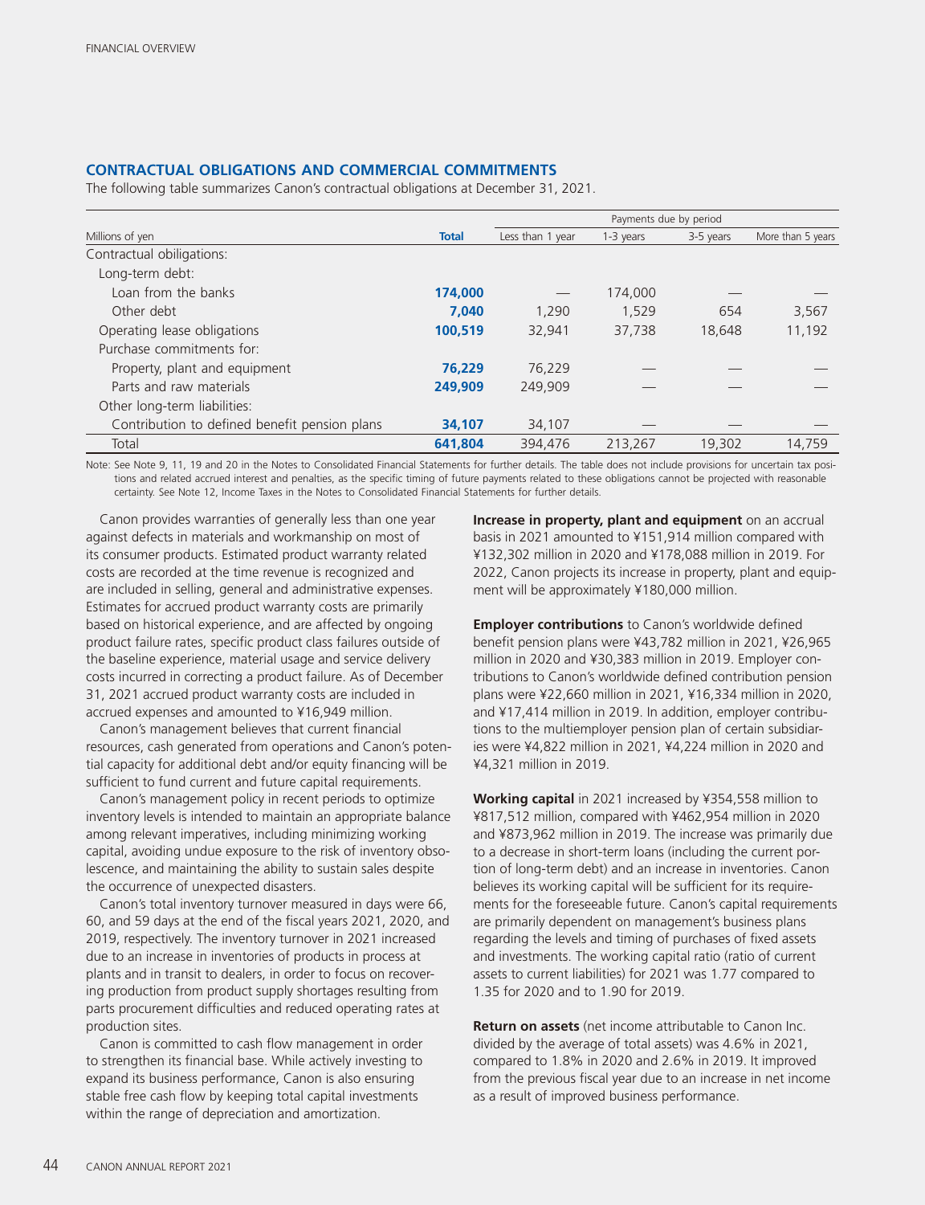## CONTRACTUAL OBLIGATIONS AND COMMERCIAL COMMITMENTS

The following table summarizes Canon's contractual obligations at December 31, 2021.

| | | Payments due by period | | | |
|---|---|---|---|---|---|
| Millions of yen | **Total** | Less than 1 year | 1-3 years | 3-5 years | More than 5 years |
| Contractual obiligations: | | | | | |
| Long-term debt: | | | | | |
| Loan from the banks | **174,000** | — | 174,000 | — | — |
| Other debt | **7,040** | 1,290 | 1,529 | 654 | 3,567 |
| Operating lease obligations | **100,519** | 32,941 | 37,738 | 18,648 | 11,192 |
| Purchase commitments for: | | | | | |
| Property, plant and equipment | **76,229** | 76,229 | — | — | — |
| Parts and raw materials | **249,909** | 249,909 | — | — | — |
| Other long-term liabilities: | | | | | |
| Contribution to defined benefit pension plans | **34,107** | 34,107 | — | — | — |
| Total | **641,804** | 394,476 | 213,267 | 19,302 | 14,759 |

Note: See Note 9, 11, 19 and 20 in the Notes to Consolidated Financial Statements for further details. The table does not include provisions for uncertain tax positions and related accrued interest and penalties, as the specific timing of future payments related to these obligations cannot be projected with reasonable certainty. See Note 12, Income Taxes in the Notes to Consolidated Financial Statements for further details.

Canon provides warranties of generally less than one year against defects in materials and workmanship on most of its consumer products. Estimated product warranty related costs are recorded at the time revenue is recognized and are included in selling, general and administrative expenses. Estimates for accrued product warranty costs are primarily based on historical experience, and are affected by ongoing product failure rates, specific product class failures outside of the baseline experience, material usage and service delivery costs incurred in correcting a product failure. As of December 31, 2021 accrued product warranty costs are included in accrued expenses and amounted to ¥16,949 million.

Canon's management believes that current financial resources, cash generated from operations and Canon's potential capacity for additional debt and/or equity financing will be sufficient to fund current and future capital requirements.

Canon's management policy in recent periods to optimize inventory levels is intended to maintain an appropriate balance among relevant imperatives, including minimizing working capital, avoiding undue exposure to the risk of inventory obsolescence, and maintaining the ability to sustain sales despite the occurrence of unexpected disasters.

Canon's total inventory turnover measured in days were 66, 60, and 59 days at the end of the fiscal years 2021, 2020, and 2019, respectively. The inventory turnover in 2021 increased due to an increase in inventories of products in process at plants and in transit to dealers, in order to focus on recovering production from product supply shortages resulting from parts procurement difficulties and reduced operating rates at production sites.

Canon is committed to cash flow management in order to strengthen its financial base. While actively investing to expand its business performance, Canon is also ensuring stable free cash flow by keeping total capital investments within the range of depreciation and amortization.

**Increase in property, plant and equipment** on an accrual basis in 2021 amounted to ¥151,914 million compared with ¥132,302 million in 2020 and ¥178,088 million in 2019. For 2022, Canon projects its increase in property, plant and equipment will be approximately ¥180,000 million.

**Employer contributions** to Canon's worldwide defined benefit pension plans were ¥43,782 million in 2021, ¥26,965 million in 2020 and ¥30,383 million in 2019. Employer contributions to Canon's worldwide defined contribution pension plans were ¥22,660 million in 2021, ¥16,334 million in 2020, and ¥17,414 million in 2019. In addition, employer contributions to the multiemployer pension plan of certain subsidiaries were ¥4,822 million in 2021, ¥4,224 million in 2020 and ¥4,321 million in 2019.

**Working capital** in 2021 increased by ¥354,558 million to ¥817,512 million, compared with ¥462,954 million in 2020 and ¥873,962 million in 2019. The increase was primarily due to a decrease in short-term loans (including the current portion of long-term debt) and an increase in inventories. Canon believes its working capital will be sufficient for its requirements for the foreseeable future. Canon's capital requirements are primarily dependent on management's business plans regarding the levels and timing of purchases of fixed assets and investments. The working capital ratio (ratio of current assets to current liabilities) for 2021 was 1.77 compared to 1.35 for 2020 and to 1.90 for 2019.

**Return on assets** (net income attributable to Canon Inc. divided by the average of total assets) was 4.6% in 2021, compared to 1.8% in 2020 and 2.6% in 2019. It improved from the previous fiscal year due to an increase in net income as a result of improved business performance.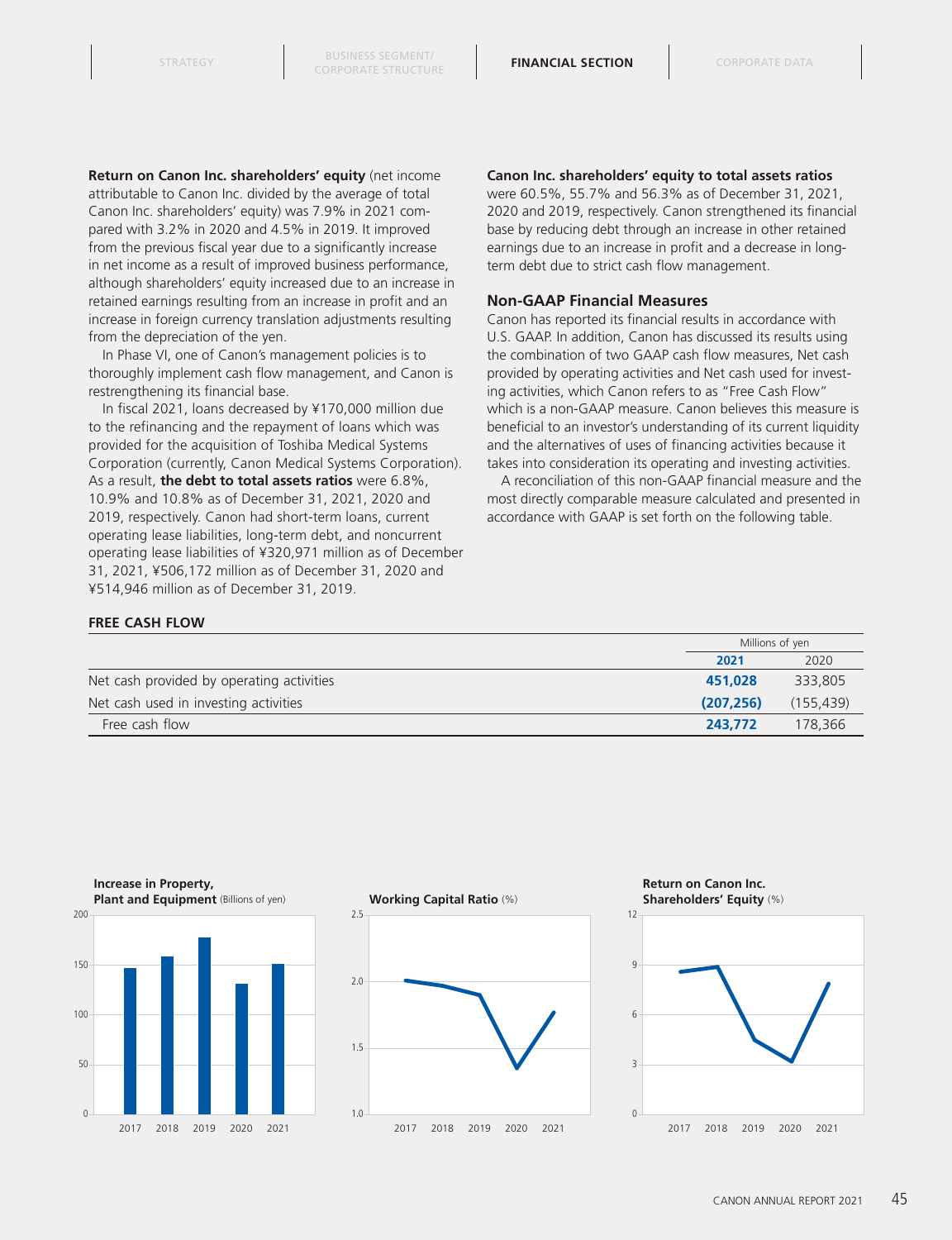**Return on Canon Inc. shareholders' equity** (net income attributable to Canon Inc. divided by the average of total Canon Inc. shareholders' equity) was 7.9% in 2021 compared with 3.2% in 2020 and 4.5% in 2019. It improved from the previous fiscal year due to a significantly increase in net income as a result of improved business performance, although shareholders' equity increased due to an increase in retained earnings resulting from an increase in profit and an increase in foreign currency translation adjustments resulting from the depreciation of the yen.

In Phase VI, one of Canon's management policies is to thoroughly implement cash flow management, and Canon is restrengthening its financial base.

In fiscal 2021, loans decreased by ¥170,000 million due to the refinancing and the repayment of loans which was provided for the acquisition of Toshiba Medical Systems Corporation (currently, Canon Medical Systems Corporation). As a result, **the debt to total assets ratios** were 6.8%, 10.9% and 10.8% as of December 31, 2021, 2020 and 2019, respectively. Canon had short-term loans, current operating lease liabilities, long-term debt, and noncurrent operating lease liabilities of ¥320,971 million as of December 31, 2021, ¥506,172 million as of December 31, 2020 and ¥514,946 million as of December 31, 2019.

**Canon Inc. shareholders' equity to total assets ratios** were 60.5%, 55.7% and 56.3% as of December 31, 2021, 2020 and 2019, respectively. Canon strengthened its financial base by reducing debt through an increase in other retained earnings due to an increase in profit and a decrease in long-term debt due to strict cash flow management.

## Non-GAAP Financial Measures

Canon has reported its financial results in accordance with U.S. GAAP. In addition, Canon has discussed its results using the combination of two GAAP cash flow measures, Net cash provided by operating activities and Net cash used for investing activities, which Canon refers to as "Free Cash Flow" which is a non-GAAP measure. Canon believes this measure is beneficial to an investor's understanding of its current liquidity and the alternatives of uses of financing activities because it takes into consideration its operating and investing activities.

A reconciliation of this non-GAAP financial measure and the most directly comparable measure calculated and presented in accordance with GAAP is set forth on the following table.

### FREE CASH FLOW

| | Millions of yen | |
|---|---|---|
| | **2021** | 2020 |
| Net cash provided by operating activities | **451,028** | 333,805 |
| Net cash used in investing activities | **(207,256)** | (155,439) |
| Free cash flow | **243,772** | 178,366 |

**Increase in Property, Plant and Equipment** (Billions of yen)

**Working Capital Ratio** (%)

**Return on Canon Inc. Shareholders' Equity** (%)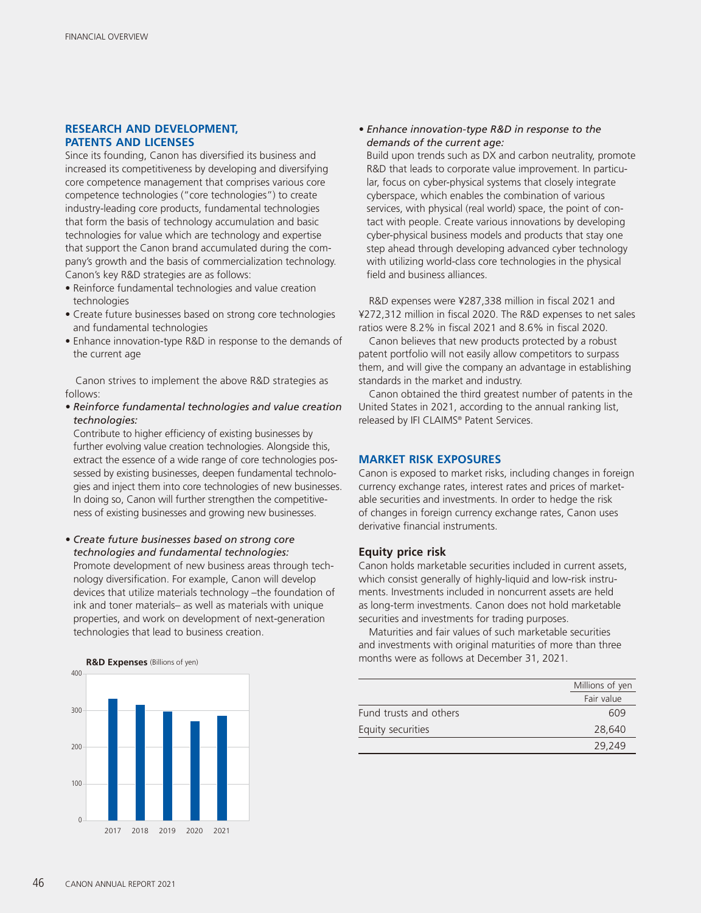## RESEARCH AND DEVELOPMENT, PATENTS AND LICENSES

Since its founding, Canon has diversified its business and increased its competitiveness by developing and diversifying core competence management that comprises various core competence technologies ("core technologies") to create industry-leading core products, fundamental technologies that form the basis of technology accumulation and basic technologies for value which are technology and expertise that support the Canon brand accumulated during the company's growth and the basis of commercialization technology. Canon's key R&D strategies are as follows:

- Reinforce fundamental technologies and value creation technologies
- Create future businesses based on strong core technologies and fundamental technologies
- Enhance innovation-type R&D in response to the demands of the current age

Canon strives to implement the above R&D strategies as follows:

- *Reinforce fundamental technologies and value creation technologies:*
  Contribute to higher efficiency of existing businesses by further evolving value creation technologies. Alongside this, extract the essence of a wide range of core technologies possessed by existing businesses, deepen fundamental technologies and inject them into core technologies of new businesses. In doing so, Canon will further strengthen the competitiveness of existing businesses and growing new businesses.

- *Create future businesses based on strong core technologies and fundamental technologies:*
  Promote development of new business areas through technology diversification. For example, Canon will develop devices that utilize materials technology –the foundation of ink and toner materials– as well as materials with unique properties, and work on development of next-generation technologies that lead to business creation.

**R&D Expenses** (Billions of yen)

| Year | R&D Expenses |
|---|---|
| 2017 | ~333 |
| 2018 | ~316 |
| 2019 | ~298 |
| 2020 | ~272 |
| 2021 | ~287 |

- *Enhance innovation-type R&D in response to the demands of the current age:*
  Build upon trends such as DX and carbon neutrality, promote R&D that leads to corporate value improvement. In particular, focus on cyber-physical systems that closely integrate cyberspace, which enables the combination of various services, with physical (real world) space, the point of contact with people. Create various innovations by developing cyber-physical business models and products that stay one step ahead through developing advanced cyber technology with utilizing world-class core technologies in the physical field and business alliances.

R&D expenses were ¥287,338 million in fiscal 2021 and ¥272,312 million in fiscal 2020. The R&D expenses to net sales ratios were 8.2% in fiscal 2021 and 8.6% in fiscal 2020.

Canon believes that new products protected by a robust patent portfolio will not easily allow competitors to surpass them, and will give the company an advantage in establishing standards in the market and industry.

Canon obtained the third greatest number of patents in the United States in 2021, according to the annual ranking list, released by IFI CLAIMS® Patent Services.

## MARKET RISK EXPOSURES

Canon is exposed to market risks, including changes in foreign currency exchange rates, interest rates and prices of marketable securities and investments. In order to hedge the risk of changes in foreign currency exchange rates, Canon uses derivative financial instruments.

### Equity price risk

Canon holds marketable securities included in current assets, which consist generally of highly-liquid and low-risk instruments. Investments included in noncurrent assets are held as long-term investments. Canon does not hold marketable securities and investments for trading purposes.

Maturities and fair values of such marketable securities and investments with original maturities of more than three months were as follows at December 31, 2021.

| | Millions of yen |
|---|---|
| | Fair value |
| Fund trusts and others | 609 |
| Equity securities | 28,640 |
| | 29,249 |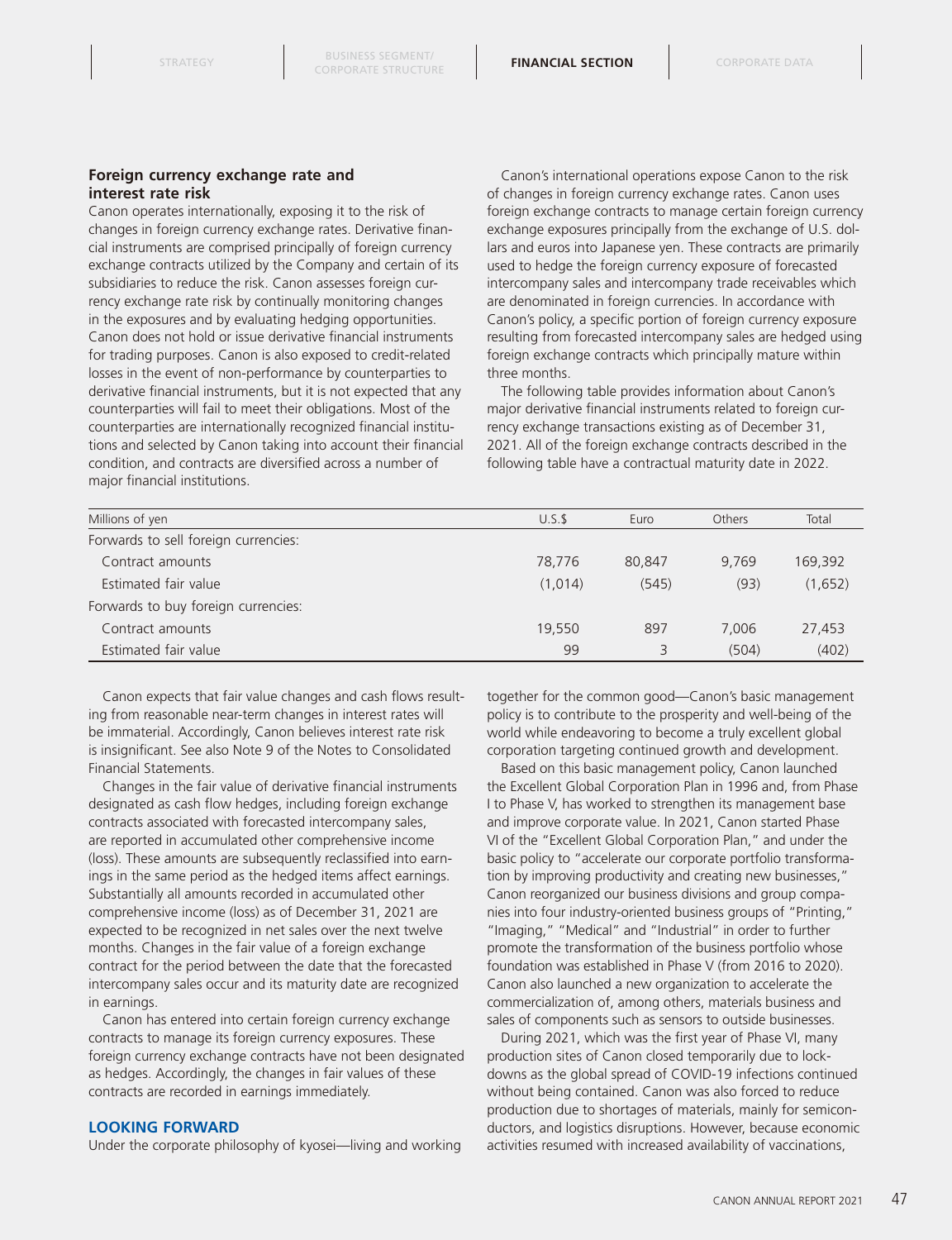### Foreign currency exchange rate and interest rate risk

Canon operates internationally, exposing it to the risk of changes in foreign currency exchange rates. Derivative financial instruments are comprised principally of foreign currency exchange contracts utilized by the Company and certain of its subsidiaries to reduce the risk. Canon assesses foreign currency exchange rate risk by continually monitoring changes in the exposures and by evaluating hedging opportunities. Canon does not hold or issue derivative financial instruments for trading purposes. Canon is also exposed to credit-related losses in the event of non-performance by counterparties to derivative financial instruments, but it is not expected that any counterparties will fail to meet their obligations. Most of the counterparties are internationally recognized financial institutions and selected by Canon taking into account their financial condition, and contracts are diversified across a number of major financial institutions.

Canon's international operations expose Canon to the risk of changes in foreign currency exchange rates. Canon uses foreign exchange contracts to manage certain foreign currency exchange exposures principally from the exchange of U.S. dollars and euros into Japanese yen. These contracts are primarily used to hedge the foreign currency exposure of forecasted intercompany sales and intercompany trade receivables which are denominated in foreign currencies. In accordance with Canon's policy, a specific portion of foreign currency exposure resulting from forecasted intercompany sales are hedged using foreign exchange contracts which principally mature within three months.

The following table provides information about Canon's major derivative financial instruments related to foreign currency exchange transactions existing as of December 31, 2021. All of the foreign exchange contracts described in the following table have a contractual maturity date in 2022.

| Millions of yen | U.S.$ | Euro | Others | Total |
|---|---|---|---|---|
| Forwards to sell foreign currencies: | | | | |
| Contract amounts | 78,776 | 80,847 | 9,769 | 169,392 |
| Estimated fair value | (1,014) | (545) | (93) | (1,652) |
| Forwards to buy foreign currencies: | | | | |
| Contract amounts | 19,550 | 897 | 7,006 | 27,453 |
| Estimated fair value | 99 | 3 | (504) | (402) |

Canon expects that fair value changes and cash flows resulting from reasonable near-term changes in interest rates will be immaterial. Accordingly, Canon believes interest rate risk is insignificant. See also Note 9 of the Notes to Consolidated Financial Statements.

Changes in the fair value of derivative financial instruments designated as cash flow hedges, including foreign exchange contracts associated with forecasted intercompany sales, are reported in accumulated other comprehensive income (loss). These amounts are subsequently reclassified into earnings in the same period as the hedged items affect earnings. Substantially all amounts recorded in accumulated other comprehensive income (loss) as of December 31, 2021 are expected to be recognized in net sales over the next twelve months. Changes in the fair value of a foreign exchange contract for the period between the date that the forecasted intercompany sales occur and its maturity date are recognized in earnings.

Canon has entered into certain foreign currency exchange contracts to manage its foreign currency exposures. These foreign currency exchange contracts have not been designated as hedges. Accordingly, the changes in fair values of these contracts are recorded in earnings immediately.

## LOOKING FORWARD

Under the corporate philosophy of kyosei—living and working together for the common good—Canon's basic management policy is to contribute to the prosperity and well-being of the world while endeavoring to become a truly excellent global corporation targeting continued growth and development.

Based on this basic management policy, Canon launched the Excellent Global Corporation Plan in 1996 and, from Phase I to Phase V, has worked to strengthen its management base and improve corporate value. In 2021, Canon started Phase VI of the "Excellent Global Corporation Plan," and under the basic policy to "accelerate our corporate portfolio transformation by improving productivity and creating new businesses," Canon reorganized our business divisions and group companies into four industry-oriented business groups of "Printing," "Imaging," "Medical" and "Industrial" in order to further promote the transformation of the business portfolio whose foundation was established in Phase V (from 2016 to 2020). Canon also launched a new organization to accelerate the commercialization of, among others, materials business and sales of components such as sensors to outside businesses.

During 2021, which was the first year of Phase VI, many production sites of Canon closed temporarily due to lockdowns as the global spread of COVID-19 infections continued without being contained. Canon was also forced to reduce production due to shortages of materials, mainly for semiconductors, and logistics disruptions. However, because economic activities resumed with increased availability of vaccinations,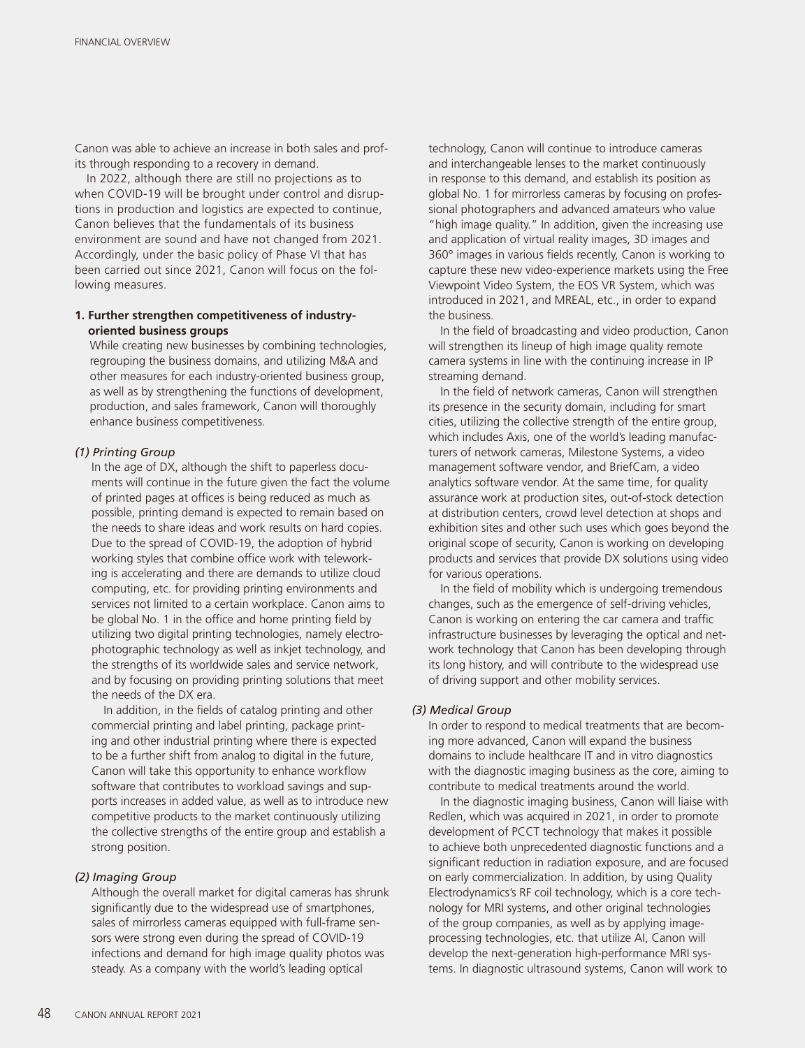Canon was able to achieve an increase in both sales and profits through responding to a recovery in demand.

In 2022, although there are still no projections as to when COVID-19 will be brought under control and disruptions in production and logistics are expected to continue, Canon believes that the fundamentals of its business environment are sound and have not changed from 2021. Accordingly, under the basic policy of Phase VI that has been carried out since 2021, Canon will focus on the following measures.

**1. Further strengthen competitiveness of industry-oriented business groups**

While creating new businesses by combining technologies, regrouping the business domains, and utilizing M&A and other measures for each industry-oriented business group, as well as by strengthening the functions of development, production, and sales framework, Canon will thoroughly enhance business competitiveness.

*(1) Printing Group*

In the age of DX, although the shift to paperless documents will continue in the future given the fact the volume of printed pages at offices is being reduced as much as possible, printing demand is expected to remain based on the needs to share ideas and work results on hard copies. Due to the spread of COVID-19, the adoption of hybrid working styles that combine office work with teleworking is accelerating and there are demands to utilize cloud computing, etc. for providing printing environments and services not limited to a certain workplace. Canon aims to be global No. 1 in the office and home printing field by utilizing two digital printing technologies, namely electrophotographic technology as well as inkjet technology, and the strengths of its worldwide sales and service network, and by focusing on providing printing solutions that meet the needs of the DX era.

In addition, in the fields of catalog printing and other commercial printing and label printing, package printing and other industrial printing where there is expected to be a further shift from analog to digital in the future, Canon will take this opportunity to enhance workflow software that contributes to workload savings and supports increases in added value, as well as to introduce new competitive products to the market continuously utilizing the collective strengths of the entire group and establish a strong position.

*(2) Imaging Group*

Although the overall market for digital cameras has shrunk significantly due to the widespread use of smartphones, sales of mirrorless cameras equipped with full-frame sensors were strong even during the spread of COVID-19 infections and demand for high image quality photos was steady. As a company with the world's leading optical technology, Canon will continue to introduce cameras and interchangeable lenses to the market continuously in response to this demand, and establish its position as global No. 1 for mirrorless cameras by focusing on professional photographers and advanced amateurs who value "high image quality." In addition, given the increasing use and application of virtual reality images, 3D images and 360° images in various fields recently, Canon is working to capture these new video-experience markets using the Free Viewpoint Video System, the EOS VR System, which was introduced in 2021, and MREAL, etc., in order to expand the business.

In the field of broadcasting and video production, Canon will strengthen its lineup of high image quality remote camera systems in line with the continuing increase in IP streaming demand.

In the field of network cameras, Canon will strengthen its presence in the security domain, including for smart cities, utilizing the collective strength of the entire group, which includes Axis, one of the world's leading manufacturers of network cameras, Milestone Systems, a video management software vendor, and BriefCam, a video analytics software vendor. At the same time, for quality assurance work at production sites, out-of-stock detection at distribution centers, crowd level detection at shops and exhibition sites and other such uses which goes beyond the original scope of security, Canon is working on developing products and services that provide DX solutions using video for various operations.

In the field of mobility which is undergoing tremendous changes, such as the emergence of self-driving vehicles, Canon is working on entering the car camera and traffic infrastructure businesses by leveraging the optical and network technology that Canon has been developing through its long history, and will contribute to the widespread use of driving support and other mobility services.

*(3) Medical Group*

In order to respond to medical treatments that are becoming more advanced, Canon will expand the business domains to include healthcare IT and in vitro diagnostics with the diagnostic imaging business as the core, aiming to contribute to medical treatments around the world.

In the diagnostic imaging business, Canon will liaise with Redlen, which was acquired in 2021, in order to promote development of PCCT technology that makes it possible to achieve both unprecedented diagnostic functions and a significant reduction in radiation exposure, and are focused on early commercialization. In addition, by using Quality Electrodynamics's RF coil technology, which is a core technology for MRI systems, and other original technologies of the group companies, as well as by applying image-processing technologies, etc. that utilize AI, Canon will develop the next-generation high-performance MRI systems. In diagnostic ultrasound systems, Canon will work to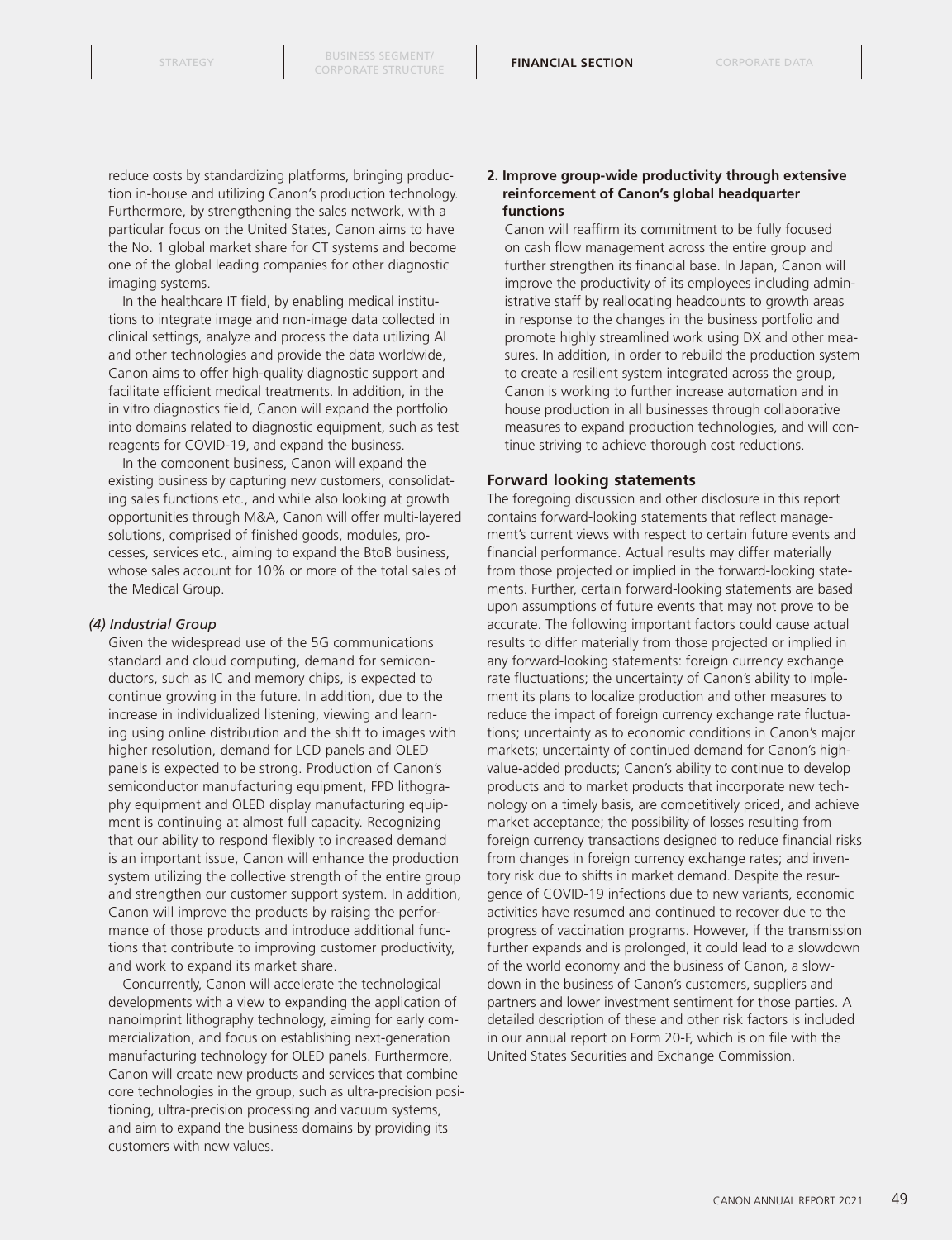reduce costs by standardizing platforms, bringing production in-house and utilizing Canon's production technology. Furthermore, by strengthening the sales network, with a particular focus on the United States, Canon aims to have the No. 1 global market share for CT systems and become one of the global leading companies for other diagnostic imaging systems.

In the healthcare IT field, by enabling medical institutions to integrate image and non-image data collected in clinical settings, analyze and process the data utilizing AI and other technologies and provide the data worldwide, Canon aims to offer high-quality diagnostic support and facilitate efficient medical treatments. In addition, in the in vitro diagnostics field, Canon will expand the portfolio into domains related to diagnostic equipment, such as test reagents for COVID-19, and expand the business.

In the component business, Canon will expand the existing business by capturing new customers, consolidating sales functions etc., and while also looking at growth opportunities through M&A, Canon will offer multi-layered solutions, comprised of finished goods, modules, processes, services etc., aiming to expand the BtoB business, whose sales account for 10% or more of the total sales of the Medical Group.

*(4) Industrial Group*

Given the widespread use of the 5G communications standard and cloud computing, demand for semiconductors, such as IC and memory chips, is expected to continue growing in the future. In addition, due to the increase in individualized listening, viewing and learning using online distribution and the shift to images with higher resolution, demand for LCD panels and OLED panels is expected to be strong. Production of Canon's semiconductor manufacturing equipment, FPD lithography equipment and OLED display manufacturing equipment is continuing at almost full capacity. Recognizing that our ability to respond flexibly to increased demand is an important issue, Canon will enhance the production system utilizing the collective strength of the entire group and strengthen our customer support system. In addition, Canon will improve the products by raising the performance of those products and introduce additional functions that contribute to improving customer productivity, and work to expand its market share.

Concurrently, Canon will accelerate the technological developments with a view to expanding the application of nanoimprint lithography technology, aiming for early commercialization, and focus on establishing next-generation manufacturing technology for OLED panels. Furthermore, Canon will create new products and services that combine core technologies in the group, such as ultra-precision positioning, ultra-precision processing and vacuum systems, and aim to expand the business domains by providing its customers with new values.

**2. Improve group-wide productivity through extensive reinforcement of Canon's global headquarter functions**

Canon will reaffirm its commitment to be fully focused on cash flow management across the entire group and further strengthen its financial base. In Japan, Canon will improve the productivity of its employees including administrative staff by reallocating headcounts to growth areas in response to the changes in the business portfolio and promote highly streamlined work using DX and other measures. In addition, in order to rebuild the production system to create a resilient system integrated across the group, Canon is working to further increase automation and in house production in all businesses through collaborative measures to expand production technologies, and will continue striving to achieve thorough cost reductions.

### Forward looking statements

The foregoing discussion and other disclosure in this report contains forward-looking statements that reflect management's current views with respect to certain future events and financial performance. Actual results may differ materially from those projected or implied in the forward-looking statements. Further, certain forward-looking statements are based upon assumptions of future events that may not prove to be accurate. The following important factors could cause actual results to differ materially from those projected or implied in any forward-looking statements: foreign currency exchange rate fluctuations; the uncertainty of Canon's ability to implement its plans to localize production and other measures to reduce the impact of foreign currency exchange rate fluctuations; uncertainty as to economic conditions in Canon's major markets; uncertainty of continued demand for Canon's high-value-added products; Canon's ability to continue to develop products and to market products that incorporate new technology on a timely basis, are competitively priced, and achieve market acceptance; the possibility of losses resulting from foreign currency transactions designed to reduce financial risks from changes in foreign currency exchange rates; and inventory risk due to shifts in market demand. Despite the resurgence of COVID-19 infections due to new variants, economic activities have resumed and continued to recover due to the progress of vaccination programs. However, if the transmission further expands and is prolonged, it could lead to a slowdown of the world economy and the business of Canon, a slowdown in the business of Canon's customers, suppliers and partners and lower investment sentiment for those parties. A detailed description of these and other risk factors is included in our annual report on Form 20-F, which is on file with the United States Securities and Exchange Commission.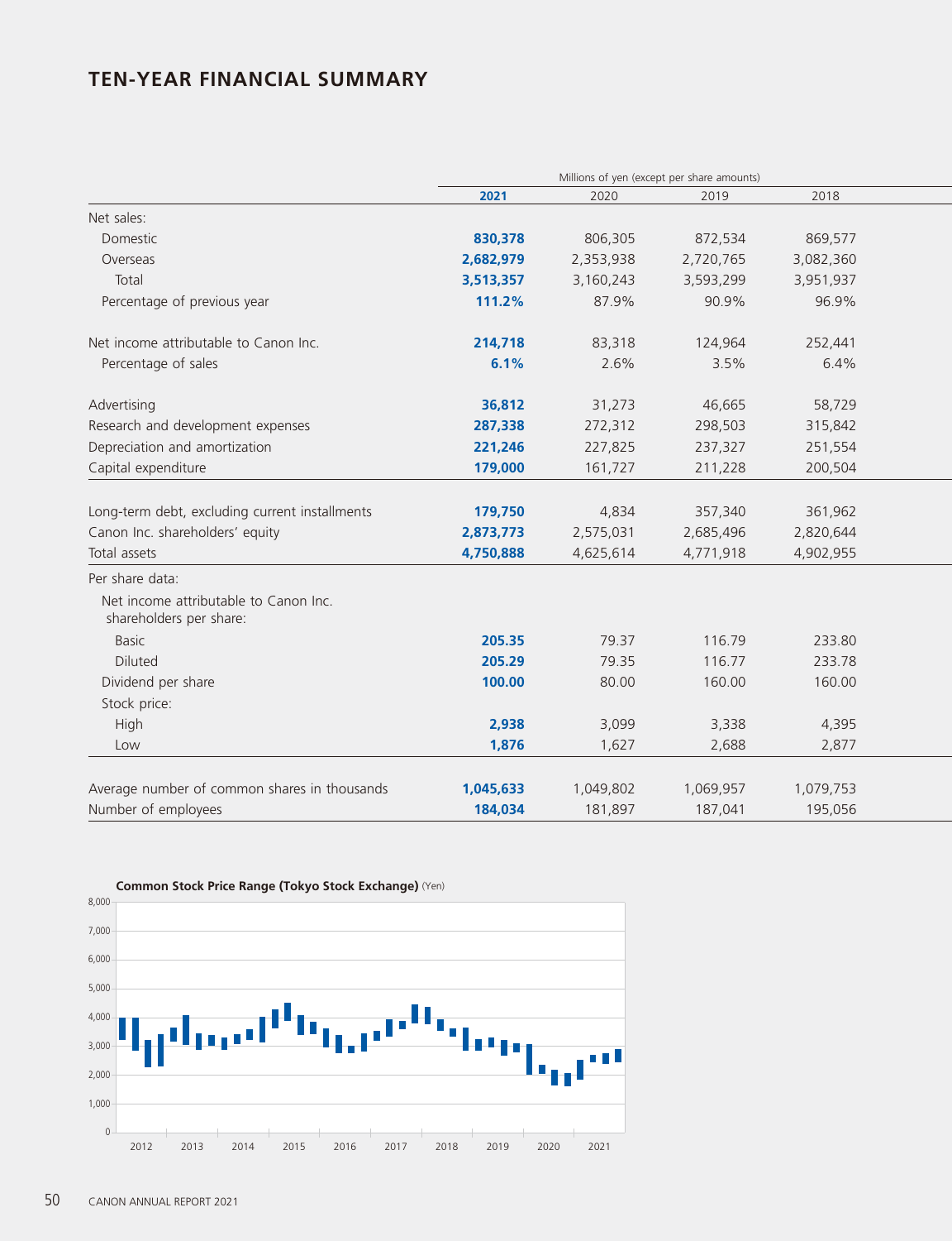# TEN-YEAR FINANCIAL SUMMARY

| | Millions of yen (except per share amounts) | | | |
|---|---|---|---|---|
| | **2021** | 2020 | 2019 | 2018 |
| Net sales: | | | | |
| Domestic | **830,378** | 806,305 | 872,534 | 869,577 |
| Overseas | **2,682,979** | 2,353,938 | 2,720,765 | 3,082,360 |
| Total | **3,513,357** | 3,160,243 | 3,593,299 | 3,951,937 |
| Percentage of previous year | **111.2%** | 87.9% | 90.9% | 96.9% |
| Net income attributable to Canon Inc. | **214,718** | 83,318 | 124,964 | 252,441 |
| Percentage of sales | **6.1%** | 2.6% | 3.5% | 6.4% |
| Advertising | **36,812** | 31,273 | 46,665 | 58,729 |
| Research and development expenses | **287,338** | 272,312 | 298,503 | 315,842 |
| Depreciation and amortization | **221,246** | 227,825 | 237,327 | 251,554 |
| Capital expenditure | **179,000** | 161,727 | 211,228 | 200,504 |
| Long-term debt, excluding current installments | **179,750** | 4,834 | 357,340 | 361,962 |
| Canon Inc. shareholders' equity | **2,873,773** | 2,575,031 | 2,685,496 | 2,820,644 |
| Total assets | **4,750,888** | 4,625,614 | 4,771,918 | 4,902,955 |
| Per share data: | | | | |
| Net income attributable to Canon Inc. shareholders per share: | | | | |
| Basic | **205.35** | 79.37 | 116.79 | 233.80 |
| Diluted | **205.29** | 79.35 | 116.77 | 233.78 |
| Dividend per share | **100.00** | 80.00 | 160.00 | 160.00 |
| Stock price: | | | | |
| High | **2,938** | 3,099 | 3,338 | 4,395 |
| Low | **1,876** | 1,627 | 2,688 | 2,877 |
| Average number of common shares in thousands | **1,045,633** | 1,049,802 | 1,069,957 | 1,079,753 |
| Number of employees | **184,034** | 181,897 | 187,041 | 195,056 |

**Common Stock Price Range (Tokyo Stock Exchange)** (Yen)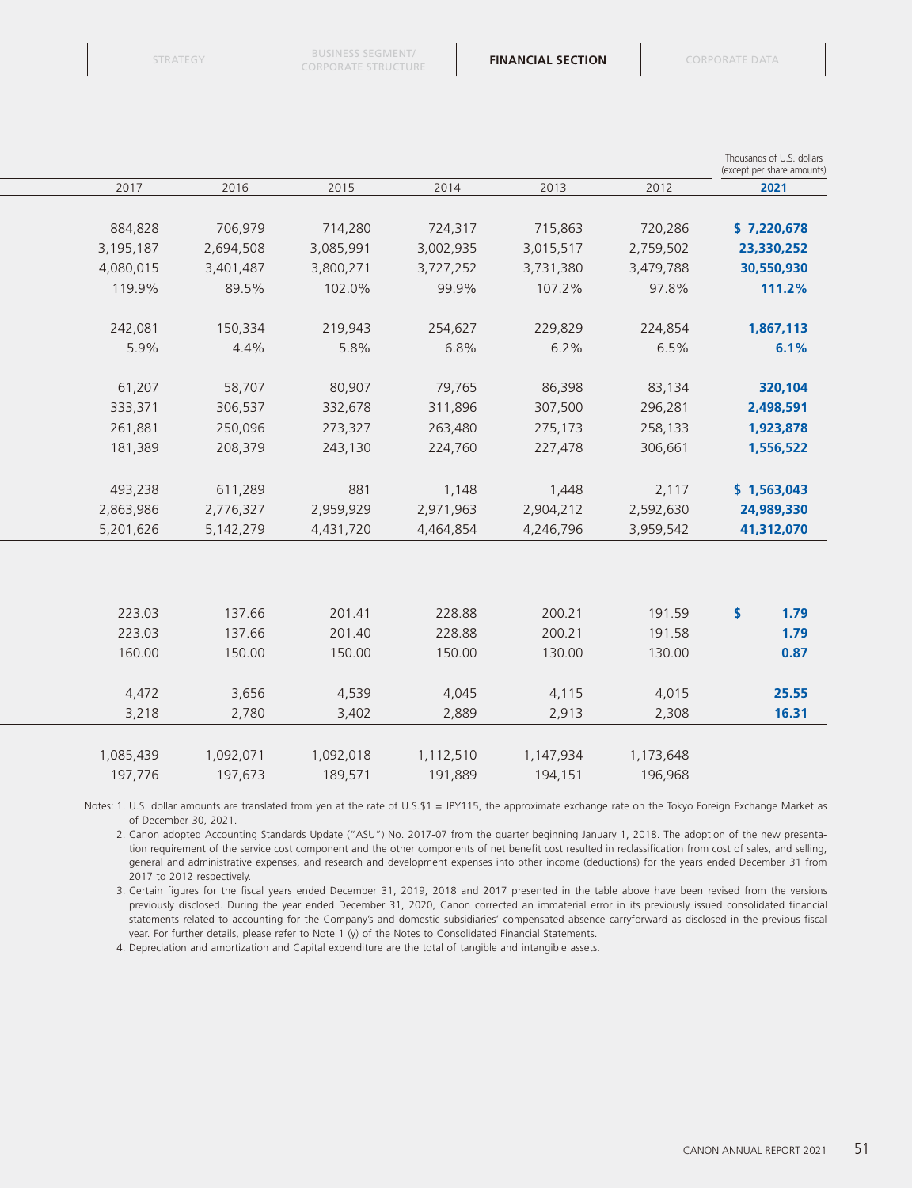| 2017 | 2016 | 2015 | 2014 | 2013 | 2012 | Thousands of U.S. dollars (except per share amounts) 2021 |
|---|---|---|---|---|---|---|
| | | | | | | |
| 884,828 | 706,979 | 714,280 | 724,317 | 715,863 | 720,286 | $ 7,220,678 |
| 3,195,187 | 2,694,508 | 3,085,991 | 3,002,935 | 3,015,517 | 2,759,502 | 23,330,252 |
| 4,080,015 | 3,401,487 | 3,800,271 | 3,727,252 | 3,731,380 | 3,479,788 | 30,550,930 |
| 119.9% | 89.5% | 102.0% | 99.9% | 107.2% | 97.8% | 111.2% |
| | | | | | | |
| 242,081 | 150,334 | 219,943 | 254,627 | 229,829 | 224,854 | 1,867,113 |
| 5.9% | 4.4% | 5.8% | 6.8% | 6.2% | 6.5% | 6.1% |
| | | | | | | |
| 61,207 | 58,707 | 80,907 | 79,765 | 86,398 | 83,134 | 320,104 |
| 333,371 | 306,537 | 332,678 | 311,896 | 307,500 | 296,281 | 2,498,591 |
| 261,881 | 250,096 | 273,327 | 263,480 | 275,173 | 258,133 | 1,923,878 |
| 181,389 | 208,379 | 243,130 | 224,760 | 227,478 | 306,661 | 1,556,522 |
| | | | | | | |
| 493,238 | 611,289 | 881 | 1,148 | 1,448 | 2,117 | $ 1,563,043 |
| 2,863,986 | 2,776,327 | 2,959,929 | 2,971,963 | 2,904,212 | 2,592,630 | 24,989,330 |
| 5,201,626 | 5,142,279 | 4,431,720 | 4,464,854 | 4,246,796 | 3,959,542 | 41,312,070 |
| | | | | | | |
| 223.03 | 137.66 | 201.41 | 228.88 | 200.21 | 191.59 | $ 1.79 |
| 223.03 | 137.66 | 201.40 | 228.88 | 200.21 | 191.58 | 1.79 |
| 160.00 | 150.00 | 150.00 | 150.00 | 130.00 | 130.00 | 0.87 |
| | | | | | | |
| 4,472 | 3,656 | 4,539 | 4,045 | 4,115 | 4,015 | 25.55 |
| 3,218 | 2,780 | 3,402 | 2,889 | 2,913 | 2,308 | 16.31 |
| | | | | | | |
| 1,085,439 | 1,092,071 | 1,092,018 | 1,112,510 | 1,147,934 | 1,173,648 | |
| 197,776 | 197,673 | 189,571 | 191,889 | 194,151 | 196,968 | |

Notes: 1. U.S. dollar amounts are translated from yen at the rate of U.S.$1 = JPY115, the approximate exchange rate on the Tokyo Foreign Exchange Market as of December 30, 2021.

2. Canon adopted Accounting Standards Update ("ASU") No. 2017-07 from the quarter beginning January 1, 2018. The adoption of the new presentation requirement of the service cost component and the other components of net benefit cost resulted in reclassification from cost of sales, and selling, general and administrative expenses, and research and development expenses into other income (deductions) for the years ended December 31 from 2017 to 2012 respectively.

3. Certain figures for the fiscal years ended December 31, 2019, 2018 and 2017 presented in the table above have been revised from the versions previously disclosed. During the year ended December 31, 2020, Canon corrected an immaterial error in its previously issued consolidated financial statements related to accounting for the Company's and domestic subsidiaries' compensated absence carryforward as disclosed in the previous fiscal year. For further details, please refer to Note 1 (y) of the Notes to Consolidated Financial Statements.

4. Depreciation and amortization and Capital expenditure are the total of tangible and intangible assets.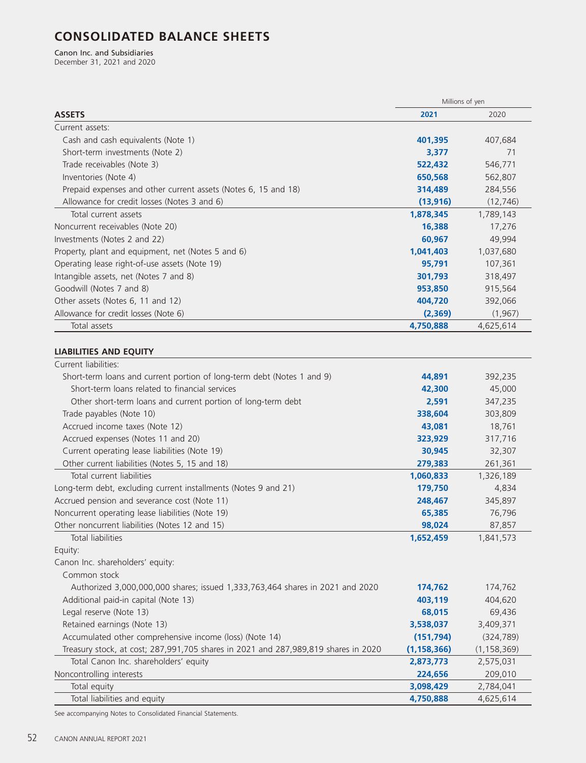# CONSOLIDATED BALANCE SHEETS

Canon Inc. and Subsidiaries
December 31, 2021 and 2020

| | Millions of yen | |
|---|---|---|
| **ASSETS** | **2021** | 2020 |
| Current assets: | | |
| Cash and cash equivalents (Note 1) | **401,395** | 407,684 |
| Short-term investments (Note 2) | **3,377** | 71 |
| Trade receivables (Note 3) | **522,432** | 546,771 |
| Inventories (Note 4) | **650,568** | 562,807 |
| Prepaid expenses and other current assets (Notes 6, 15 and 18) | **314,489** | 284,556 |
| Allowance for credit losses (Notes 3 and 6) | **(13,916)** | (12,746) |
| Total current assets | **1,878,345** | 1,789,143 |
| Noncurrent receivables (Note 20) | **16,388** | 17,276 |
| Investments (Notes 2 and 22) | **60,967** | 49,994 |
| Property, plant and equipment, net (Notes 5 and 6) | **1,041,403** | 1,037,680 |
| Operating lease right-of-use assets (Note 19) | **95,791** | 107,361 |
| Intangible assets, net (Notes 7 and 8) | **301,793** | 318,497 |
| Goodwill (Notes 7 and 8) | **953,850** | 915,564 |
| Other assets (Notes 6, 11 and 12) | **404,720** | 392,066 |
| Allowance for credit losses (Note 6) | **(2,369)** | (1,967) |
| Total assets | **4,750,888** | 4,625,614 |

| **LIABILITIES AND EQUITY** | **2021** | 2020 |
|---|---|---|
| Current liabilities: | | |
| Short-term loans and current portion of long-term debt (Notes 1 and 9) | **44,891** | 392,235 |
| Short-term loans related to financial services | **42,300** | 45,000 |
| Other short-term loans and current portion of long-term debt | **2,591** | 347,235 |
| Trade payables (Note 10) | **338,604** | 303,809 |
| Accrued income taxes (Note 12) | **43,081** | 18,761 |
| Accrued expenses (Notes 11 and 20) | **323,929** | 317,716 |
| Current operating lease liabilities (Note 19) | **30,945** | 32,307 |
| Other current liabilities (Notes 5, 15 and 18) | **279,383** | 261,361 |
| Total current liabilities | **1,060,833** | 1,326,189 |
| Long-term debt, excluding current installments (Notes 9 and 21) | **179,750** | 4,834 |
| Accrued pension and severance cost (Note 11) | **248,467** | 345,897 |
| Noncurrent operating lease liabilities (Note 19) | **65,385** | 76,796 |
| Other noncurrent liabilities (Notes 12 and 15) | **98,024** | 87,857 |
| Total liabilities | **1,652,459** | 1,841,573 |
| Equity: | | |
| Canon Inc. shareholders' equity: | | |
| Common stock | | |
| Authorized 3,000,000,000 shares; issued 1,333,763,464 shares in 2021 and 2020 | **174,762** | 174,762 |
| Additional paid-in capital (Note 13) | **403,119** | 404,620 |
| Legal reserve (Note 13) | **68,015** | 69,436 |
| Retained earnings (Note 13) | **3,538,037** | 3,409,371 |
| Accumulated other comprehensive income (loss) (Note 14) | **(151,794)** | (324,789) |
| Treasury stock, at cost; 287,991,705 shares in 2021 and 287,989,819 shares in 2020 | **(1,158,366)** | (1,158,369) |
| Total Canon Inc. shareholders' equity | **2,873,773** | 2,575,031 |
| Noncontrolling interests | **224,656** | 209,010 |
| Total equity | **3,098,429** | 2,784,041 |
| Total liabilities and equity | **4,750,888** | 4,625,614 |

See accompanying Notes to Consolidated Financial Statements.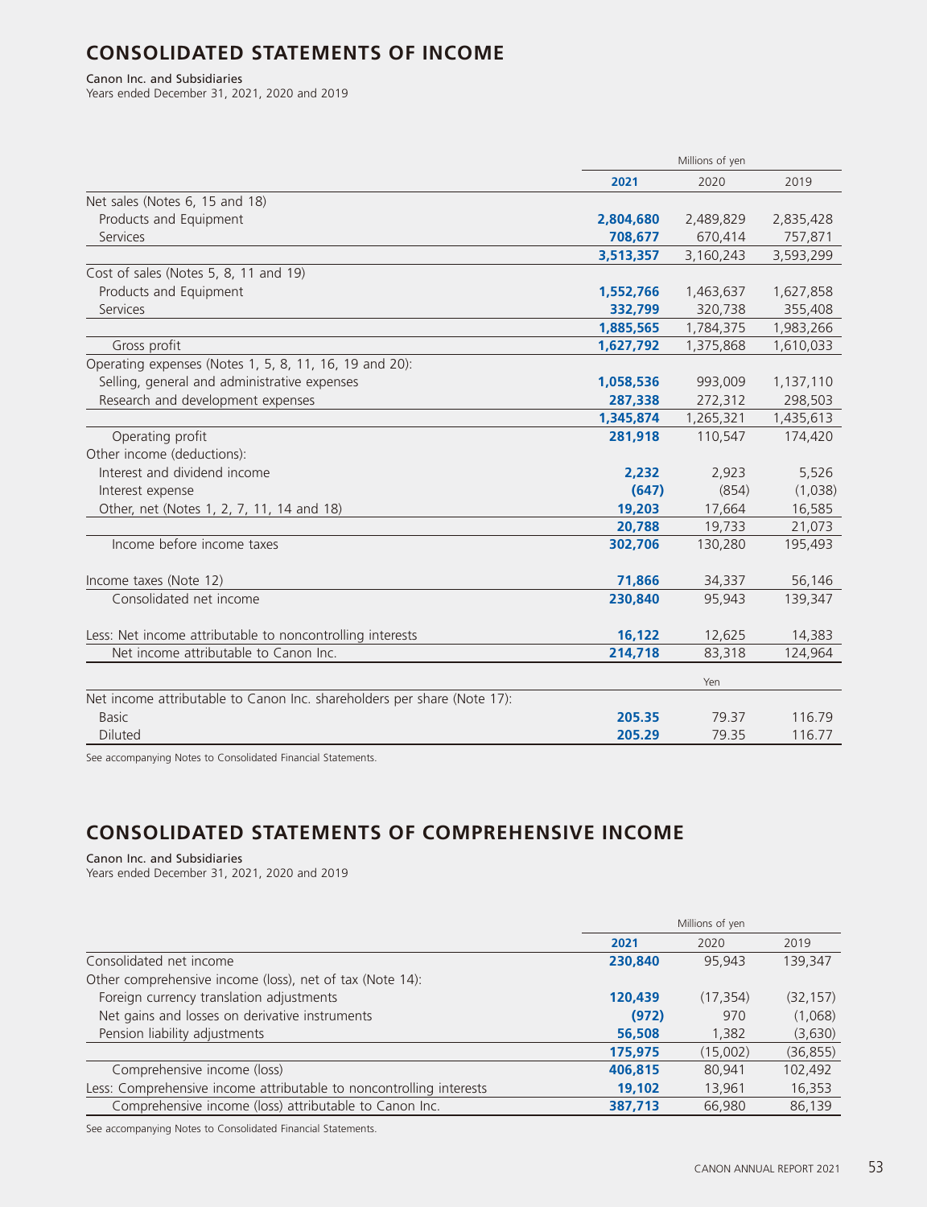## CONSOLIDATED STATEMENTS OF INCOME

Canon Inc. and Subsidiaries
Years ended December 31, 2021, 2020 and 2019

| | Millions of yen | | |
|---|---|---|---|
| | **2021** | 2020 | 2019 |
| Net sales (Notes 6, 15 and 18) | | | |
| Products and Equipment | **2,804,680** | 2,489,829 | 2,835,428 |
| Services | **708,677** | 670,414 | 757,871 |
| | **3,513,357** | 3,160,243 | 3,593,299 |
| Cost of sales (Notes 5, 8, 11 and 19) | | | |
| Products and Equipment | **1,552,766** | 1,463,637 | 1,627,858 |
| Services | **332,799** | 320,738 | 355,408 |
| | **1,885,565** | 1,784,375 | 1,983,266 |
| Gross profit | **1,627,792** | 1,375,868 | 1,610,033 |
| Operating expenses (Notes 1, 5, 8, 11, 16, 19 and 20): | | | |
| Selling, general and administrative expenses | **1,058,536** | 993,009 | 1,137,110 |
| Research and development expenses | **287,338** | 272,312 | 298,503 |
| | **1,345,874** | 1,265,321 | 1,435,613 |
| Operating profit | **281,918** | 110,547 | 174,420 |
| Other income (deductions): | | | |
| Interest and dividend income | **2,232** | 2,923 | 5,526 |
| Interest expense | **(647)** | (854) | (1,038) |
| Other, net (Notes 1, 2, 7, 11, 14 and 18) | **19,203** | 17,664 | 16,585 |
| | **20,788** | 19,733 | 21,073 |
| Income before income taxes | **302,706** | 130,280 | 195,493 |
| Income taxes (Note 12) | **71,866** | 34,337 | 56,146 |
| Consolidated net income | **230,840** | 95,943 | 139,347 |
| Less: Net income attributable to noncontrolling interests | **16,122** | 12,625 | 14,383 |
| Net income attributable to Canon Inc. | **214,718** | 83,318 | 124,964 |

| | Yen | | |
|---|---|---|---|
| Net income attributable to Canon Inc. shareholders per share (Note 17): | | | |
| Basic | **205.35** | 79.37 | 116.79 |
| Diluted | **205.29** | 79.35 | 116.77 |

See accompanying Notes to Consolidated Financial Statements.

## CONSOLIDATED STATEMENTS OF COMPREHENSIVE INCOME

Canon Inc. and Subsidiaries
Years ended December 31, 2021, 2020 and 2019

| | Millions of yen | | |
|---|---|---|---|
| | **2021** | 2020 | 2019 |
| Consolidated net income | **230,840** | 95,943 | 139,347 |
| Other comprehensive income (loss), net of tax (Note 14): | | | |
| Foreign currency translation adjustments | **120,439** | (17,354) | (32,157) |
| Net gains and losses on derivative instruments | **(972)** | 970 | (1,068) |
| Pension liability adjustments | **56,508** | 1,382 | (3,630) |
| | **175,975** | (15,002) | (36,855) |
| Comprehensive income (loss) | **406,815** | 80,941 | 102,492 |
| Less: Comprehensive income attributable to noncontrolling interests | **19,102** | 13,961 | 16,353 |
| Comprehensive income (loss) attributable to Canon Inc. | **387,713** | 66,980 | 86,139 |

See accompanying Notes to Consolidated Financial Statements.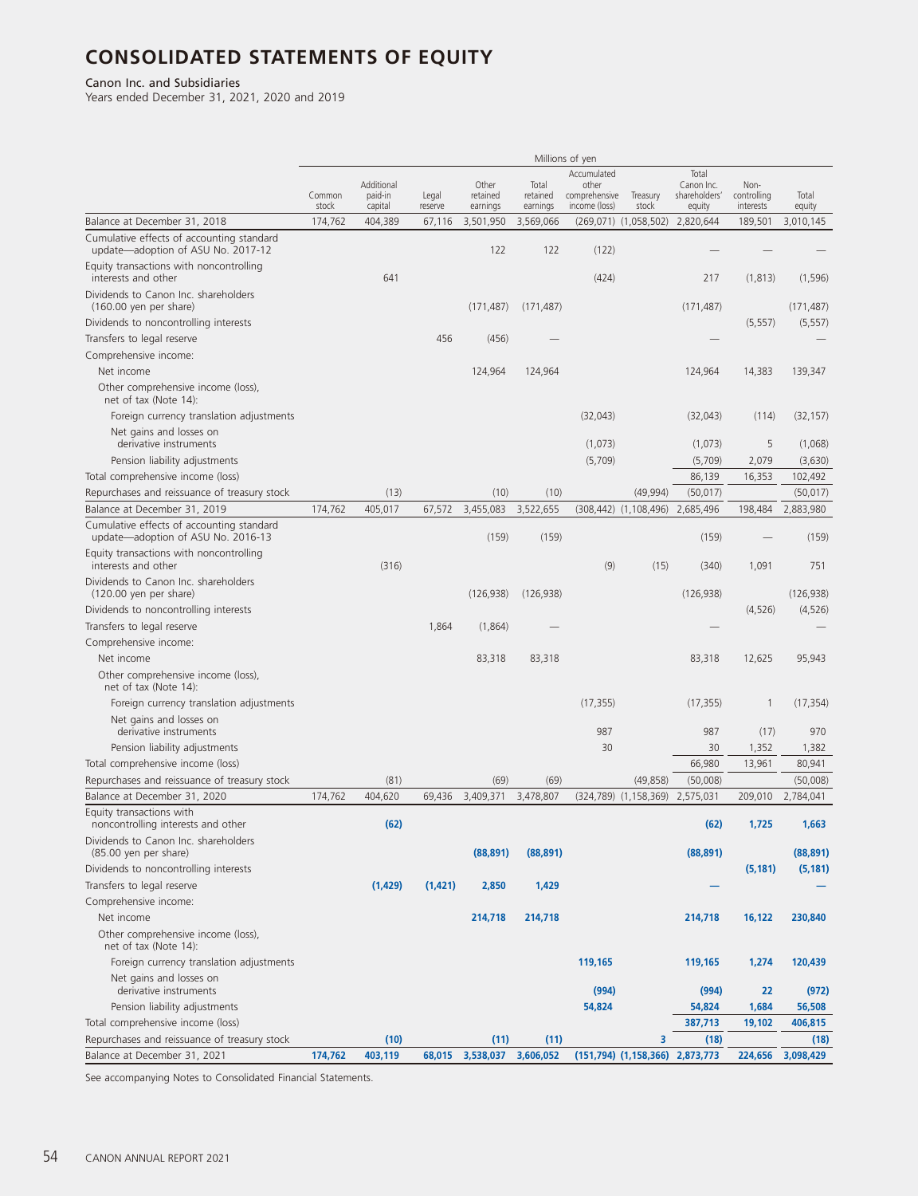# CONSOLIDATED STATEMENTS OF EQUITY

Canon Inc. and Subsidiaries
Years ended December 31, 2021, 2020 and 2019

| | Millions of yen | | | | | | | | | |
|---|---|---|---|---|---|---|---|---|---|---|
| | Common stock | Additional paid-in capital | Legal reserve | Other retained earnings | Total retained earnings | Accumulated other comprehensive income (loss) | Treasury stock | Total Canon Inc. shareholders' equity | Non-controlling interests | Total equity |
| Balance at December 31, 2018 | 174,762 | 404,389 | 67,116 | 3,501,950 | 3,569,066 | (269,071) | (1,058,502) | 2,820,644 | 189,501 | 3,010,145 |
| Cumulative effects of accounting standard update—adoption of ASU No. 2017-12 | | | | 122 | 122 | (122) | | — | — | — |
| Equity transactions with noncontrolling interests and other | | 641 | | | | (424) | | 217 | (1,813) | (1,596) |
| Dividends to Canon Inc. shareholders (160.00 yen per share) | | | | (171,487) | (171,487) | | | (171,487) | | (171,487) |
| Dividends to noncontrolling interests | | | | | | | | | (5,557) | (5,557) |
| Transfers to legal reserve | | | 456 | (456) | — | | | — | | — |
| Comprehensive income: | | | | | | | | | | |
| Net income | | | | 124,964 | 124,964 | | | 124,964 | 14,383 | 139,347 |
| Other comprehensive income (loss), net of tax (Note 14): | | | | | | | | | | |
| Foreign currency translation adjustments | | | | | | (32,043) | | (32,043) | (114) | (32,157) |
| Net gains and losses on derivative instruments | | | | | | (1,073) | | (1,073) | 5 | (1,068) |
| Pension liability adjustments | | | | | | (5,709) | | (5,709) | 2,079 | (3,630) |
| Total comprehensive income (loss) | | | | | | | | 86,139 | 16,353 | 102,492 |
| Repurchases and reissuance of treasury stock | | (13) | | (10) | (10) | | (49,994) | (50,017) | | (50,017) |
| Balance at December 31, 2019 | 174,762 | 405,017 | 67,572 | 3,455,083 | 3,522,655 | (308,442) | (1,108,496) | 2,685,496 | 198,484 | 2,883,980 |
| Cumulative effects of accounting standard update—adoption of ASU No. 2016-13 | | | | (159) | (159) | | | (159) | — | (159) |
| Equity transactions with noncontrolling interests and other | | (316) | | | | (9) | (15) | (340) | 1,091 | 751 |
| Dividends to Canon Inc. shareholders (120.00 yen per share) | | | | (126,938) | (126,938) | | | (126,938) | | (126,938) |
| Dividends to noncontrolling interests | | | | | | | | | (4,526) | (4,526) |
| Transfers to legal reserve | | | 1,864 | (1,864) | — | | | — | | — |
| Comprehensive income: | | | | | | | | | | |
| Net income | | | | 83,318 | 83,318 | | | 83,318 | 12,625 | 95,943 |
| Other comprehensive income (loss), net of tax (Note 14): | | | | | | | | | | |
| Foreign currency translation adjustments | | | | | | (17,355) | | (17,355) | 1 | (17,354) |
| Net gains and losses on derivative instruments | | | | | | 987 | | 987 | (17) | 970 |
| Pension liability adjustments | | | | | | 30 | | 30 | 1,352 | 1,382 |
| Total comprehensive income (loss) | | | | | | | | 66,980 | 13,961 | 80,941 |
| Repurchases and reissuance of treasury stock | | (81) | | (69) | (69) | | (49,858) | (50,008) | | (50,008) |
| Balance at December 31, 2020 | 174,762 | 404,620 | 69,436 | 3,409,371 | 3,478,807 | (324,789) | (1,158,369) | 2,575,031 | 209,010 | 2,784,041 |
| Equity transactions with noncontrolling interests and other | | **(62)** | | | | | | **(62)** | **1,725** | **1,663** |
| Dividends to Canon Inc. shareholders (85.00 yen per share) | | | | **(88,891)** | **(88,891)** | | | **(88,891)** | | **(88,891)** |
| Dividends to noncontrolling interests | | | | | | | | | **(5,181)** | **(5,181)** |
| Transfers to legal reserve | | **(1,429)** | **(1,421)** | **2,850** | **1,429** | | | **—** | | **—** |
| Comprehensive income: | | | | | | | | | | |
| Net income | | | | **214,718** | **214,718** | | | **214,718** | **16,122** | **230,840** |
| Other comprehensive income (loss), net of tax (Note 14): | | | | | | | | | | |
| Foreign currency translation adjustments | | | | | | **119,165** | | **119,165** | **1,274** | **120,439** |
| Net gains and losses on derivative instruments | | | | | | **(994)** | | **(994)** | **22** | **(972)** |
| Pension liability adjustments | | | | | | **54,824** | | **54,824** | **1,684** | **56,508** |
| Total comprehensive income (loss) | | | | | | | | **387,713** | **19,102** | **406,815** |
| Repurchases and reissuance of treasury stock | | **(10)** | | **(11)** | **(11)** | | **3** | **(18)** | | **(18)** |
| Balance at December 31, 2021 | **174,762** | **403,119** | **68,015** | **3,538,037** | **3,606,052** | **(151,794)** | **(1,158,366)** | **2,873,773** | **224,656** | **3,098,429** |

See accompanying Notes to Consolidated Financial Statements.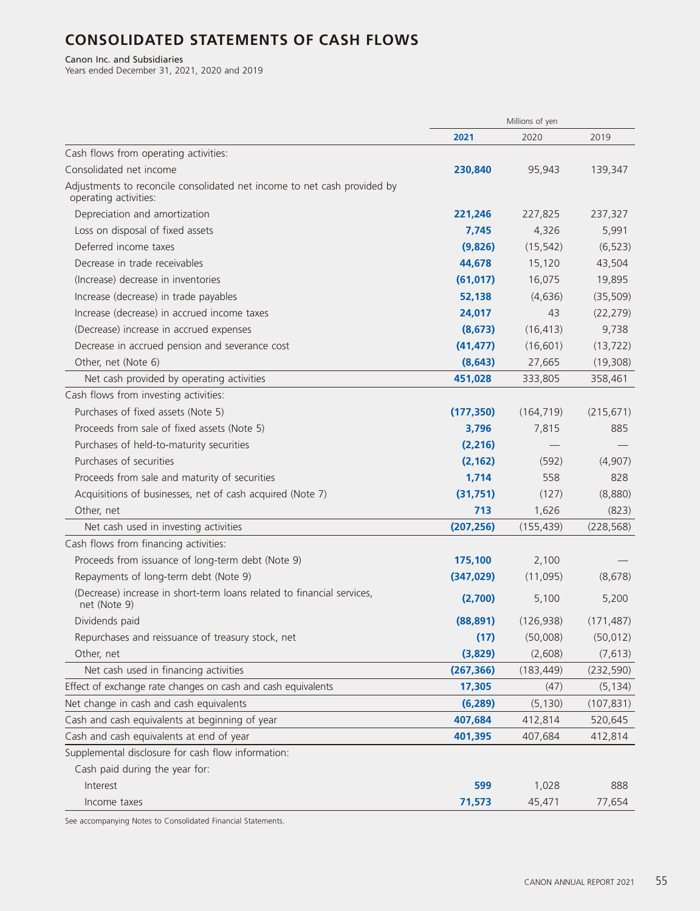# CONSOLIDATED STATEMENTS OF CASH FLOWS

Canon Inc. and Subsidiaries
Years ended December 31, 2021, 2020 and 2019

| | Millions of yen | | |
|---|---|---|---|
| | **2021** | 2020 | 2019 |
| Cash flows from operating activities: | | | |
| Consolidated net income | **230,840** | 95,943 | 139,347 |
| Adjustments to reconcile consolidated net income to net cash provided by operating activities: | | | |
| Depreciation and amortization | **221,246** | 227,825 | 237,327 |
| Loss on disposal of fixed assets | **7,745** | 4,326 | 5,991 |
| Deferred income taxes | **(9,826)** | (15,542) | (6,523) |
| Decrease in trade receivables | **44,678** | 15,120 | 43,504 |
| (Increase) decrease in inventories | **(61,017)** | 16,075 | 19,895 |
| Increase (decrease) in trade payables | **52,138** | (4,636) | (35,509) |
| Increase (decrease) in accrued income taxes | **24,017** | 43 | (22,279) |
| (Decrease) increase in accrued expenses | **(8,673)** | (16,413) | 9,738 |
| Decrease in accrued pension and severance cost | **(41,477)** | (16,601) | (13,722) |
| Other, net (Note 6) | **(8,643)** | 27,665 | (19,308) |
| Net cash provided by operating activities | **451,028** | 333,805 | 358,461 |
| Cash flows from investing activities: | | | |
| Purchases of fixed assets (Note 5) | **(177,350)** | (164,719) | (215,671) |
| Proceeds from sale of fixed assets (Note 5) | **3,796** | 7,815 | 885 |
| Purchases of held-to-maturity securities | **(2,216)** | — | — |
| Purchases of securities | **(2,162)** | (592) | (4,907) |
| Proceeds from sale and maturity of securities | **1,714** | 558 | 828 |
| Acquisitions of businesses, net of cash acquired (Note 7) | **(31,751)** | (127) | (8,880) |
| Other, net | **713** | 1,626 | (823) |
| Net cash used in investing activities | **(207,256)** | (155,439) | (228,568) |
| Cash flows from financing activities: | | | |
| Proceeds from issuance of long-term debt (Note 9) | **175,100** | 2,100 | — |
| Repayments of long-term debt (Note 9) | **(347,029)** | (11,095) | (8,678) |
| (Decrease) increase in short-term loans related to financial services, net (Note 9) | **(2,700)** | 5,100 | 5,200 |
| Dividends paid | **(88,891)** | (126,938) | (171,487) |
| Repurchases and reissuance of treasury stock, net | **(17)** | (50,008) | (50,012) |
| Other, net | **(3,829)** | (2,608) | (7,613) |
| Net cash used in financing activities | **(267,366)** | (183,449) | (232,590) |
| Effect of exchange rate changes on cash and cash equivalents | **17,305** | (47) | (5,134) |
| Net change in cash and cash equivalents | **(6,289)** | (5,130) | (107,831) |
| Cash and cash equivalents at beginning of year | **407,684** | 412,814 | 520,645 |
| Cash and cash equivalents at end of year | **401,395** | 407,684 | 412,814 |
| Supplemental disclosure for cash flow information: | | | |
| Cash paid during the year for: | | | |
| Interest | **599** | 1,028 | 888 |
| Income taxes | **71,573** | 45,471 | 77,654 |

See accompanying Notes to Consolidated Financial Statements.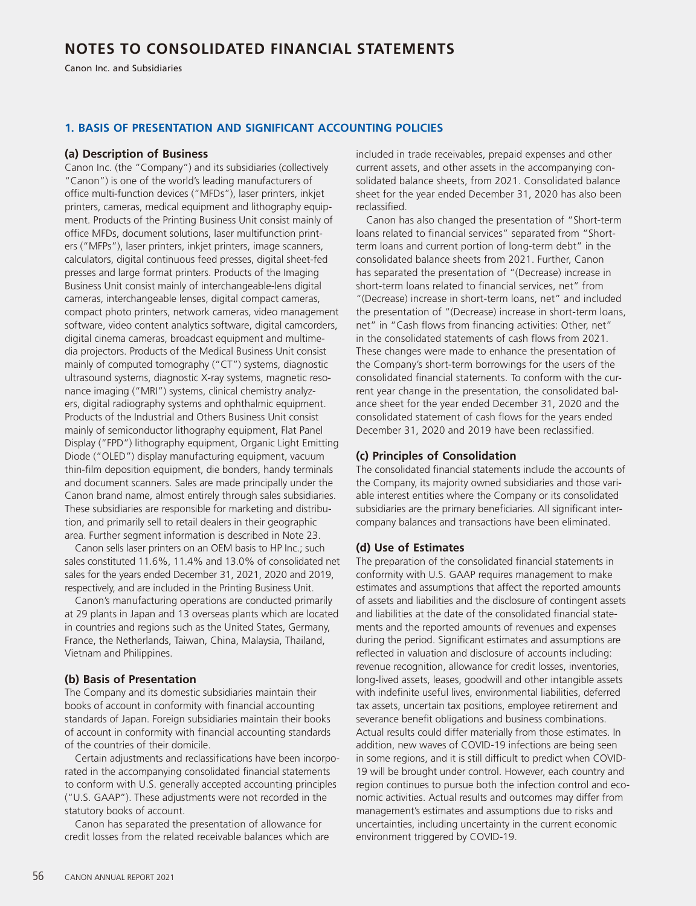# NOTES TO CONSOLIDATED FINANCIAL STATEMENTS

Canon Inc. and Subsidiaries

## 1. BASIS OF PRESENTATION AND SIGNIFICANT ACCOUNTING POLICIES

### (a) Description of Business

Canon Inc. (the "Company") and its subsidiaries (collectively "Canon") is one of the world's leading manufacturers of office multi-function devices ("MFDs"), laser printers, inkjet printers, cameras, medical equipment and lithography equipment. Products of the Printing Business Unit consist mainly of office MFDs, document solutions, laser multifunction printers ("MFPs"), laser printers, inkjet printers, image scanners, calculators, digital continuous feed presses, digital sheet-fed presses and large format printers. Products of the Imaging Business Unit consist mainly of interchangeable-lens digital cameras, interchangeable lenses, digital compact cameras, compact photo printers, network cameras, video management software, video content analytics software, digital camcorders, digital cinema cameras, broadcast equipment and multimedia projectors. Products of the Medical Business Unit consist mainly of computed tomography ("CT") systems, diagnostic ultrasound systems, diagnostic X-ray systems, magnetic resonance imaging ("MRI") systems, clinical chemistry analyzers, digital radiography systems and ophthalmic equipment. Products of the Industrial and Others Business Unit consist mainly of semiconductor lithography equipment, Flat Panel Display ("FPD") lithography equipment, Organic Light Emitting Diode ("OLED") display manufacturing equipment, vacuum thin-film deposition equipment, die bonders, handy terminals and document scanners. Sales are made principally under the Canon brand name, almost entirely through sales subsidiaries. These subsidiaries are responsible for marketing and distribution, and primarily sell to retail dealers in their geographic area. Further segment information is described in Note 23.

Canon sells laser printers on an OEM basis to HP Inc.; such sales constituted 11.6%, 11.4% and 13.0% of consolidated net sales for the years ended December 31, 2021, 2020 and 2019, respectively, and are included in the Printing Business Unit.

Canon's manufacturing operations are conducted primarily at 29 plants in Japan and 13 overseas plants which are located in countries and regions such as the United States, Germany, France, the Netherlands, Taiwan, China, Malaysia, Thailand, Vietnam and Philippines.

### (b) Basis of Presentation

The Company and its domestic subsidiaries maintain their books of account in conformity with financial accounting standards of Japan. Foreign subsidiaries maintain their books of account in conformity with financial accounting standards of the countries of their domicile.

Certain adjustments and reclassifications have been incorporated in the accompanying consolidated financial statements to conform with U.S. generally accepted accounting principles ("U.S. GAAP"). These adjustments were not recorded in the statutory books of account.

Canon has separated the presentation of allowance for credit losses from the related receivable balances which are included in trade receivables, prepaid expenses and other current assets, and other assets in the accompanying consolidated balance sheets, from 2021. Consolidated balance sheet for the year ended December 31, 2020 has also been reclassified.

Canon has also changed the presentation of "Short-term loans related to financial services" separated from "Short-term loans and current portion of long-term debt" in the consolidated balance sheets from 2021. Further, Canon has separated the presentation of "(Decrease) increase in short-term loans related to financial services, net" from "(Decrease) increase in short-term loans, net" and included the presentation of "(Decrease) increase in short-term loans, net" in "Cash flows from financing activities: Other, net" in the consolidated statements of cash flows from 2021. These changes were made to enhance the presentation of the Company's short-term borrowings for the users of the consolidated financial statements. To conform with the current year change in the presentation, the consolidated balance sheet for the year ended December 31, 2020 and the consolidated statement of cash flows for the years ended December 31, 2020 and 2019 have been reclassified.

### (c) Principles of Consolidation

The consolidated financial statements include the accounts of the Company, its majority owned subsidiaries and those variable interest entities where the Company or its consolidated subsidiaries are the primary beneficiaries. All significant intercompany balances and transactions have been eliminated.

### (d) Use of Estimates

The preparation of the consolidated financial statements in conformity with U.S. GAAP requires management to make estimates and assumptions that affect the reported amounts of assets and liabilities and the disclosure of contingent assets and liabilities at the date of the consolidated financial statements and the reported amounts of revenues and expenses during the period. Significant estimates and assumptions are reflected in valuation and disclosure of accounts including: revenue recognition, allowance for credit losses, inventories, long-lived assets, leases, goodwill and other intangible assets with indefinite useful lives, environmental liabilities, deferred tax assets, uncertain tax positions, employee retirement and severance benefit obligations and business combinations. Actual results could differ materially from those estimates. In addition, new waves of COVID-19 infections are being seen in some regions, and it is still difficult to predict when COVID-19 will be brought under control. However, each country and region continues to pursue both the infection control and economic activities. Actual results and outcomes may differ from management's estimates and assumptions due to risks and uncertainties, including uncertainty in the current economic environment triggered by COVID-19.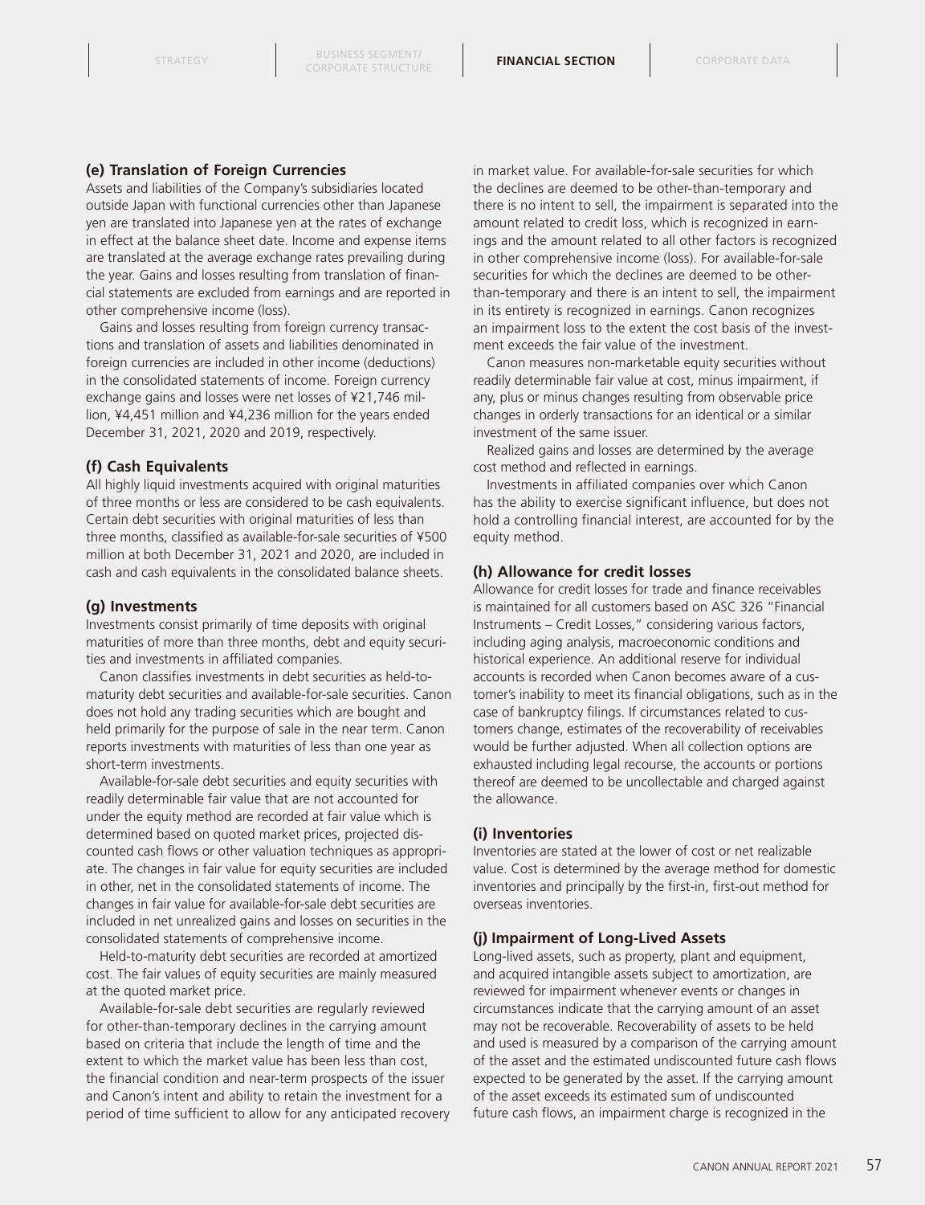### (e) Translation of Foreign Currencies

Assets and liabilities of the Company's subsidiaries located outside Japan with functional currencies other than Japanese yen are translated into Japanese yen at the rates of exchange in effect at the balance sheet date. Income and expense items are translated at the average exchange rates prevailing during the year. Gains and losses resulting from translation of financial statements are excluded from earnings and are reported in other comprehensive income (loss).

Gains and losses resulting from foreign currency transactions and translation of assets and liabilities denominated in foreign currencies are included in other income (deductions) in the consolidated statements of income. Foreign currency exchange gains and losses were net losses of ¥21,746 million, ¥4,451 million and ¥4,236 million for the years ended December 31, 2021, 2020 and 2019, respectively.

### (f) Cash Equivalents

All highly liquid investments acquired with original maturities of three months or less are considered to be cash equivalents. Certain debt securities with original maturities of less than three months, classified as available-for-sale securities of ¥500 million at both December 31, 2021 and 2020, are included in cash and cash equivalents in the consolidated balance sheets.

### (g) Investments

Investments consist primarily of time deposits with original maturities of more than three months, debt and equity securities and investments in affiliated companies.

Canon classifies investments in debt securities as held-to-maturity debt securities and available-for-sale securities. Canon does not hold any trading securities which are bought and held primarily for the purpose of sale in the near term. Canon reports investments with maturities of less than one year as short-term investments.

Available-for-sale debt securities and equity securities with readily determinable fair value that are not accounted for under the equity method are recorded at fair value which is determined based on quoted market prices, projected discounted cash flows or other valuation techniques as appropriate. The changes in fair value for equity securities are included in other, net in the consolidated statements of income. The changes in fair value for available-for-sale debt securities are included in net unrealized gains and losses on securities in the consolidated statements of comprehensive income.

Held-to-maturity debt securities are recorded at amortized cost. The fair values of equity securities are mainly measured at the quoted market price.

Available-for-sale debt securities are regularly reviewed for other-than-temporary declines in the carrying amount based on criteria that include the length of time and the extent to which the market value has been less than cost, the financial condition and near-term prospects of the issuer and Canon's intent and ability to retain the investment for a period of time sufficient to allow for any anticipated recovery in market value. For available-for-sale securities for which the declines are deemed to be other-than-temporary and there is no intent to sell, the impairment is separated into the amount related to credit loss, which is recognized in earnings and the amount related to all other factors is recognized in other comprehensive income (loss). For available-for-sale securities for which the declines are deemed to be other-than-temporary and there is an intent to sell, the impairment in its entirety is recognized in earnings. Canon recognizes an impairment loss to the extent the cost basis of the investment exceeds the fair value of the investment.

Canon measures non-marketable equity securities without readily determinable fair value at cost, minus impairment, if any, plus or minus changes resulting from observable price changes in orderly transactions for an identical or a similar investment of the same issuer.

Realized gains and losses are determined by the average cost method and reflected in earnings.

Investments in affiliated companies over which Canon has the ability to exercise significant influence, but does not hold a controlling financial interest, are accounted for by the equity method.

### (h) Allowance for credit losses

Allowance for credit losses for trade and finance receivables is maintained for all customers based on ASC 326 "Financial Instruments – Credit Losses," considering various factors, including aging analysis, macroeconomic conditions and historical experience. An additional reserve for individual accounts is recorded when Canon becomes aware of a customer's inability to meet its financial obligations, such as in the case of bankruptcy filings. If circumstances related to customers change, estimates of the recoverability of receivables would be further adjusted. When all collection options are exhausted including legal recourse, the accounts or portions thereof are deemed to be uncollectable and charged against the allowance.

### (i) Inventories

Inventories are stated at the lower of cost or net realizable value. Cost is determined by the average method for domestic inventories and principally by the first-in, first-out method for overseas inventories.

### (j) Impairment of Long-Lived Assets

Long-lived assets, such as property, plant and equipment, and acquired intangible assets subject to amortization, are reviewed for impairment whenever events or changes in circumstances indicate that the carrying amount of an asset may not be recoverable. Recoverability of assets to be held and used is measured by a comparison of the carrying amount of the asset and the estimated undiscounted future cash flows expected to be generated by the asset. If the carrying amount of the asset exceeds its estimated sum of undiscounted future cash flows, an impairment charge is recognized in the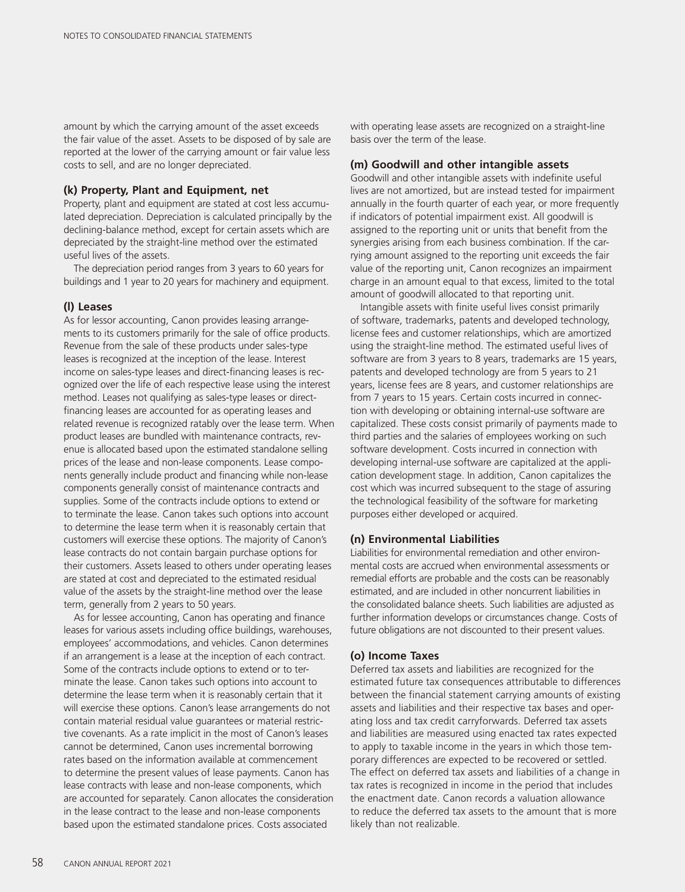amount by which the carrying amount of the asset exceeds the fair value of the asset. Assets to be disposed of by sale are reported at the lower of the carrying amount or fair value less costs to sell, and are no longer depreciated.

### (k) Property, Plant and Equipment, net

Property, plant and equipment are stated at cost less accumulated depreciation. Depreciation is calculated principally by the declining-balance method, except for certain assets which are depreciated by the straight-line method over the estimated useful lives of the assets.

The depreciation period ranges from 3 years to 60 years for buildings and 1 year to 20 years for machinery and equipment.

### (l) Leases

As for lessor accounting, Canon provides leasing arrangements to its customers primarily for the sale of office products. Revenue from the sale of these products under sales-type leases is recognized at the inception of the lease. Interest income on sales-type leases and direct-financing leases is recognized over the life of each respective lease using the interest method. Leases not qualifying as sales-type leases or direct-financing leases are accounted for as operating leases and related revenue is recognized ratably over the lease term. When product leases are bundled with maintenance contracts, revenue is allocated based upon the estimated standalone selling prices of the lease and non-lease components. Lease components generally include product and financing while non-lease components generally consist of maintenance contracts and supplies. Some of the contracts include options to extend or to terminate the lease. Canon takes such options into account to determine the lease term when it is reasonably certain that customers will exercise these options. The majority of Canon's lease contracts do not contain bargain purchase options for their customers. Assets leased to others under operating leases are stated at cost and depreciated to the estimated residual value of the assets by the straight-line method over the lease term, generally from 2 years to 50 years.

As for lessee accounting, Canon has operating and finance leases for various assets including office buildings, warehouses, employees' accommodations, and vehicles. Canon determines if an arrangement is a lease at the inception of each contract. Some of the contracts include options to extend or to terminate the lease. Canon takes such options into account to determine the lease term when it is reasonably certain that it will exercise these options. Canon's lease arrangements do not contain material residual value guarantees or material restrictive covenants. As a rate implicit in the most of Canon's leases cannot be determined, Canon uses incremental borrowing rates based on the information available at commencement to determine the present values of lease payments. Canon has lease contracts with lease and non-lease components, which are accounted for separately. Canon allocates the consideration in the lease contract to the lease and non-lease components based upon the estimated standalone prices. Costs associated with operating lease assets are recognized on a straight-line basis over the term of the lease.

### (m) Goodwill and other intangible assets

Goodwill and other intangible assets with indefinite useful lives are not amortized, but are instead tested for impairment annually in the fourth quarter of each year, or more frequently if indicators of potential impairment exist. All goodwill is assigned to the reporting unit or units that benefit from the synergies arising from each business combination. If the carrying amount assigned to the reporting unit exceeds the fair value of the reporting unit, Canon recognizes an impairment charge in an amount equal to that excess, limited to the total amount of goodwill allocated to that reporting unit.

Intangible assets with finite useful lives consist primarily of software, trademarks, patents and developed technology, license fees and customer relationships, which are amortized using the straight-line method. The estimated useful lives of software are from 3 years to 8 years, trademarks are 15 years, patents and developed technology are from 5 years to 21 years, license fees are 8 years, and customer relationships are from 7 years to 15 years. Certain costs incurred in connection with developing or obtaining internal-use software are capitalized. These costs consist primarily of payments made to third parties and the salaries of employees working on such software development. Costs incurred in connection with developing internal-use software are capitalized at the application development stage. In addition, Canon capitalizes the cost which was incurred subsequent to the stage of assuring the technological feasibility of the software for marketing purposes either developed or acquired.

### (n) Environmental Liabilities

Liabilities for environmental remediation and other environmental costs are accrued when environmental assessments or remedial efforts are probable and the costs can be reasonably estimated, and are included in other noncurrent liabilities in the consolidated balance sheets. Such liabilities are adjusted as further information develops or circumstances change. Costs of future obligations are not discounted to their present values.

### (o) Income Taxes

Deferred tax assets and liabilities are recognized for the estimated future tax consequences attributable to differences between the financial statement carrying amounts of existing assets and liabilities and their respective tax bases and operating loss and tax credit carryforwards. Deferred tax assets and liabilities are measured using enacted tax rates expected to apply to taxable income in the years in which those temporary differences are expected to be recovered or settled. The effect on deferred tax assets and liabilities of a change in tax rates is recognized in income in the period that includes the enactment date. Canon records a valuation allowance to reduce the deferred tax assets to the amount that is more likely than not realizable.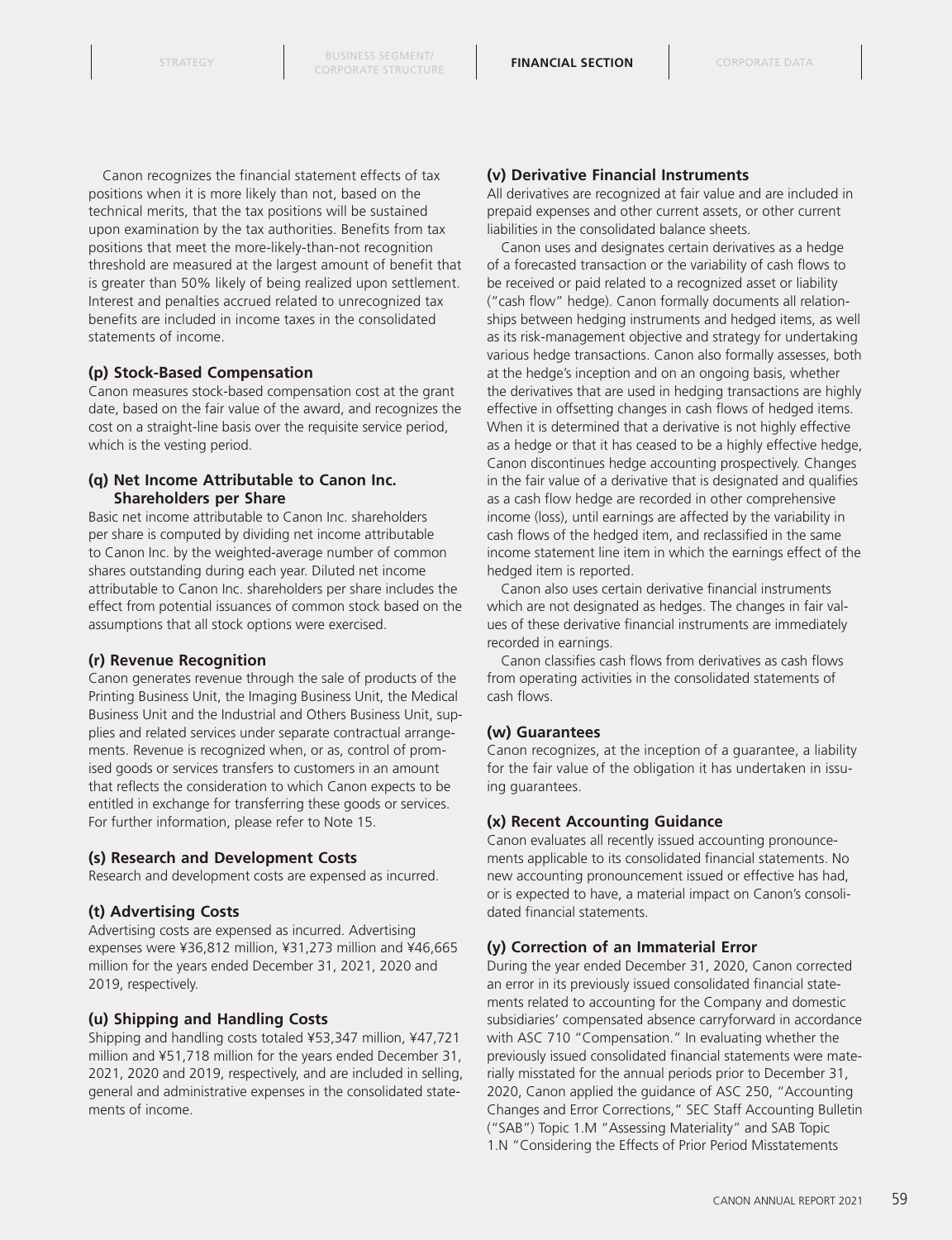Canon recognizes the financial statement effects of tax positions when it is more likely than not, based on the technical merits, that the tax positions will be sustained upon examination by the tax authorities. Benefits from tax positions that meet the more-likely-than-not recognition threshold are measured at the largest amount of benefit that is greater than 50% likely of being realized upon settlement. Interest and penalties accrued related to unrecognized tax benefits are included in income taxes in the consolidated statements of income.

### (p) Stock-Based Compensation

Canon measures stock-based compensation cost at the grant date, based on the fair value of the award, and recognizes the cost on a straight-line basis over the requisite service period, which is the vesting period.

### (q) Net Income Attributable to Canon Inc. Shareholders per Share

Basic net income attributable to Canon Inc. shareholders per share is computed by dividing net income attributable to Canon Inc. by the weighted-average number of common shares outstanding during each year. Diluted net income attributable to Canon Inc. shareholders per share includes the effect from potential issuances of common stock based on the assumptions that all stock options were exercised.

### (r) Revenue Recognition

Canon generates revenue through the sale of products of the Printing Business Unit, the Imaging Business Unit, the Medical Business Unit and the Industrial and Others Business Unit, supplies and related services under separate contractual arrangements. Revenue is recognized when, or as, control of promised goods or services transfers to customers in an amount that reflects the consideration to which Canon expects to be entitled in exchange for transferring these goods or services. For further information, please refer to Note 15.

### (s) Research and Development Costs

Research and development costs are expensed as incurred.

### (t) Advertising Costs

Advertising costs are expensed as incurred. Advertising expenses were ¥36,812 million, ¥31,273 million and ¥46,665 million for the years ended December 31, 2021, 2020 and 2019, respectively.

### (u) Shipping and Handling Costs

Shipping and handling costs totaled ¥53,347 million, ¥47,721 million and ¥51,718 million for the years ended December 31, 2021, 2020 and 2019, respectively, and are included in selling, general and administrative expenses in the consolidated statements of income.

### (v) Derivative Financial Instruments

All derivatives are recognized at fair value and are included in prepaid expenses and other current assets, or other current liabilities in the consolidated balance sheets.

Canon uses and designates certain derivatives as a hedge of a forecasted transaction or the variability of cash flows to be received or paid related to a recognized asset or liability ("cash flow" hedge). Canon formally documents all relationships between hedging instruments and hedged items, as well as its risk-management objective and strategy for undertaking various hedge transactions. Canon also formally assesses, both at the hedge's inception and on an ongoing basis, whether the derivatives that are used in hedging transactions are highly effective in offsetting changes in cash flows of hedged items. When it is determined that a derivative is not highly effective as a hedge or that it has ceased to be a highly effective hedge, Canon discontinues hedge accounting prospectively. Changes in the fair value of a derivative that is designated and qualifies as a cash flow hedge are recorded in other comprehensive income (loss), until earnings are affected by the variability in cash flows of the hedged item, and reclassified in the same income statement line item in which the earnings effect of the hedged item is reported.

Canon also uses certain derivative financial instruments which are not designated as hedges. The changes in fair values of these derivative financial instruments are immediately recorded in earnings.

Canon classifies cash flows from derivatives as cash flows from operating activities in the consolidated statements of cash flows.

### (w) Guarantees

Canon recognizes, at the inception of a guarantee, a liability for the fair value of the obligation it has undertaken in issuing guarantees.

### (x) Recent Accounting Guidance

Canon evaluates all recently issued accounting pronouncements applicable to its consolidated financial statements. No new accounting pronouncement issued or effective has had, or is expected to have, a material impact on Canon's consolidated financial statements.

### (y) Correction of an Immaterial Error

During the year ended December 31, 2020, Canon corrected an error in its previously issued consolidated financial statements related to accounting for the Company and domestic subsidiaries' compensated absence carryforward in accordance with ASC 710 "Compensation." In evaluating whether the previously issued consolidated financial statements were materially misstated for the annual periods prior to December 31, 2020, Canon applied the guidance of ASC 250, "Accounting Changes and Error Corrections," SEC Staff Accounting Bulletin ("SAB") Topic 1.M "Assessing Materiality" and SAB Topic 1.N "Considering the Effects of Prior Period Misstatements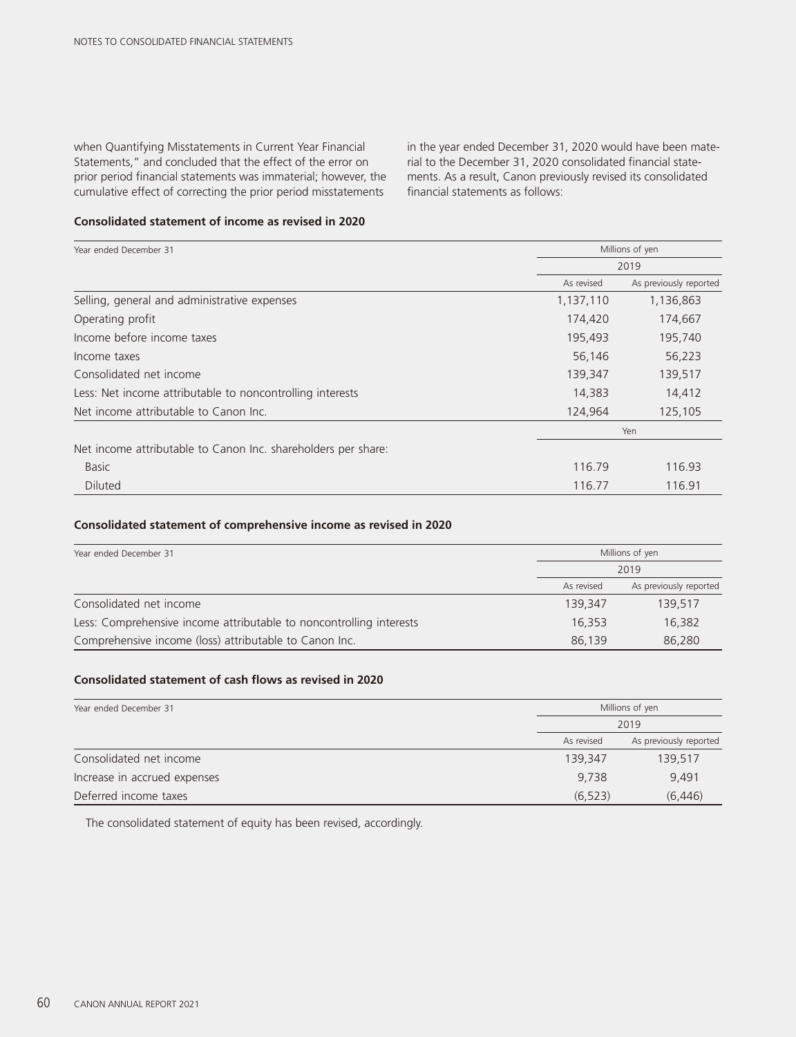when Quantifying Misstatements in Current Year Financial Statements," and concluded that the effect of the error on prior period financial statements was immaterial; however, the cumulative effect of correcting the prior period misstatements in the year ended December 31, 2020 would have been material to the December 31, 2020 consolidated financial statements. As a result, Canon previously revised its consolidated financial statements as follows:

**Consolidated statement of income as revised in 2020**

| Year ended December 31 | Millions of yen | |
|---|---|---|
| | 2019 | |
| | As revised | As previously reported |
| Selling, general and administrative expenses | 1,137,110 | 1,136,863 |
| Operating profit | 174,420 | 174,667 |
| Income before income taxes | 195,493 | 195,740 |
| Income taxes | 56,146 | 56,223 |
| Consolidated net income | 139,347 | 139,517 |
| Less: Net income attributable to noncontrolling interests | 14,383 | 14,412 |
| Net income attributable to Canon Inc. | 124,964 | 125,105 |
| | Yen | |
| Net income attributable to Canon Inc. shareholders per share: | | |
| Basic | 116.79 | 116.93 |
| Diluted | 116.77 | 116.91 |

**Consolidated statement of comprehensive income as revised in 2020**

| Year ended December 31 | Millions of yen | |
|---|---|---|
| | 2019 | |
| | As revised | As previously reported |
| Consolidated net income | 139,347 | 139,517 |
| Less: Comprehensive income attributable to noncontrolling interests | 16,353 | 16,382 |
| Comprehensive income (loss) attributable to Canon Inc. | 86,139 | 86,280 |

**Consolidated statement of cash flows as revised in 2020**

| Year ended December 31 | Millions of yen | |
|---|---|---|
| | 2019 | |
| | As revised | As previously reported |
| Consolidated net income | 139,347 | 139,517 |
| Increase in accrued expenses | 9,738 | 9,491 |
| Deferred income taxes | (6,523) | (6,446) |

The consolidated statement of equity has been revised, accordingly.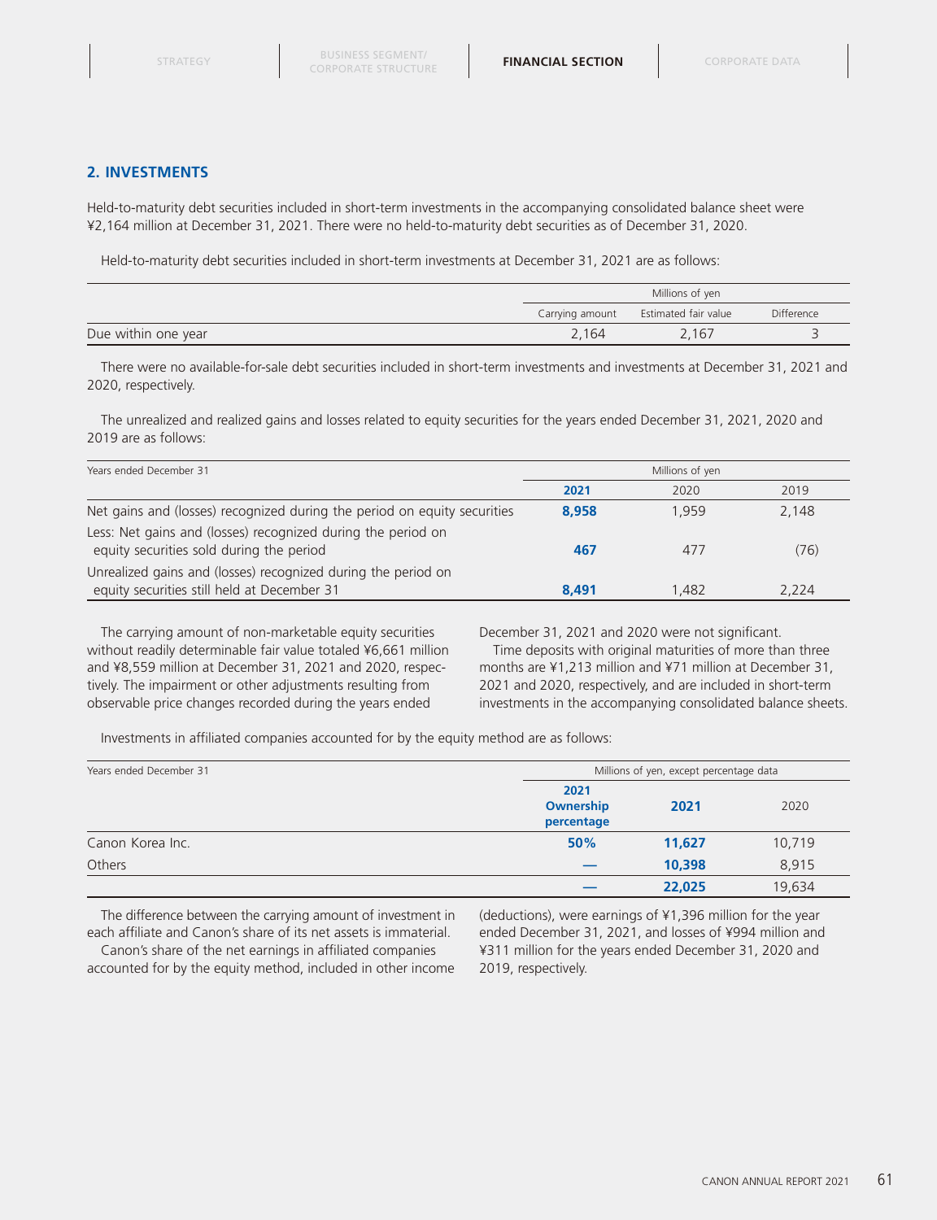## 2. INVESTMENTS

Held-to-maturity debt securities included in short-term investments in the accompanying consolidated balance sheet were ¥2,164 million at December 31, 2021. There were no held-to-maturity debt securities as of December 31, 2020.

Held-to-maturity debt securities included in short-term investments at December 31, 2021 are as follows:

| | Millions of yen | | |
|---|---|---|---|
| | Carrying amount | Estimated fair value | Difference |
| Due within one year | 2,164 | 2,167 | 3 |

There were no available-for-sale debt securities included in short-term investments and investments at December 31, 2021 and 2020, respectively.

The unrealized and realized gains and losses related to equity securities for the years ended December 31, 2021, 2020 and 2019 are as follows:

| Years ended December 31 | Millions of yen | | |
|---|---|---|---|
| | **2021** | 2020 | 2019 |
| Net gains and (losses) recognized during the period on equity securities | **8,958** | 1,959 | 2,148 |
| Less: Net gains and (losses) recognized during the period on equity securities sold during the period | **467** | 477 | (76) |
| Unrealized gains and (losses) recognized during the period on equity securities still held at December 31 | **8,491** | 1,482 | 2,224 |

The carrying amount of non-marketable equity securities without readily determinable fair value totaled ¥6,661 million and ¥8,559 million at December 31, 2021 and 2020, respectively. The impairment or other adjustments resulting from observable price changes recorded during the years ended December 31, 2021 and 2020 were not significant.

Time deposits with original maturities of more than three months are ¥1,213 million and ¥71 million at December 31, 2021 and 2020, respectively, and are included in short-term investments in the accompanying consolidated balance sheets.

Investments in affiliated companies accounted for by the equity method are as follows:

| Years ended December 31 | Millions of yen, except percentage data | | |
|---|---|---|---|
| | **2021 Ownership percentage** | **2021** | 2020 |
| Canon Korea Inc. | **50%** | **11,627** | 10,719 |
| Others | **—** | **10,398** | 8,915 |
| | **—** | **22,025** | 19,634 |

The difference between the carrying amount of investment in each affiliate and Canon's share of its net assets is immaterial.

Canon's share of the net earnings in affiliated companies accounted for by the equity method, included in other income (deductions), were earnings of ¥1,396 million for the year ended December 31, 2021, and losses of ¥994 million and ¥311 million for the years ended December 31, 2020 and 2019, respectively.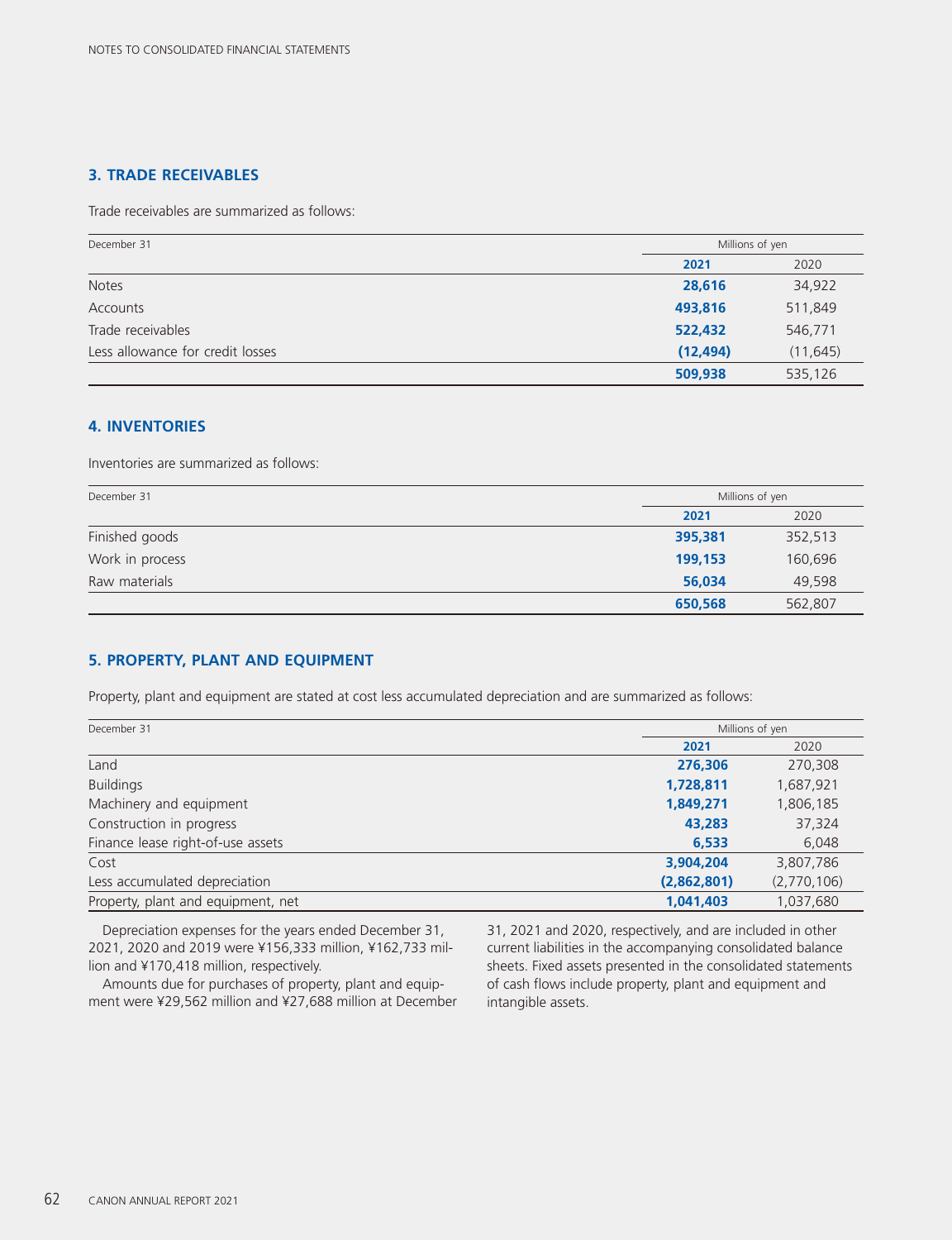## 3. TRADE RECEIVABLES

Trade receivables are summarized as follows:

| December 31 | Millions of yen | |
|---|---|---|
| | **2021** | 2020 |
| Notes | **28,616** | 34,922 |
| Accounts | **493,816** | 511,849 |
| Trade receivables | **522,432** | 546,771 |
| Less allowance for credit losses | **(12,494)** | (11,645) |
| | **509,938** | 535,126 |

## 4. INVENTORIES

Inventories are summarized as follows:

| December 31 | Millions of yen | |
|---|---|---|
| | **2021** | 2020 |
| Finished goods | **395,381** | 352,513 |
| Work in process | **199,153** | 160,696 |
| Raw materials | **56,034** | 49,598 |
| | **650,568** | 562,807 |

## 5. PROPERTY, PLANT AND EQUIPMENT

Property, plant and equipment are stated at cost less accumulated depreciation and are summarized as follows:

| December 31 | Millions of yen | |
|---|---|---|
| | **2021** | 2020 |
| Land | **276,306** | 270,308 |
| Buildings | **1,728,811** | 1,687,921 |
| Machinery and equipment | **1,849,271** | 1,806,185 |
| Construction in progress | **43,283** | 37,324 |
| Finance lease right-of-use assets | **6,533** | 6,048 |
| Cost | **3,904,204** | 3,807,786 |
| Less accumulated depreciation | **(2,862,801)** | (2,770,106) |
| Property, plant and equipment, net | **1,041,403** | 1,037,680 |

Depreciation expenses for the years ended December 31, 2021, 2020 and 2019 were ¥156,333 million, ¥162,733 million and ¥170,418 million, respectively.

Amounts due for purchases of property, plant and equipment were ¥29,562 million and ¥27,688 million at December 31, 2021 and 2020, respectively, and are included in other current liabilities in the accompanying consolidated balance sheets. Fixed assets presented in the consolidated statements of cash flows include property, plant and equipment and intangible assets.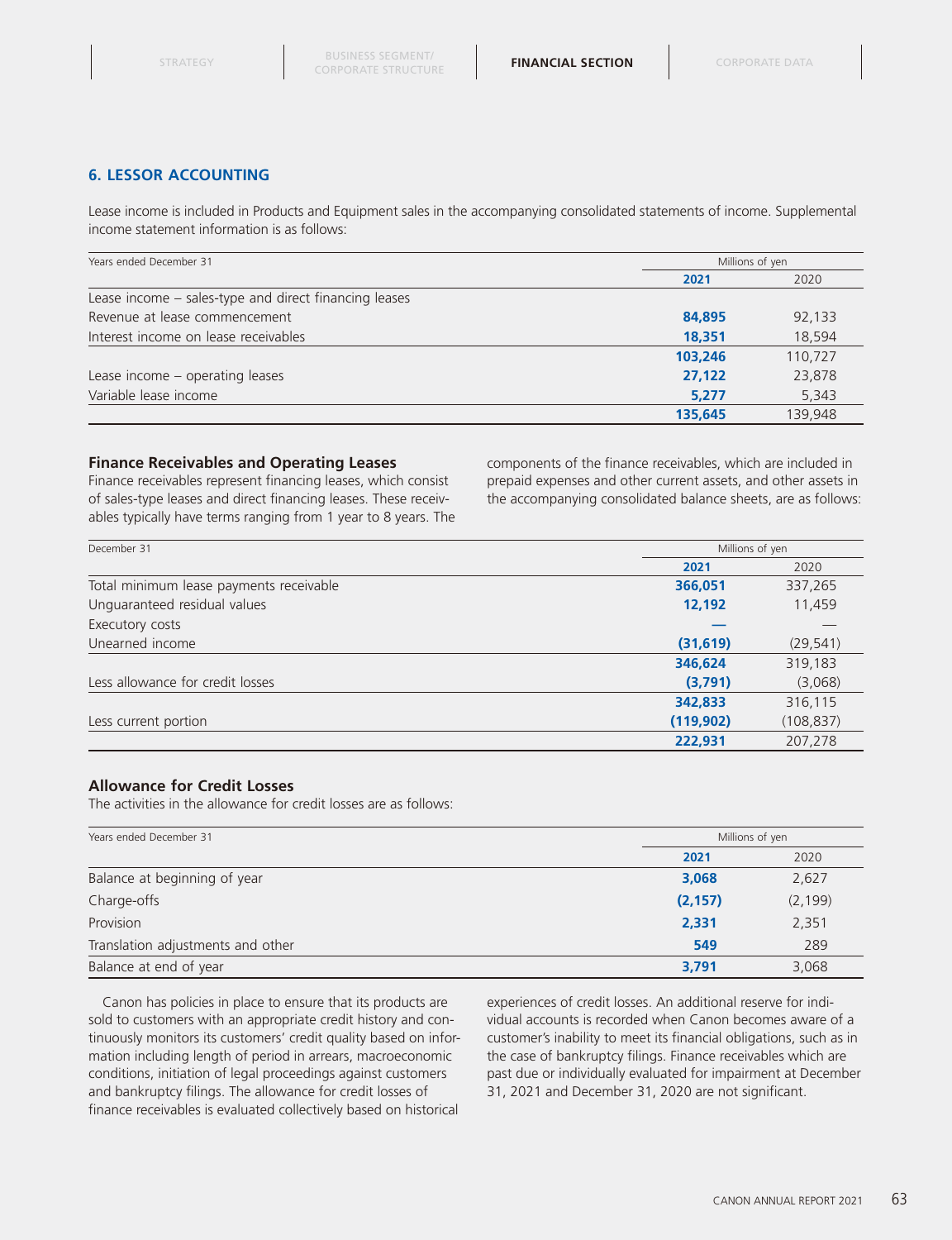## 6. LESSOR ACCOUNTING

Lease income is included in Products and Equipment sales in the accompanying consolidated statements of income. Supplemental income statement information is as follows:

| Years ended December 31 | Millions of yen | |
|---|---|---|
| | **2021** | 2020 |
| Lease income – sales-type and direct financing leases | | |
| Revenue at lease commencement | **84,895** | 92,133 |
| Interest income on lease receivables | **18,351** | 18,594 |
| | **103,246** | 110,727 |
| Lease income – operating leases | **27,122** | 23,878 |
| Variable lease income | **5,277** | 5,343 |
| | **135,645** | 139,948 |

### Finance Receivables and Operating Leases

Finance receivables represent financing leases, which consist of sales-type leases and direct financing leases. These receivables typically have terms ranging from 1 year to 8 years. The components of the finance receivables, which are included in prepaid expenses and other current assets, and other assets in the accompanying consolidated balance sheets, are as follows:

| December 31 | Millions of yen | |
|---|---|---|
| | **2021** | 2020 |
| Total minimum lease payments receivable | **366,051** | 337,265 |
| Unguaranteed residual values | **12,192** | 11,459 |
| Executory costs | **—** | — |
| Unearned income | **(31,619)** | (29,541) |
| | **346,624** | 319,183 |
| Less allowance for credit losses | **(3,791)** | (3,068) |
| | **342,833** | 316,115 |
| Less current portion | **(119,902)** | (108,837) |
| | **222,931** | 207,278 |

### Allowance for Credit Losses

The activities in the allowance for credit losses are as follows:

| Years ended December 31 | Millions of yen | |
|---|---|---|
| | **2021** | 2020 |
| Balance at beginning of year | **3,068** | 2,627 |
| Charge-offs | **(2,157)** | (2,199) |
| Provision | **2,331** | 2,351 |
| Translation adjustments and other | **549** | 289 |
| Balance at end of year | **3,791** | 3,068 |

Canon has policies in place to ensure that its products are sold to customers with an appropriate credit history and continuously monitors its customers' credit quality based on information including length of period in arrears, macroeconomic conditions, initiation of legal proceedings against customers and bankruptcy filings. The allowance for credit losses of finance receivables is evaluated collectively based on historical experiences of credit losses. An additional reserve for individual accounts is recorded when Canon becomes aware of a customer's inability to meet its financial obligations, such as in the case of bankruptcy filings. Finance receivables which are past due or individually evaluated for impairment at December 31, 2021 and December 31, 2020 are not significant.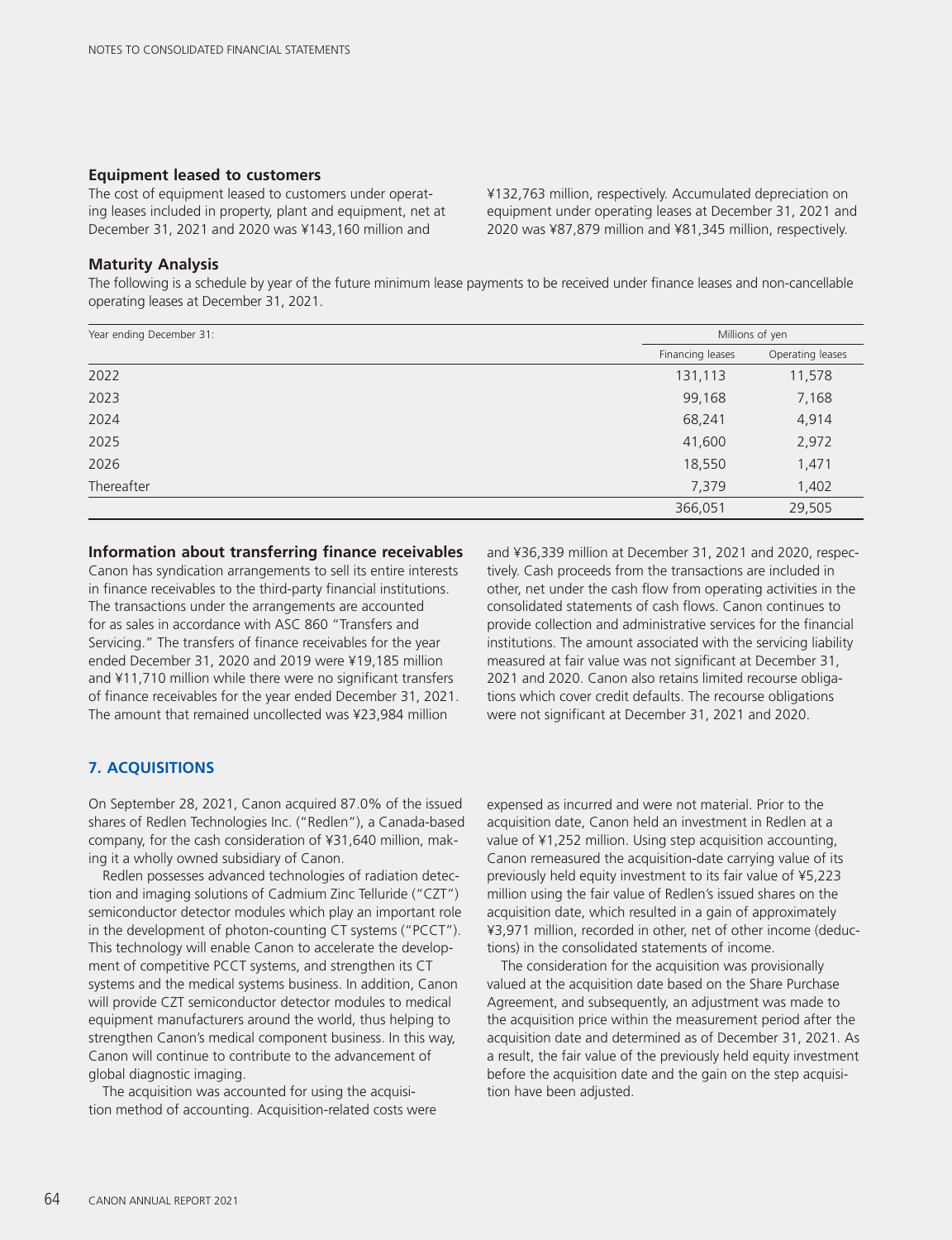### Equipment leased to customers

The cost of equipment leased to customers under operating leases included in property, plant and equipment, net at December 31, 2021 and 2020 was ¥143,160 million and ¥132,763 million, respectively. Accumulated depreciation on equipment under operating leases at December 31, 2021 and 2020 was ¥87,879 million and ¥81,345 million, respectively.

### Maturity Analysis

The following is a schedule by year of the future minimum lease payments to be received under finance leases and non-cancellable operating leases at December 31, 2021.

| Year ending December 31: | Millions of yen | |
|---|---|---|
| | Financing leases | Operating leases |
| 2022 | 131,113 | 11,578 |
| 2023 | 99,168 | 7,168 |
| 2024 | 68,241 | 4,914 |
| 2025 | 41,600 | 2,972 |
| 2026 | 18,550 | 1,471 |
| Thereafter | 7,379 | 1,402 |
| | 366,051 | 29,505 |

### Information about transferring finance receivables

Canon has syndication arrangements to sell its entire interests in finance receivables to the third-party financial institutions. The transactions under the arrangements are accounted for as sales in accordance with ASC 860 "Transfers and Servicing." The transfers of finance receivables for the year ended December 31, 2020 and 2019 were ¥19,185 million and ¥11,710 million while there were no significant transfers of finance receivables for the year ended December 31, 2021. The amount that remained uncollected was ¥23,984 million and ¥36,339 million at December 31, 2021 and 2020, respectively. Cash proceeds from the transactions are included in other, net under the cash flow from operating activities in the consolidated statements of cash flows. Canon continues to provide collection and administrative services for the financial institutions. The amount associated with the servicing liability measured at fair value was not significant at December 31, 2021 and 2020. Canon also retains limited recourse obligations which cover credit defaults. The recourse obligations were not significant at December 31, 2021 and 2020.

## 7. ACQUISITIONS

On September 28, 2021, Canon acquired 87.0% of the issued shares of Redlen Technologies Inc. ("Redlen"), a Canada-based company, for the cash consideration of ¥31,640 million, making it a wholly owned subsidiary of Canon.

Redlen possesses advanced technologies of radiation detection and imaging solutions of Cadmium Zinc Telluride ("CZT") semiconductor detector modules which play an important role in the development of photon-counting CT systems ("PCCT"). This technology will enable Canon to accelerate the development of competitive PCCT systems, and strengthen its CT systems and the medical systems business. In addition, Canon will provide CZT semiconductor detector modules to medical equipment manufacturers around the world, thus helping to strengthen Canon's medical component business. In this way, Canon will continue to contribute to the advancement of global diagnostic imaging.

The acquisition was accounted for using the acquisition method of accounting. Acquisition-related costs were expensed as incurred and were not material. Prior to the acquisition date, Canon held an investment in Redlen at a value of ¥1,252 million. Using step acquisition accounting, Canon remeasured the acquisition-date carrying value of its previously held equity investment to its fair value of ¥5,223 million using the fair value of Redlen's issued shares on the acquisition date, which resulted in a gain of approximately ¥3,971 million, recorded in other, net of other income (deductions) in the consolidated statements of income.

The consideration for the acquisition was provisionally valued at the acquisition date based on the Share Purchase Agreement, and subsequently, an adjustment was made to the acquisition price within the measurement period after the acquisition date and determined as of December 31, 2021. As a result, the fair value of the previously held equity investment before the acquisition date and the gain on the step acquisition have been adjusted.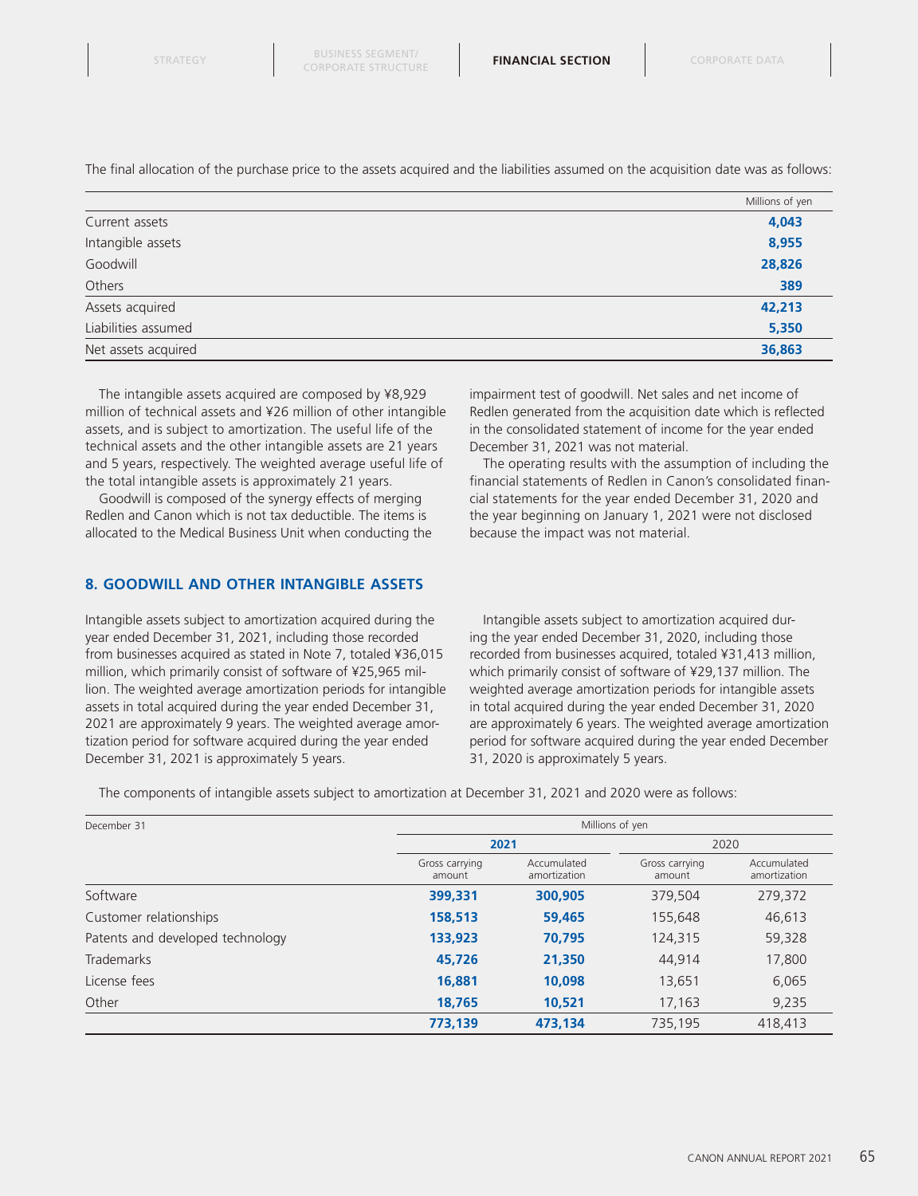The final allocation of the purchase price to the assets acquired and the liabilities assumed on the acquisition date was as follows:

| | Millions of yen |
|---|---|
| Current assets | **4,043** |
| Intangible assets | **8,955** |
| Goodwill | **28,826** |
| Others | **389** |
| Assets acquired | **42,213** |
| Liabilities assumed | **5,350** |
| Net assets acquired | **36,863** |

The intangible assets acquired are composed by ¥8,929 million of technical assets and ¥26 million of other intangible assets, and is subject to amortization. The useful life of the technical assets and the other intangible assets are 21 years and 5 years, respectively. The weighted average useful life of the total intangible assets is approximately 21 years.

Goodwill is composed of the synergy effects of merging Redlen and Canon which is not tax deductible. The items is allocated to the Medical Business Unit when conducting the impairment test of goodwill. Net sales and net income of Redlen generated from the acquisition date which is reflected in the consolidated statement of income for the year ended December 31, 2021 was not material.

The operating results with the assumption of including the financial statements of Redlen in Canon's consolidated financial statements for the year ended December 31, 2020 and the year beginning on January 1, 2021 were not disclosed because the impact was not material.

## 8. GOODWILL AND OTHER INTANGIBLE ASSETS

Intangible assets subject to amortization acquired during the year ended December 31, 2021, including those recorded from businesses acquired as stated in Note 7, totaled ¥36,015 million, which primarily consist of software of ¥25,965 million. The weighted average amortization periods for intangible assets in total acquired during the year ended December 31, 2021 are approximately 9 years. The weighted average amortization period for software acquired during the year ended December 31, 2021 is approximately 5 years.

Intangible assets subject to amortization acquired during the year ended December 31, 2020, including those recorded from businesses acquired, totaled ¥31,413 million, which primarily consist of software of ¥29,137 million. The weighted average amortization periods for intangible assets in total acquired during the year ended December 31, 2020 are approximately 6 years. The weighted average amortization period for software acquired during the year ended December 31, 2020 is approximately 5 years.

The components of intangible assets subject to amortization at December 31, 2021 and 2020 were as follows:

| December 31 | Millions of yen | | | |
|---|---|---|---|---|
| | **2021** | | 2020 | |
| | Gross carrying amount | Accumulated amortization | Gross carrying amount | Accumulated amortization |
| Software | **399,331** | **300,905** | 379,504 | 279,372 |
| Customer relationships | **158,513** | **59,465** | 155,648 | 46,613 |
| Patents and developed technology | **133,923** | **70,795** | 124,315 | 59,328 |
| Trademarks | **45,726** | **21,350** | 44,914 | 17,800 |
| License fees | **16,881** | **10,098** | 13,651 | 6,065 |
| Other | **18,765** | **10,521** | 17,163 | 9,235 |
| | **773,139** | **473,134** | 735,195 | 418,413 |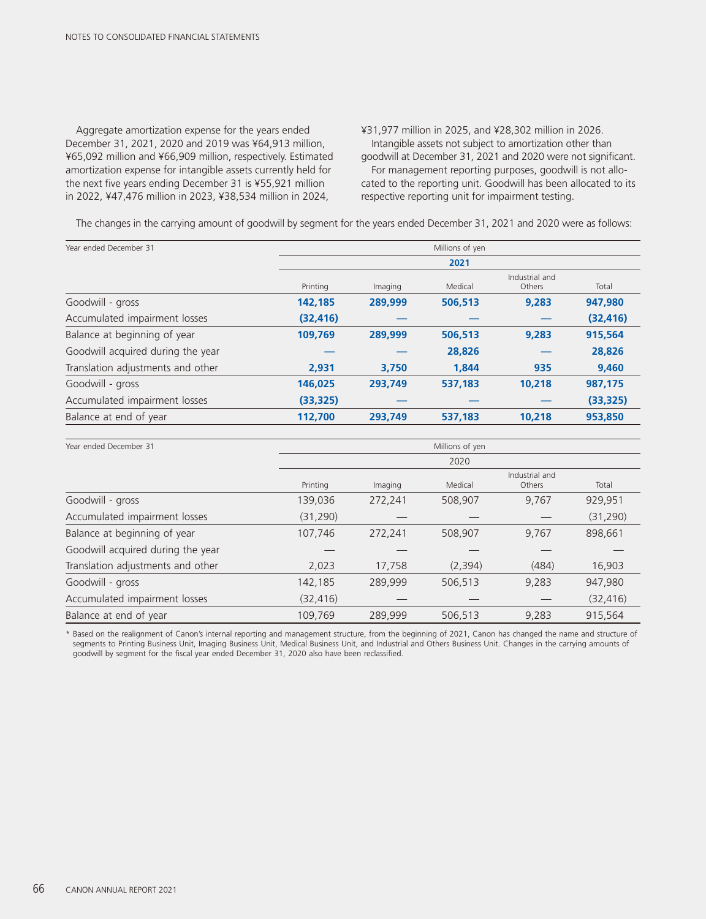Aggregate amortization expense for the years ended December 31, 2021, 2020 and 2019 was ¥64,913 million, ¥65,092 million and ¥66,909 million, respectively. Estimated amortization expense for intangible assets currently held for the next five years ending December 31 is ¥55,921 million in 2022, ¥47,476 million in 2023, ¥38,534 million in 2024, ¥31,977 million in 2025, and ¥28,302 million in 2026.

Intangible assets not subject to amortization other than goodwill at December 31, 2021 and 2020 were not significant.

For management reporting purposes, goodwill is not allocated to the reporting unit. Goodwill has been allocated to its respective reporting unit for impairment testing.

The changes in the carrying amount of goodwill by segment for the years ended December 31, 2021 and 2020 were as follows:

| Year ended December 31 | Millions of yen | | | | |
|---|---|---|---|---|---|
| | **2021** | | | | |
| | Printing | Imaging | Medical | Industrial and Others | Total |
| Goodwill - gross | **142,185** | **289,999** | **506,513** | **9,283** | **947,980** |
| Accumulated impairment losses | **(32,416)** | **—** | **—** | **—** | **(32,416)** |
| Balance at beginning of year | **109,769** | **289,999** | **506,513** | **9,283** | **915,564** |
| Goodwill acquired during the year | **—** | **—** | **28,826** | **—** | **28,826** |
| Translation adjustments and other | **2,931** | **3,750** | **1,844** | **935** | **9,460** |
| Goodwill - gross | **146,025** | **293,749** | **537,183** | **10,218** | **987,175** |
| Accumulated impairment losses | **(33,325)** | **—** | **—** | **—** | **(33,325)** |
| Balance at end of year | **112,700** | **293,749** | **537,183** | **10,218** | **953,850** |

| Year ended December 31 | Millions of yen | | | | |
|---|---|---|---|---|---|
| | 2020 | | | | |
| | Printing | Imaging | Medical | Industrial and Others | Total |
| Goodwill - gross | 139,036 | 272,241 | 508,907 | 9,767 | 929,951 |
| Accumulated impairment losses | (31,290) | — | — | — | (31,290) |
| Balance at beginning of year | 107,746 | 272,241 | 508,907 | 9,767 | 898,661 |
| Goodwill acquired during the year | — | — | — | — | — |
| Translation adjustments and other | 2,023 | 17,758 | (2,394) | (484) | 16,903 |
| Goodwill - gross | 142,185 | 289,999 | 506,513 | 9,283 | 947,980 |
| Accumulated impairment losses | (32,416) | — | — | — | (32,416) |
| Balance at end of year | 109,769 | 289,999 | 506,513 | 9,283 | 915,564 |

* Based on the realignment of Canon's internal reporting and management structure, from the beginning of 2021, Canon has changed the name and structure of segments to Printing Business Unit, Imaging Business Unit, Medical Business Unit, and Industrial and Others Business Unit. Changes in the carrying amounts of goodwill by segment for the fiscal year ended December 31, 2020 also have been reclassified.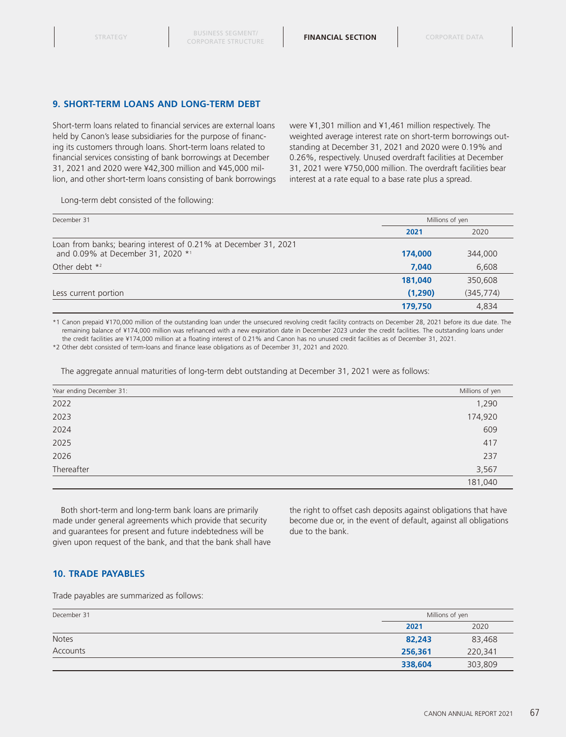## 9. SHORT-TERM LOANS AND LONG-TERM DEBT

Short-term loans related to financial services are external loans held by Canon's lease subsidiaries for the purpose of financing its customers through loans. Short-term loans related to financial services consisting of bank borrowings at December 31, 2021 and 2020 were ¥42,300 million and ¥45,000 million, and other short-term loans consisting of bank borrowings were ¥1,301 million and ¥1,461 million respectively. The weighted average interest rate on short-term borrowings outstanding at December 31, 2021 and 2020 were 0.19% and 0.26%, respectively. Unused overdraft facilities at December 31, 2021 were ¥750,000 million. The overdraft facilities bear interest at a rate equal to a base rate plus a spread.

Long-term debt consisted of the following:

| December 31 | Millions of yen | |
|---|---|---|
| | **2021** | 2020 |
| Loan from banks; bearing interest of 0.21% at December 31, 2021 and 0.09% at December 31, 2020 *1 | **174,000** | 344,000 |
| Other debt *2 | **7,040** | 6,608 |
| | **181,040** | 350,608 |
| Less current portion | **(1,290)** | (345,774) |
| | **179,750** | 4,834 |

*1 Canon prepaid ¥170,000 million of the outstanding loan under the unsecured revolving credit facility contracts on December 28, 2021 before its due date. The remaining balance of ¥174,000 million was refinanced with a new expiration date in December 2023 under the credit facilities. The outstanding loans under the credit facilities are ¥174,000 million at a floating interest of 0.21% and Canon has no unused credit facilities as of December 31, 2021.

*2 Other debt consisted of term-loans and finance lease obligations as of December 31, 2021 and 2020.

The aggregate annual maturities of long-term debt outstanding at December 31, 2021 were as follows:

| Year ending December 31: | Millions of yen |
|---|---|
| 2022 | 1,290 |
| 2023 | 174,920 |
| 2024 | 609 |
| 2025 | 417 |
| 2026 | 237 |
| Thereafter | 3,567 |
| | 181,040 |

Both short-term and long-term bank loans are primarily made under general agreements which provide that security and guarantees for present and future indebtedness will be given upon request of the bank, and that the bank shall have the right to offset cash deposits against obligations that have become due or, in the event of default, against all obligations due to the bank.

## 10. TRADE PAYABLES

Trade payables are summarized as follows:

| December 31 | Millions of yen | |
|---|---|---|
| | **2021** | 2020 |
| Notes | **82,243** | 83,468 |
| Accounts | **256,361** | 220,341 |
| | **338,604** | 303,809 |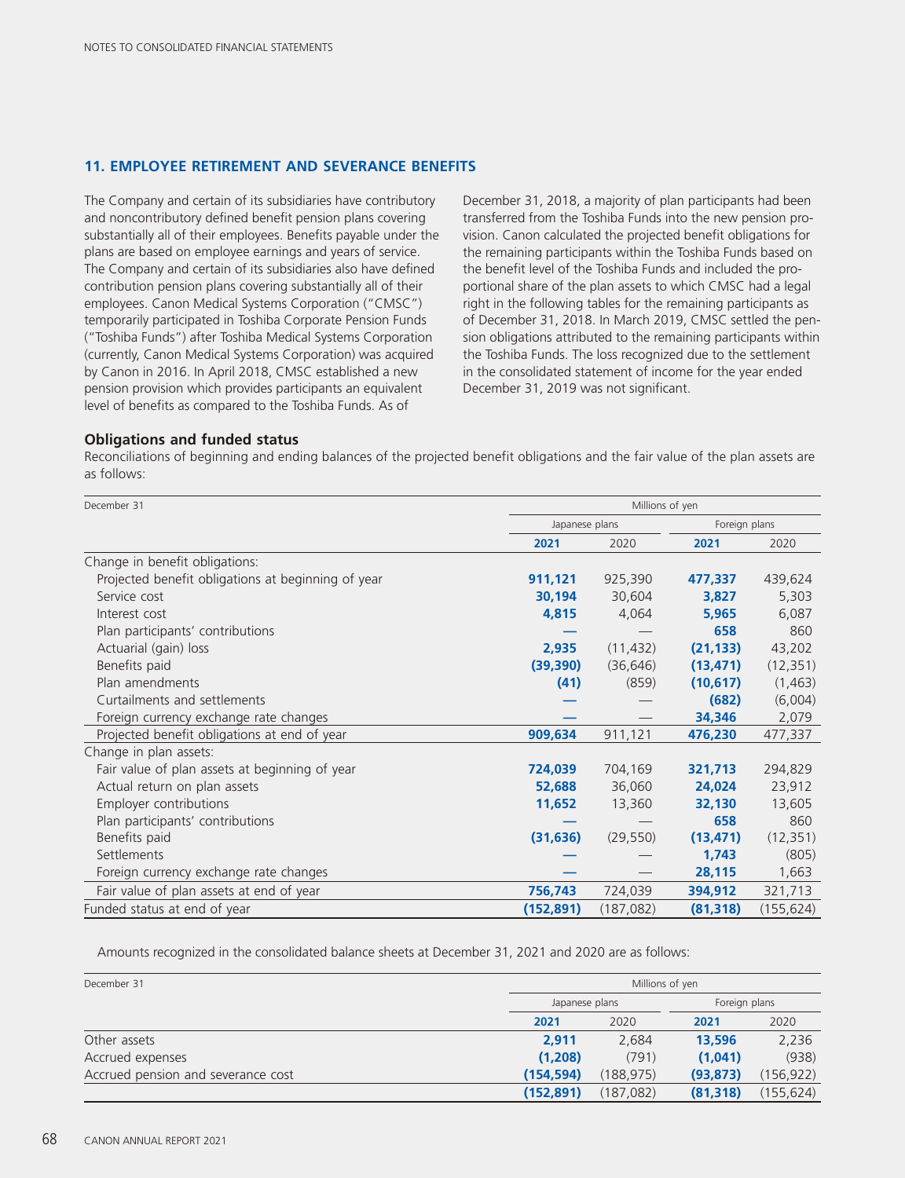## 11. EMPLOYEE RETIREMENT AND SEVERANCE BENEFITS

The Company and certain of its subsidiaries have contributory and noncontributory defined benefit pension plans covering substantially all of their employees. Benefits payable under the plans are based on employee earnings and years of service. The Company and certain of its subsidiaries also have defined contribution pension plans covering substantially all of their employees. Canon Medical Systems Corporation ("CMSC") temporarily participated in Toshiba Corporate Pension Funds ("Toshiba Funds") after Toshiba Medical Systems Corporation (currently, Canon Medical Systems Corporation) was acquired by Canon in 2016. In April 2018, CMSC established a new pension provision which provides participants an equivalent level of benefits as compared to the Toshiba Funds. As of December 31, 2018, a majority of plan participants had been transferred from the Toshiba Funds into the new pension provision. Canon calculated the projected benefit obligations for the remaining participants within the Toshiba Funds based on the benefit level of the Toshiba Funds and included the proportional share of the plan assets to which CMSC had a legal right in the following tables for the remaining participants as of December 31, 2018. In March 2019, CMSC settled the pension obligations attributed to the remaining participants within the Toshiba Funds. The loss recognized due to the settlement in the consolidated statement of income for the year ended December 31, 2019 was not significant.

### Obligations and funded status

Reconciliations of beginning and ending balances of the projected benefit obligations and the fair value of the plan assets are as follows:

| December 31 | Millions of yen | | | |
|---|---|---|---|---|
| | Japanese plans | | Foreign plans | |
| | **2021** | 2020 | **2021** | 2020 |
| Change in benefit obligations: | | | | |
| Projected benefit obligations at beginning of year | **911,121** | 925,390 | **477,337** | 439,624 |
| Service cost | **30,194** | 30,604 | **3,827** | 5,303 |
| Interest cost | **4,815** | 4,064 | **5,965** | 6,087 |
| Plan participants' contributions | **—** | — | **658** | 860 |
| Actuarial (gain) loss | **2,935** | (11,432) | **(21,133)** | 43,202 |
| Benefits paid | **(39,390)** | (36,646) | **(13,471)** | (12,351) |
| Plan amendments | **(41)** | (859) | **(10,617)** | (1,463) |
| Curtailments and settlements | **—** | — | **(682)** | (6,004) |
| Foreign currency exchange rate changes | **—** | — | **34,346** | 2,079 |
| Projected benefit obligations at end of year | **909,634** | 911,121 | **476,230** | 477,337 |
| Change in plan assets: | | | | |
| Fair value of plan assets at beginning of year | **724,039** | 704,169 | **321,713** | 294,829 |
| Actual return on plan assets | **52,688** | 36,060 | **24,024** | 23,912 |
| Employer contributions | **11,652** | 13,360 | **32,130** | 13,605 |
| Plan participants' contributions | **—** | — | **658** | 860 |
| Benefits paid | **(31,636)** | (29,550) | **(13,471)** | (12,351) |
| Settlements | **—** | — | **1,743** | (805) |
| Foreign currency exchange rate changes | **—** | — | **28,115** | 1,663 |
| Fair value of plan assets at end of year | **756,743** | 724,039 | **394,912** | 321,713 |
| Funded status at end of year | **(152,891)** | (187,082) | **(81,318)** | (155,624) |

Amounts recognized in the consolidated balance sheets at December 31, 2021 and 2020 are as follows:

| December 31 | Millions of yen | | | |
|---|---|---|---|---|
| | Japanese plans | | Foreign plans | |
| | **2021** | 2020 | **2021** | 2020 |
| Other assets | **2,911** | 2,684 | **13,596** | 2,236 |
| Accrued expenses | **(1,208)** | (791) | **(1,041)** | (938) |
| Accrued pension and severance cost | **(154,594)** | (188,975) | **(93,873)** | (156,922) |
| | **(152,891)** | (187,082) | **(81,318)** | (155,624) |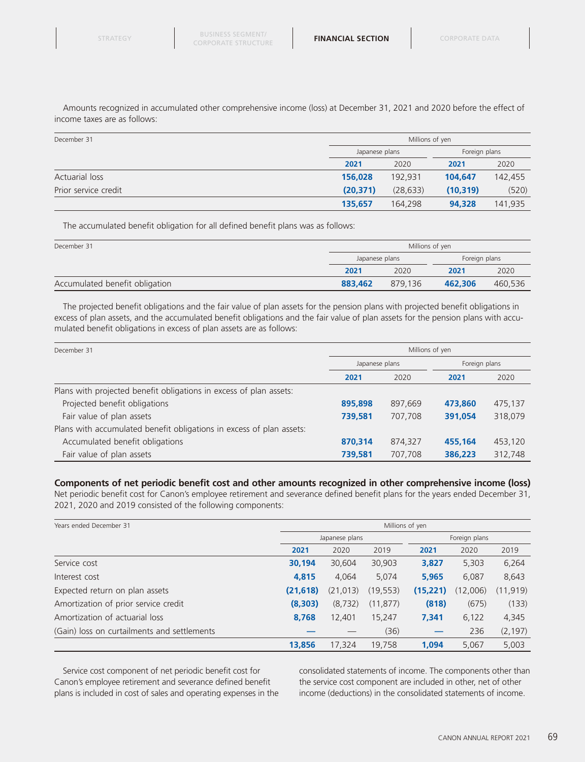Amounts recognized in accumulated other comprehensive income (loss) at December 31, 2021 and 2020 before the effect of income taxes are as follows:

| December 31 | Millions of yen | | | |
|---|---|---|---|---|
| | Japanese plans | | Foreign plans | |
| | **2021** | 2020 | **2021** | 2020 |
| Actuarial loss | **156,028** | 192,931 | **104,647** | 142,455 |
| Prior service credit | **(20,371)** | (28,633) | **(10,319)** | (520) |
| | **135,657** | 164,298 | **94,328** | 141,935 |

The accumulated benefit obligation for all defined benefit plans was as follows:

| December 31 | Millions of yen | | | |
|---|---|---|---|---|
| | Japanese plans | | Foreign plans | |
| | **2021** | 2020 | **2021** | 2020 |
| Accumulated benefit obligation | **883,462** | 879,136 | **462,306** | 460,536 |

The projected benefit obligations and the fair value of plan assets for the pension plans with projected benefit obligations in excess of plan assets, and the accumulated benefit obligations and the fair value of plan assets for the pension plans with accumulated benefit obligations in excess of plan assets are as follows:

| December 31 | Millions of yen | | | |
|---|---|---|---|---|
| | Japanese plans | | Foreign plans | |
| | **2021** | 2020 | **2021** | 2020 |
| Plans with projected benefit obligations in excess of plan assets: | | | | |
| Projected benefit obligations | **895,898** | 897,669 | **473,860** | 475,137 |
| Fair value of plan assets | **739,581** | 707,708 | **391,054** | 318,079 |
| Plans with accumulated benefit obligations in excess of plan assets: | | | | |
| Accumulated benefit obligations | **870,314** | 874,327 | **455,164** | 453,120 |
| Fair value of plan assets | **739,581** | 707,708 | **386,223** | 312,748 |

**Components of net periodic benefit cost and other amounts recognized in other comprehensive income (loss)**

Net periodic benefit cost for Canon's employee retirement and severance defined benefit plans for the years ended December 31, 2021, 2020 and 2019 consisted of the following components:

| Years ended December 31 | Millions of yen | | | | | |
|---|---|---|---|---|---|---|
| | Japanese plans | | | Foreign plans | | |
| | **2021** | 2020 | 2019 | **2021** | 2020 | 2019 |
| Service cost | **30,194** | 30,604 | 30,903 | **3,827** | 5,303 | 6,264 |
| Interest cost | **4,815** | 4,064 | 5,074 | **5,965** | 6,087 | 8,643 |
| Expected return on plan assets | **(21,618)** | (21,013) | (19,553) | **(15,221)** | (12,006) | (11,919) |
| Amortization of prior service credit | **(8,303)** | (8,732) | (11,877) | **(818)** | (675) | (133) |
| Amortization of actuarial loss | **8,768** | 12,401 | 15,247 | **7,341** | 6,122 | 4,345 |
| (Gain) loss on curtailments and settlements | **—** | — | (36) | **—** | 236 | (2,197) |
| | **13,856** | 17,324 | 19,758 | **1,094** | 5,067 | 5,003 |

Service cost component of net periodic benefit cost for Canon's employee retirement and severance defined benefit plans is included in cost of sales and operating expenses in the consolidated statements of income. The components other than the service cost component are included in other, net of other income (deductions) in the consolidated statements of income.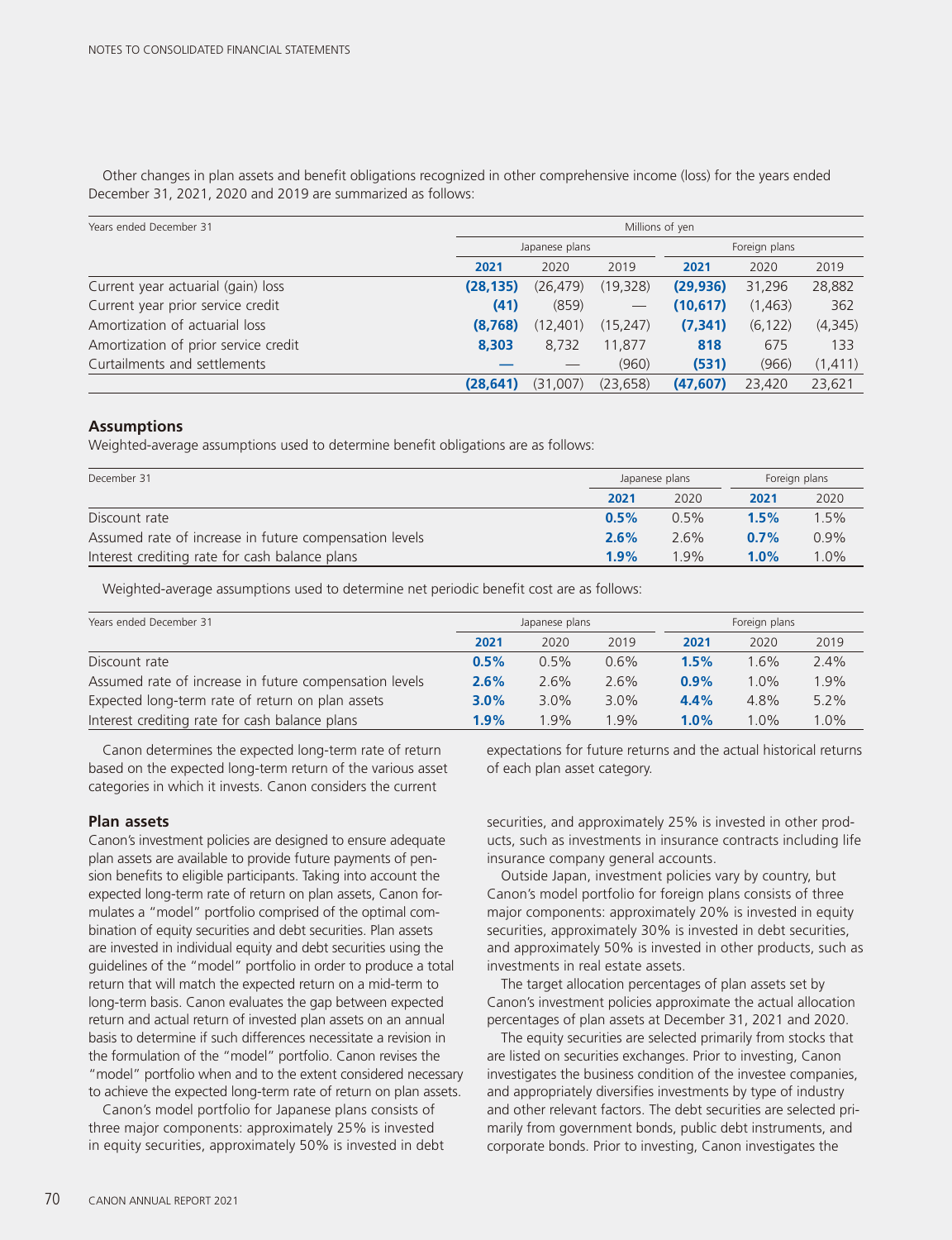Other changes in plan assets and benefit obligations recognized in other comprehensive income (loss) for the years ended December 31, 2021, 2020 and 2019 are summarized as follows:

| Years ended December 31 | Millions of yen | | | | | |
|---|---|---|---|---|---|---|
| | Japanese plans | | | Foreign plans | | |
| | **2021** | 2020 | 2019 | **2021** | 2020 | 2019 |
| Current year actuarial (gain) loss | **(28,135)** | (26,479) | (19,328) | **(29,936)** | 31,296 | 28,882 |
| Current year prior service credit | **(41)** | (859) | — | **(10,617)** | (1,463) | 362 |
| Amortization of actuarial loss | **(8,768)** | (12,401) | (15,247) | **(7,341)** | (6,122) | (4,345) |
| Amortization of prior service credit | **8,303** | 8,732 | 11,877 | **818** | 675 | 133 |
| Curtailments and settlements | **—** | — | (960) | **(531)** | (966) | (1,411) |
| | **(28,641)** | (31,007) | (23,658) | **(47,607)** | 23,420 | 23,621 |

## Assumptions

Weighted-average assumptions used to determine benefit obligations are as follows:

| December 31 | Japanese plans | | Foreign plans | |
|---|---|---|---|---|
| | **2021** | 2020 | **2021** | 2020 |
| Discount rate | **0.5%** | 0.5% | **1.5%** | 1.5% |
| Assumed rate of increase in future compensation levels | **2.6%** | 2.6% | **0.7%** | 0.9% |
| Interest crediting rate for cash balance plans | **1.9%** | 1.9% | **1.0%** | 1.0% |

Weighted-average assumptions used to determine net periodic benefit cost are as follows:

| Years ended December 31 | Japanese plans | | | Foreign plans | | |
|---|---|---|---|---|---|---|
| | **2021** | 2020 | 2019 | **2021** | 2020 | 2019 |
| Discount rate | **0.5%** | 0.5% | 0.6% | **1.5%** | 1.6% | 2.4% |
| Assumed rate of increase in future compensation levels | **2.6%** | 2.6% | 2.6% | **0.9%** | 1.0% | 1.9% |
| Expected long-term rate of return on plan assets | **3.0%** | 3.0% | 3.0% | **4.4%** | 4.8% | 5.2% |
| Interest crediting rate for cash balance plans | **1.9%** | 1.9% | 1.9% | **1.0%** | 1.0% | 1.0% |

Canon determines the expected long-term rate of return based on the expected long-term return of the various asset categories in which it invests. Canon considers the current expectations for future returns and the actual historical returns of each plan asset category.

## Plan assets

Canon's investment policies are designed to ensure adequate plan assets are available to provide future payments of pension benefits to eligible participants. Taking into account the expected long-term rate of return on plan assets, Canon formulates a "model" portfolio comprised of the optimal combination of equity securities and debt securities. Plan assets are invested in individual equity and debt securities using the guidelines of the "model" portfolio in order to produce a total return that will match the expected return on a mid-term to long-term basis. Canon evaluates the gap between expected return and actual return of invested plan assets on an annual basis to determine if such differences necessitate a revision in the formulation of the "model" portfolio. Canon revises the "model" portfolio when and to the extent considered necessary to achieve the expected long-term rate of return on plan assets.

Canon's model portfolio for Japanese plans consists of three major components: approximately 25% is invested in equity securities, approximately 50% is invested in debt securities, and approximately 25% is invested in other products, such as investments in insurance contracts including life insurance company general accounts.

Outside Japan, investment policies vary by country, but Canon's model portfolio for foreign plans consists of three major components: approximately 20% is invested in equity securities, approximately 30% is invested in debt securities, and approximately 50% is invested in other products, such as investments in real estate assets.

The target allocation percentages of plan assets set by Canon's investment policies approximate the actual allocation percentages of plan assets at December 31, 2021 and 2020.

The equity securities are selected primarily from stocks that are listed on securities exchanges. Prior to investing, Canon investigates the business condition of the investee companies, and appropriately diversifies investments by type of industry and other relevant factors. The debt securities are selected primarily from government bonds, public debt instruments, and corporate bonds. Prior to investing, Canon investigates the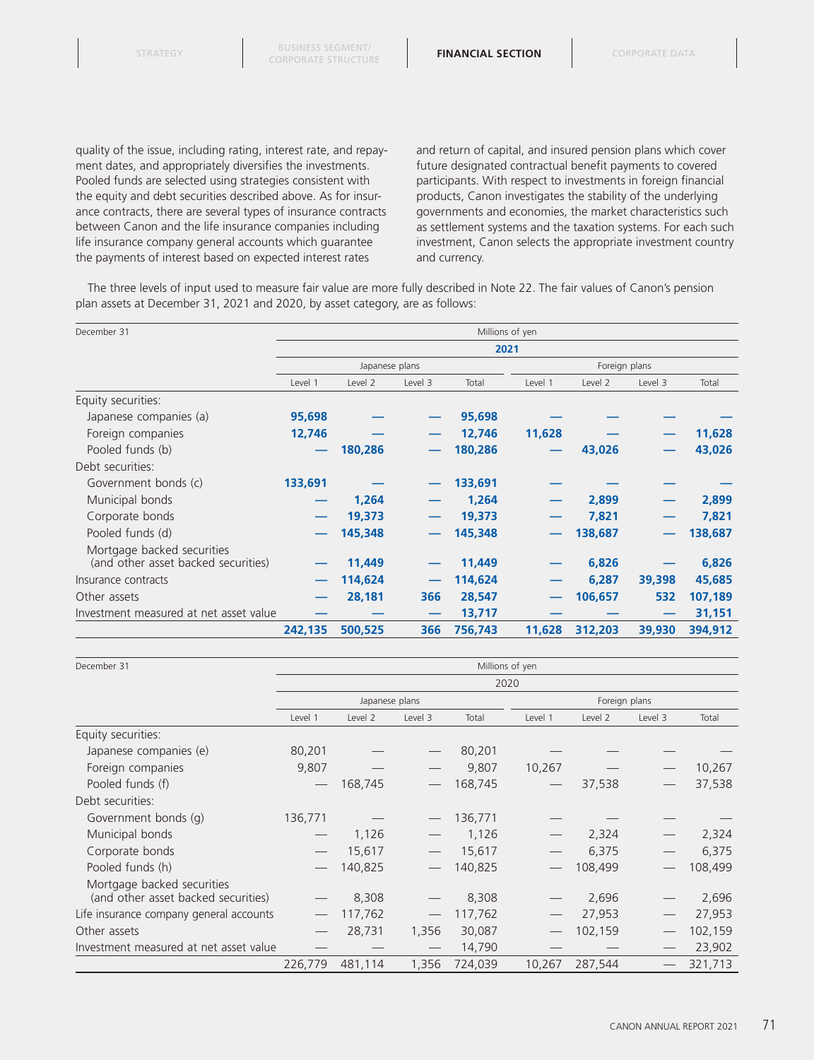quality of the issue, including rating, interest rate, and repayment dates, and appropriately diversifies the investments. Pooled funds are selected using strategies consistent with the equity and debt securities described above. As for insurance contracts, there are several types of insurance contracts between Canon and the life insurance companies including life insurance company general accounts which guarantee the payments of interest based on expected interest rates and return of capital, and insured pension plans which cover future designated contractual benefit payments to covered participants. With respect to investments in foreign financial products, Canon investigates the stability of the underlying governments and economies, the market characteristics such as settlement systems and the taxation systems. For each such investment, Canon selects the appropriate investment country and currency.

The three levels of input used to measure fair value are more fully described in Note 22. The fair values of Canon's pension plan assets at December 31, 2021 and 2020, by asset category, are as follows:

| December 31 | Millions of yen | | | | | | | |
|---|---|---|---|---|---|---|---|---|
| | **2021** | | | | | | | |
| | Japanese plans | | | | Foreign plans | | | |
| | Level 1 | Level 2 | Level 3 | Total | Level 1 | Level 2 | Level 3 | Total |
| Equity securities: | | | | | | | | |
| Japanese companies (a) | **95,698** | **—** | **—** | **95,698** | **—** | **—** | **—** | **—** |
| Foreign companies | **12,746** | **—** | **—** | **12,746** | **11,628** | **—** | **—** | **11,628** |
| Pooled funds (b) | **—** | **180,286** | **—** | **180,286** | **—** | **43,026** | **—** | **43,026** |
| Debt securities: | | | | | | | | |
| Government bonds (c) | **133,691** | **—** | **—** | **133,691** | **—** | **—** | **—** | **—** |
| Municipal bonds | **—** | **1,264** | **—** | **1,264** | **—** | **2,899** | **—** | **2,899** |
| Corporate bonds | **—** | **19,373** | **—** | **19,373** | **—** | **7,821** | **—** | **7,821** |
| Pooled funds (d) | **—** | **145,348** | **—** | **145,348** | **—** | **138,687** | **—** | **138,687** |
| Mortgage backed securities (and other asset backed securities) | **—** | **11,449** | **—** | **11,449** | **—** | **6,826** | **—** | **6,826** |
| Insurance contracts | **—** | **114,624** | **—** | **114,624** | **—** | **6,287** | **39,398** | **45,685** |
| Other assets | **—** | **28,181** | **366** | **28,547** | **—** | **106,657** | **532** | **107,189** |
| Investment measured at net asset value | **—** | **—** | **—** | **13,717** | **—** | **—** | **—** | **31,151** |
| | **242,135** | **500,525** | **366** | **756,743** | **11,628** | **312,203** | **39,930** | **394,912** |

| December 31 | Millions of yen | | | | | | | |
|---|---|---|---|---|---|---|---|---|
| | 2020 | | | | | | | |
| | Japanese plans | | | | Foreign plans | | | |
| | Level 1 | Level 2 | Level 3 | Total | Level 1 | Level 2 | Level 3 | Total |
| Equity securities: | | | | | | | | |
| Japanese companies (e) | 80,201 | — | — | 80,201 | — | — | — | — |
| Foreign companies | 9,807 | — | — | 9,807 | 10,267 | — | — | 10,267 |
| Pooled funds (f) | — | 168,745 | — | 168,745 | — | 37,538 | — | 37,538 |
| Debt securities: | | | | | | | | |
| Government bonds (g) | 136,771 | — | — | 136,771 | — | — | — | — |
| Municipal bonds | — | 1,126 | — | 1,126 | — | 2,324 | — | 2,324 |
| Corporate bonds | — | 15,617 | — | 15,617 | — | 6,375 | — | 6,375 |
| Pooled funds (h) | — | 140,825 | — | 140,825 | — | 108,499 | — | 108,499 |
| Mortgage backed securities (and other asset backed securities) | — | 8,308 | — | 8,308 | — | 2,696 | — | 2,696 |
| Life insurance company general accounts | — | 117,762 | — | 117,762 | — | 27,953 | — | 27,953 |
| Other assets | — | 28,731 | 1,356 | 30,087 | — | 102,159 | — | 102,159 |
| Investment measured at net asset value | — | — | — | 14,790 | — | — | — | 23,902 |
| | 226,779 | 481,114 | 1,356 | 724,039 | 10,267 | 287,544 | — | 321,713 |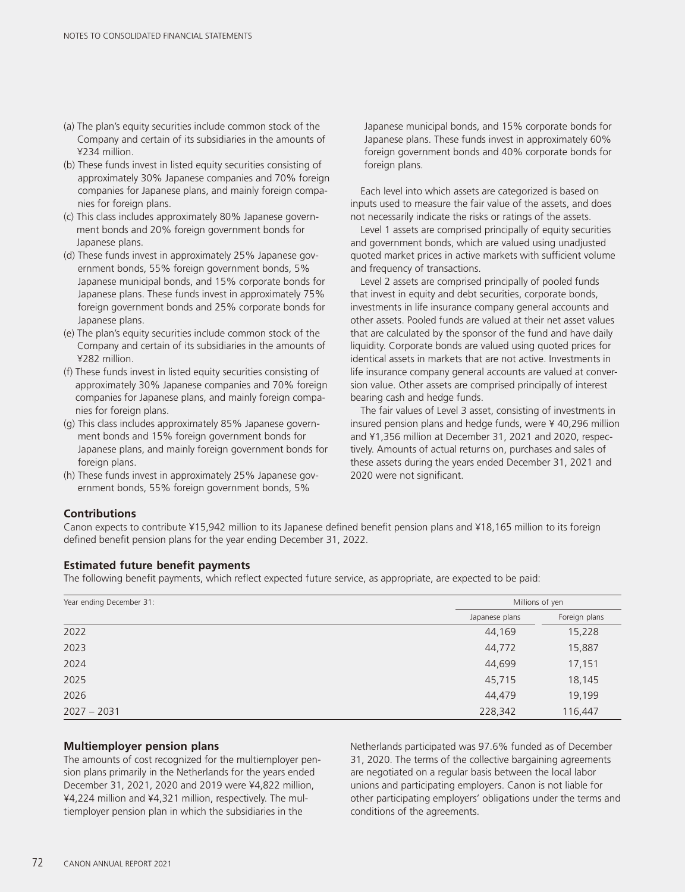(a) The plan's equity securities include common stock of the Company and certain of its subsidiaries in the amounts of ¥234 million.
(b) These funds invest in listed equity securities consisting of approximately 30% Japanese companies and 70% foreign companies for Japanese plans, and mainly foreign companies for foreign plans.
(c) This class includes approximately 80% Japanese government bonds and 20% foreign government bonds for Japanese plans.
(d) These funds invest in approximately 25% Japanese government bonds, 55% foreign government bonds, 5% Japanese municipal bonds, and 15% corporate bonds for Japanese plans. These funds invest in approximately 75% foreign government bonds and 25% corporate bonds for Japanese plans.
(e) The plan's equity securities include common stock of the Company and certain of its subsidiaries in the amounts of ¥282 million.
(f) These funds invest in listed equity securities consisting of approximately 30% Japanese companies and 70% foreign companies for Japanese plans, and mainly foreign companies for foreign plans.
(g) This class includes approximately 85% Japanese government bonds and 15% foreign government bonds for Japanese plans, and mainly foreign government bonds for foreign plans.
(h) These funds invest in approximately 25% Japanese government bonds, 55% foreign government bonds, 5% Japanese municipal bonds, and 15% corporate bonds for Japanese plans. These funds invest in approximately 60% foreign government bonds and 40% corporate bonds for foreign plans.

Each level into which assets are categorized is based on inputs used to measure the fair value of the assets, and does not necessarily indicate the risks or ratings of the assets.

Level 1 assets are comprised principally of equity securities and government bonds, which are valued using unadjusted quoted market prices in active markets with sufficient volume and frequency of transactions.

Level 2 assets are comprised principally of pooled funds that invest in equity and debt securities, corporate bonds, investments in life insurance company general accounts and other assets. Pooled funds are valued at their net asset values that are calculated by the sponsor of the fund and have daily liquidity. Corporate bonds are valued using quoted prices for identical assets in markets that are not active. Investments in life insurance company general accounts are valued at conversion value. Other assets are comprised principally of interest bearing cash and hedge funds.

The fair values of Level 3 asset, consisting of investments in insured pension plans and hedge funds, were ¥ 40,296 million and ¥1,356 million at December 31, 2021 and 2020, respectively. Amounts of actual returns on, purchases and sales of these assets during the years ended December 31, 2021 and 2020 were not significant.

### Contributions

Canon expects to contribute ¥15,942 million to its Japanese defined benefit pension plans and ¥18,165 million to its foreign defined benefit pension plans for the year ending December 31, 2022.

### Estimated future benefit payments

The following benefit payments, which reflect expected future service, as appropriate, are expected to be paid:

| Year ending December 31: | Millions of yen | |
|---|---|---|
| | Japanese plans | Foreign plans |
| 2022 | 44,169 | 15,228 |
| 2023 | 44,772 | 15,887 |
| 2024 | 44,699 | 17,151 |
| 2025 | 45,715 | 18,145 |
| 2026 | 44,479 | 19,199 |
| 2027 – 2031 | 228,342 | 116,447 |

### Multiemployer pension plans

The amounts of cost recognized for the multiemployer pension plans primarily in the Netherlands for the years ended December 31, 2021, 2020 and 2019 were ¥4,822 million, ¥4,224 million and ¥4,321 million, respectively. The multiemployer pension plan in which the subsidiaries in the Netherlands participated was 97.6% funded as of December 31, 2020. The terms of the collective bargaining agreements are negotiated on a regular basis between the local labor unions and participating employers. Canon is not liable for other participating employers' obligations under the terms and conditions of the agreements.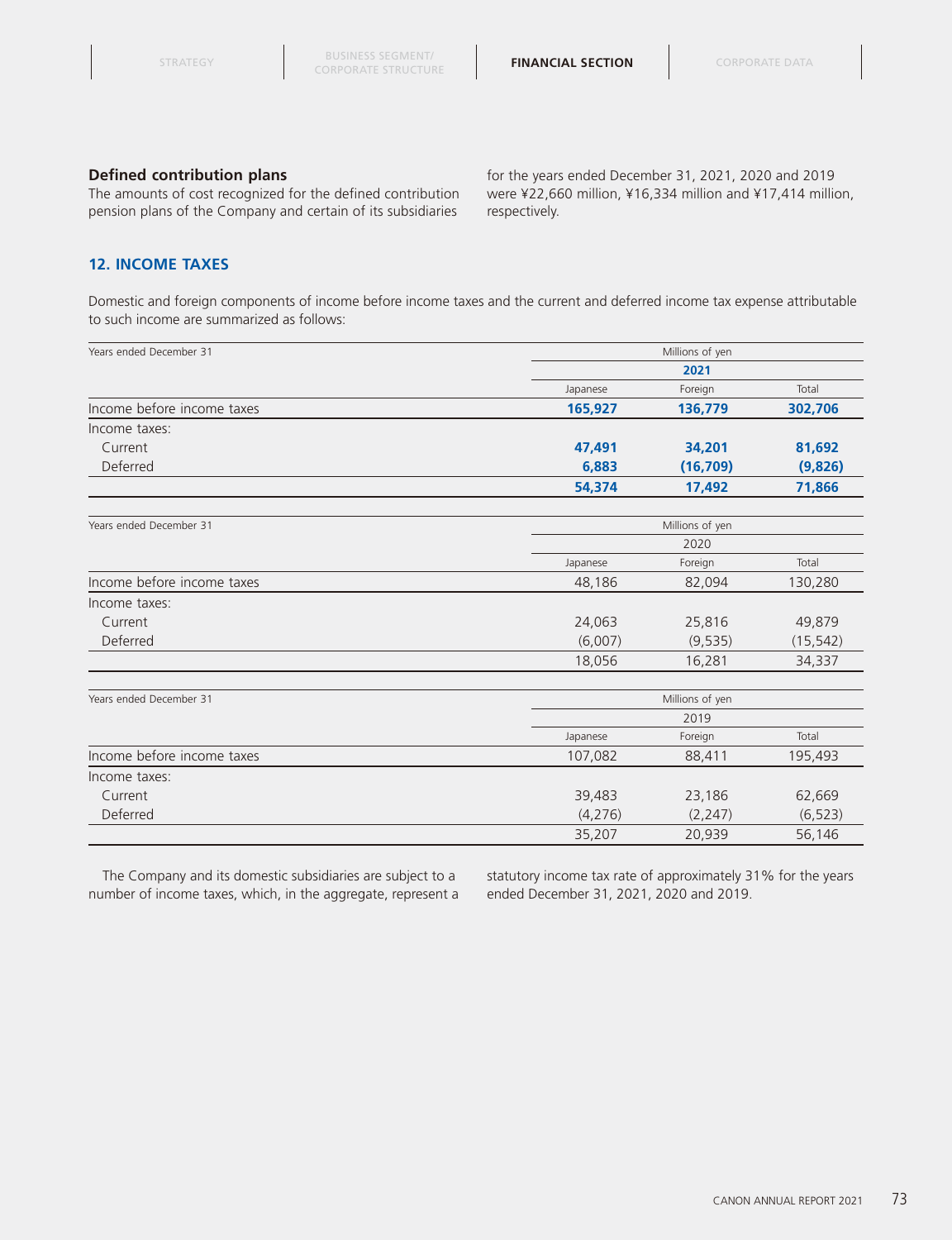### Defined contribution plans

The amounts of cost recognized for the defined contribution pension plans of the Company and certain of its subsidiaries for the years ended December 31, 2021, 2020 and 2019 were ¥22,660 million, ¥16,334 million and ¥17,414 million, respectively.

## 12. INCOME TAXES

Domestic and foreign components of income before income taxes and the current and deferred income tax expense attributable to such income are summarized as follows:

| Years ended December 31 | Millions of yen | | |
|---|---|---|---|
| | 2021 | | |
| | Japanese | Foreign | Total |
| Income before income taxes | **165,927** | **136,779** | **302,706** |
| Income taxes: | | | |
| Current | **47,491** | **34,201** | **81,692** |
| Deferred | **6,883** | **(16,709)** | **(9,826)** |
| | **54,374** | **17,492** | **71,866** |

| Years ended December 31 | Millions of yen | | |
|---|---|---|---|
| | 2020 | | |
| | Japanese | Foreign | Total |
| Income before income taxes | 48,186 | 82,094 | 130,280 |
| Income taxes: | | | |
| Current | 24,063 | 25,816 | 49,879 |
| Deferred | (6,007) | (9,535) | (15,542) |
| | 18,056 | 16,281 | 34,337 |

| Years ended December 31 | Millions of yen | | |
|---|---|---|---|
| | 2019 | | |
| | Japanese | Foreign | Total |
| Income before income taxes | 107,082 | 88,411 | 195,493 |
| Income taxes: | | | |
| Current | 39,483 | 23,186 | 62,669 |
| Deferred | (4,276) | (2,247) | (6,523) |
| | 35,207 | 20,939 | 56,146 |

The Company and its domestic subsidiaries are subject to a number of income taxes, which, in the aggregate, represent a statutory income tax rate of approximately 31% for the years ended December 31, 2021, 2020 and 2019.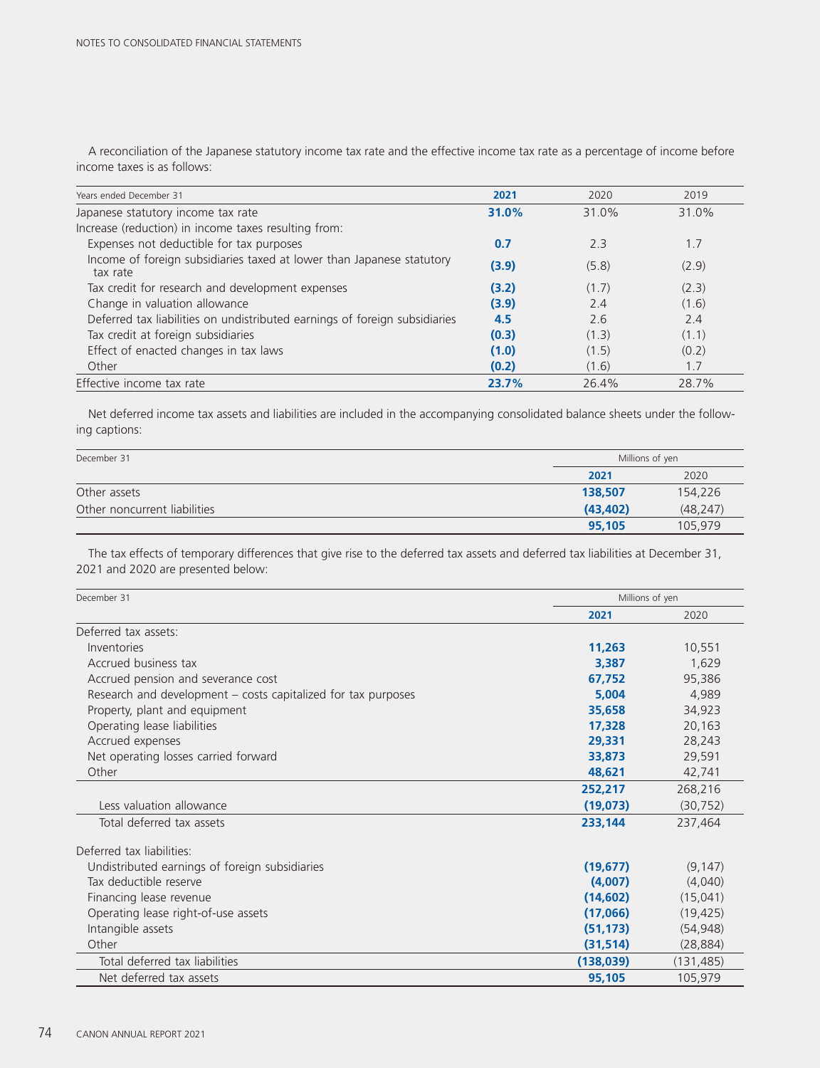A reconciliation of the Japanese statutory income tax rate and the effective income tax rate as a percentage of income before income taxes is as follows:

| Years ended December 31 | 2021 | 2020 | 2019 |
|---|---|---|---|
| Japanese statutory income tax rate | **31.0%** | 31.0% | 31.0% |
| Increase (reduction) in income taxes resulting from: | | | |
| Expenses not deductible for tax purposes | **0.7** | 2.3 | 1.7 |
| Income of foreign subsidiaries taxed at lower than Japanese statutory tax rate | **(3.9)** | (5.8) | (2.9) |
| Tax credit for research and development expenses | **(3.2)** | (1.7) | (2.3) |
| Change in valuation allowance | **(3.9)** | 2.4 | (1.6) |
| Deferred tax liabilities on undistributed earnings of foreign subsidiaries | **4.5** | 2.6 | 2.4 |
| Tax credit at foreign subsidiaries | **(0.3)** | (1.3) | (1.1) |
| Effect of enacted changes in tax laws | **(1.0)** | (1.5) | (0.2) |
| Other | **(0.2)** | (1.6) | 1.7 |
| Effective income tax rate | **23.7%** | 26.4% | 28.7% |

Net deferred income tax assets and liabilities are included in the accompanying consolidated balance sheets under the following captions:

| December 31 | Millions of yen | |
|---|---|---|
| | 2021 | 2020 |
| Other assets | **138,507** | 154,226 |
| Other noncurrent liabilities | **(43,402)** | (48,247) |
| | **95,105** | 105,979 |

The tax effects of temporary differences that give rise to the deferred tax assets and deferred tax liabilities at December 31, 2021 and 2020 are presented below:

| December 31 | Millions of yen | |
|---|---|---|
| | 2021 | 2020 |
| Deferred tax assets: | | |
| Inventories | **11,263** | 10,551 |
| Accrued business tax | **3,387** | 1,629 |
| Accrued pension and severance cost | **67,752** | 95,386 |
| Research and development – costs capitalized for tax purposes | **5,004** | 4,989 |
| Property, plant and equipment | **35,658** | 34,923 |
| Operating lease liabilities | **17,328** | 20,163 |
| Accrued expenses | **29,331** | 28,243 |
| Net operating losses carried forward | **33,873** | 29,591 |
| Other | **48,621** | 42,741 |
| | **252,217** | 268,216 |
| Less valuation allowance | **(19,073)** | (30,752) |
| Total deferred tax assets | **233,144** | 237,464 |
| Deferred tax liabilities: | | |
| Undistributed earnings of foreign subsidiaries | **(19,677)** | (9,147) |
| Tax deductible reserve | **(4,007)** | (4,040) |
| Financing lease revenue | **(14,602)** | (15,041) |
| Operating lease right-of-use assets | **(17,066)** | (19,425) |
| Intangible assets | **(51,173)** | (54,948) |
| Other | **(31,514)** | (28,884) |
| Total deferred tax liabilities | **(138,039)** | (131,485) |
| Net deferred tax assets | **95,105** | 105,979 |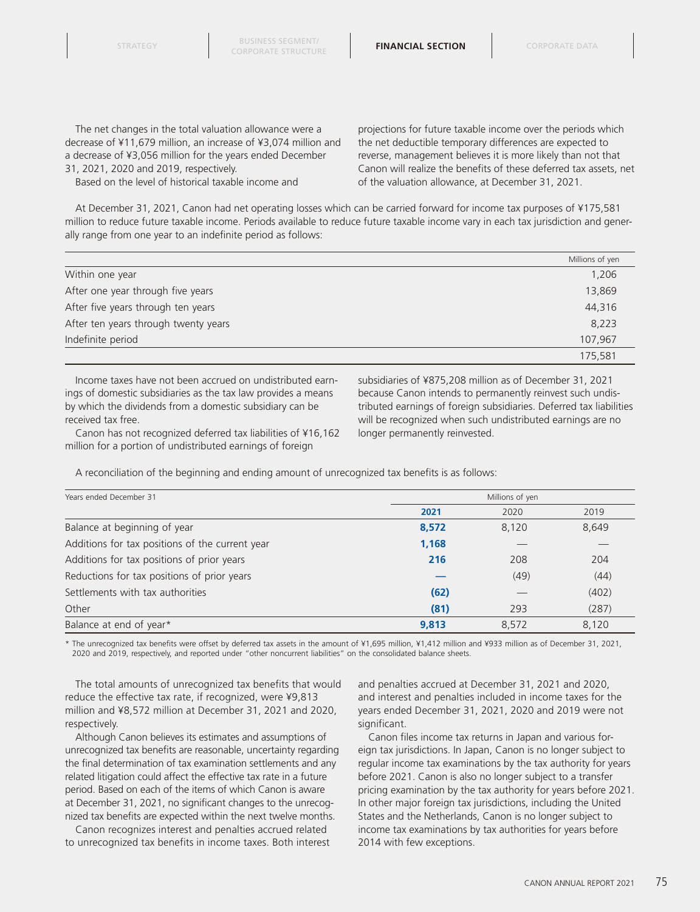The net changes in the total valuation allowance were a decrease of ¥11,679 million, an increase of ¥3,074 million and a decrease of ¥3,056 million for the years ended December 31, 2021, 2020 and 2019, respectively.

Based on the level of historical taxable income and projections for future taxable income over the periods which the net deductible temporary differences are expected to reverse, management believes it is more likely than not that Canon will realize the benefits of these deferred tax assets, net of the valuation allowance, at December 31, 2021.

At December 31, 2021, Canon had net operating losses which can be carried forward for income tax purposes of ¥175,581 million to reduce future taxable income. Periods available to reduce future taxable income vary in each tax jurisdiction and generally range from one year to an indefinite period as follows:

| | Millions of yen |
|---|---|
| Within one year | 1,206 |
| After one year through five years | 13,869 |
| After five years through ten years | 44,316 |
| After ten years through twenty years | 8,223 |
| Indefinite period | 107,967 |
| | 175,581 |

Income taxes have not been accrued on undistributed earnings of domestic subsidiaries as the tax law provides a means by which the dividends from a domestic subsidiary can be received tax free.

Canon has not recognized deferred tax liabilities of ¥16,162 million for a portion of undistributed earnings of foreign subsidiaries of ¥875,208 million as of December 31, 2021 because Canon intends to permanently reinvest such undistributed earnings of foreign subsidiaries. Deferred tax liabilities will be recognized when such undistributed earnings are no longer permanently reinvested.

A reconciliation of the beginning and ending amount of unrecognized tax benefits is as follows:

| Years ended December 31 | Millions of yen | | |
|---|---|---|---|
| | **2021** | 2020 | 2019 |
| Balance at beginning of year | **8,572** | 8,120 | 8,649 |
| Additions for tax positions of the current year | **1,168** | — | — |
| Additions for tax positions of prior years | **216** | 208 | 204 |
| Reductions for tax positions of prior years | **—** | (49) | (44) |
| Settlements with tax authorities | **(62)** | — | (402) |
| Other | **(81)** | 293 | (287) |
| Balance at end of year* | **9,813** | 8,572 | 8,120 |

* The unrecognized tax benefits were offset by deferred tax assets in the amount of ¥1,695 million, ¥1,412 million and ¥933 million as of December 31, 2021, 2020 and 2019, respectively, and reported under "other noncurrent liabilities" on the consolidated balance sheets.

The total amounts of unrecognized tax benefits that would reduce the effective tax rate, if recognized, were ¥9,813 million and ¥8,572 million at December 31, 2021 and 2020, respectively.

Although Canon believes its estimates and assumptions of unrecognized tax benefits are reasonable, uncertainty regarding the final determination of tax examination settlements and any related litigation could affect the effective tax rate in a future period. Based on each of the items of which Canon is aware at December 31, 2021, no significant changes to the unrecognized tax benefits are expected within the next twelve months.

Canon recognizes interest and penalties accrued related to unrecognized tax benefits in income taxes. Both interest and penalties accrued at December 31, 2021 and 2020, and interest and penalties included in income taxes for the years ended December 31, 2021, 2020 and 2019 were not significant.

Canon files income tax returns in Japan and various foreign tax jurisdictions. In Japan, Canon is no longer subject to regular income tax examinations by the tax authority for years before 2021. Canon is also no longer subject to a transfer pricing examination by the tax authority for years before 2021. In other major foreign tax jurisdictions, including the United States and the Netherlands, Canon is no longer subject to income tax examinations by tax authorities for years before 2014 with few exceptions.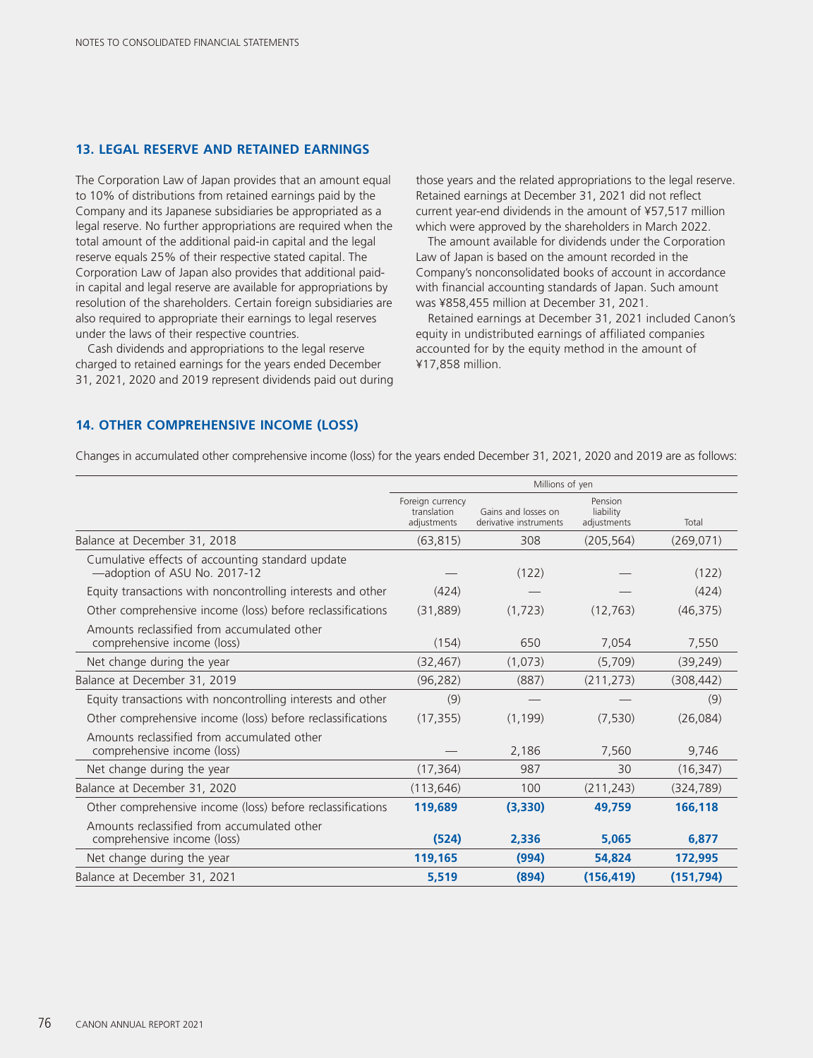## 13. LEGAL RESERVE AND RETAINED EARNINGS

The Corporation Law of Japan provides that an amount equal to 10% of distributions from retained earnings paid by the Company and its Japanese subsidiaries be appropriated as a legal reserve. No further appropriations are required when the total amount of the additional paid-in capital and the legal reserve equals 25% of their respective stated capital. The Corporation Law of Japan also provides that additional paid-in capital and legal reserve are available for appropriations by resolution of the shareholders. Certain foreign subsidiaries are also required to appropriate their earnings to legal reserves under the laws of their respective countries.

Cash dividends and appropriations to the legal reserve charged to retained earnings for the years ended December 31, 2021, 2020 and 2019 represent dividends paid out during those years and the related appropriations to the legal reserve. Retained earnings at December 31, 2021 did not reflect current year-end dividends in the amount of ¥57,517 million which were approved by the shareholders in March 2022.

The amount available for dividends under the Corporation Law of Japan is based on the amount recorded in the Company's nonconsolidated books of account in accordance with financial accounting standards of Japan. Such amount was ¥858,455 million at December 31, 2021.

Retained earnings at December 31, 2021 included Canon's equity in undistributed earnings of affiliated companies accounted for by the equity method in the amount of ¥17,858 million.

## 14. OTHER COMPREHENSIVE INCOME (LOSS)

Changes in accumulated other comprehensive income (loss) for the years ended December 31, 2021, 2020 and 2019 are as follows:

| | Millions of yen | | | |
|---|---|---|---|---|
| | Foreign currency translation adjustments | Gains and losses on derivative instruments | Pension liability adjustments | Total |
| Balance at December 31, 2018 | (63,815) | 308 | (205,564) | (269,071) |
| Cumulative effects of accounting standard update —adoption of ASU No. 2017-12 | — | (122) | — | (122) |
| Equity transactions with noncontrolling interests and other | (424) | — | — | (424) |
| Other comprehensive income (loss) before reclassifications | (31,889) | (1,723) | (12,763) | (46,375) |
| Amounts reclassified from accumulated other comprehensive income (loss) | (154) | 650 | 7,054 | 7,550 |
| Net change during the year | (32,467) | (1,073) | (5,709) | (39,249) |
| Balance at December 31, 2019 | (96,282) | (887) | (211,273) | (308,442) |
| Equity transactions with noncontrolling interests and other | (9) | — | — | (9) |
| Other comprehensive income (loss) before reclassifications | (17,355) | (1,199) | (7,530) | (26,084) |
| Amounts reclassified from accumulated other comprehensive income (loss) | — | 2,186 | 7,560 | 9,746 |
| Net change during the year | (17,364) | 987 | 30 | (16,347) |
| Balance at December 31, 2020 | (113,646) | 100 | (211,243) | (324,789) |
| Other comprehensive income (loss) before reclassifications | **119,689** | **(3,330)** | **49,759** | **166,118** |
| Amounts reclassified from accumulated other comprehensive income (loss) | **(524)** | **2,336** | **5,065** | **6,877** |
| Net change during the year | **119,165** | **(994)** | **54,824** | **172,995** |
| Balance at December 31, 2021 | **5,519** | **(894)** | **(156,419)** | **(151,794)** |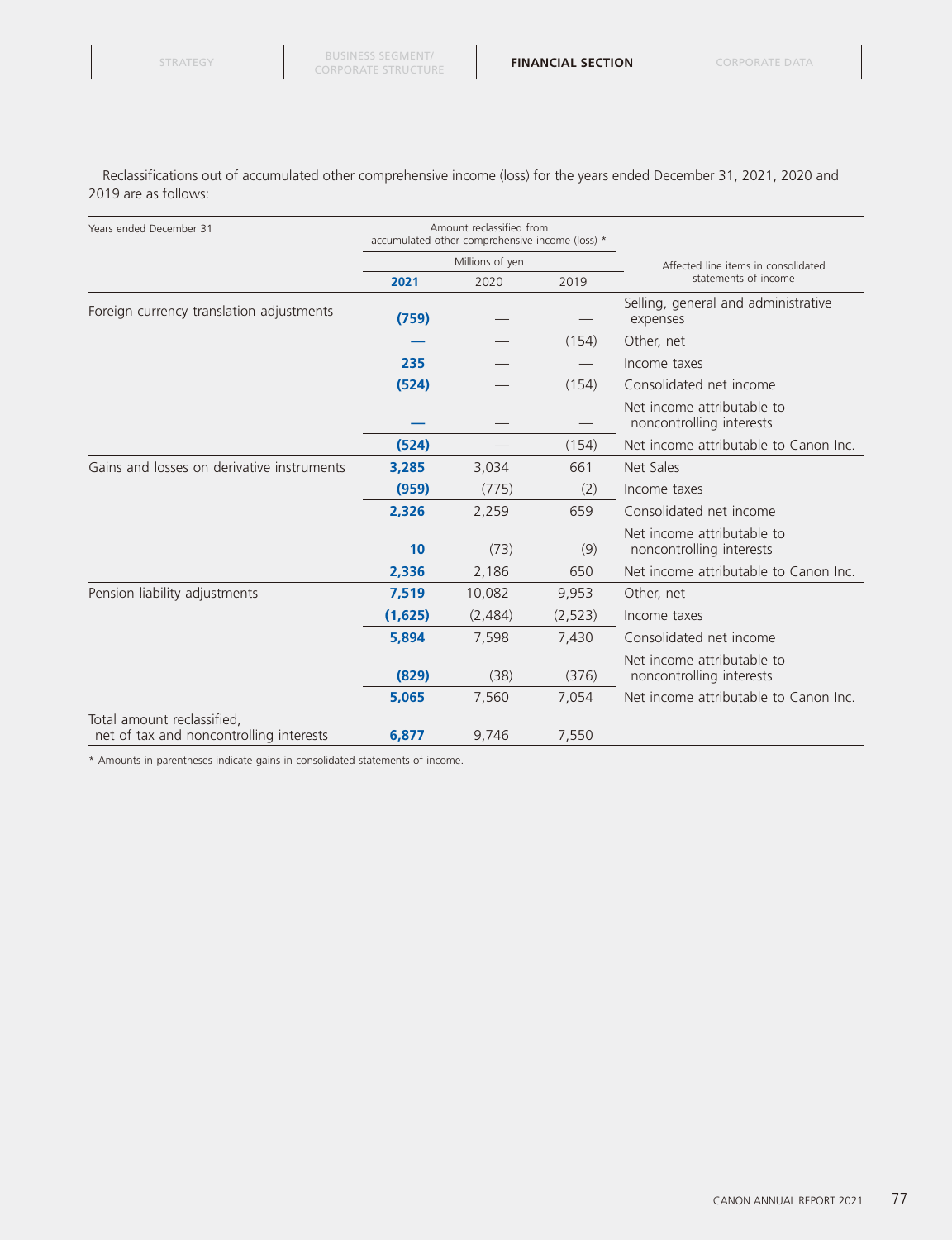Reclassifications out of accumulated other comprehensive income (loss) for the years ended December 31, 2021, 2020 and 2019 are as follows:

| Years ended December 31 | Amount reclassified from accumulated other comprehensive income (loss) * | | | Affected line items in consolidated statements of income |
|---|---|---|---|---|
| | Millions of yen | | | |
| | **2021** | 2020 | 2019 | |
| Foreign currency translation adjustments | **(759)** | — | — | Selling, general and administrative expenses |
| | **—** | — | (154) | Other, net |
| | **235** | — | — | Income taxes |
| | **(524)** | — | (154) | Consolidated net income |
| | **—** | — | — | Net income attributable to noncontrolling interests |
| | **(524)** | — | (154) | Net income attributable to Canon Inc. |
| Gains and losses on derivative instruments | **3,285** | 3,034 | 661 | Net Sales |
| | **(959)** | (775) | (2) | Income taxes |
| | **2,326** | 2,259 | 659 | Consolidated net income |
| | **10** | (73) | (9) | Net income attributable to noncontrolling interests |
| | **2,336** | 2,186 | 650 | Net income attributable to Canon Inc. |
| Pension liability adjustments | **7,519** | 10,082 | 9,953 | Other, net |
| | **(1,625)** | (2,484) | (2,523) | Income taxes |
| | **5,894** | 7,598 | 7,430 | Consolidated net income |
| | **(829)** | (38) | (376) | Net income attributable to noncontrolling interests |
| | **5,065** | 7,560 | 7,054 | Net income attributable to Canon Inc. |
| Total amount reclassified, net of tax and noncontrolling interests | **6,877** | 9,746 | 7,550 | |

* Amounts in parentheses indicate gains in consolidated statements of income.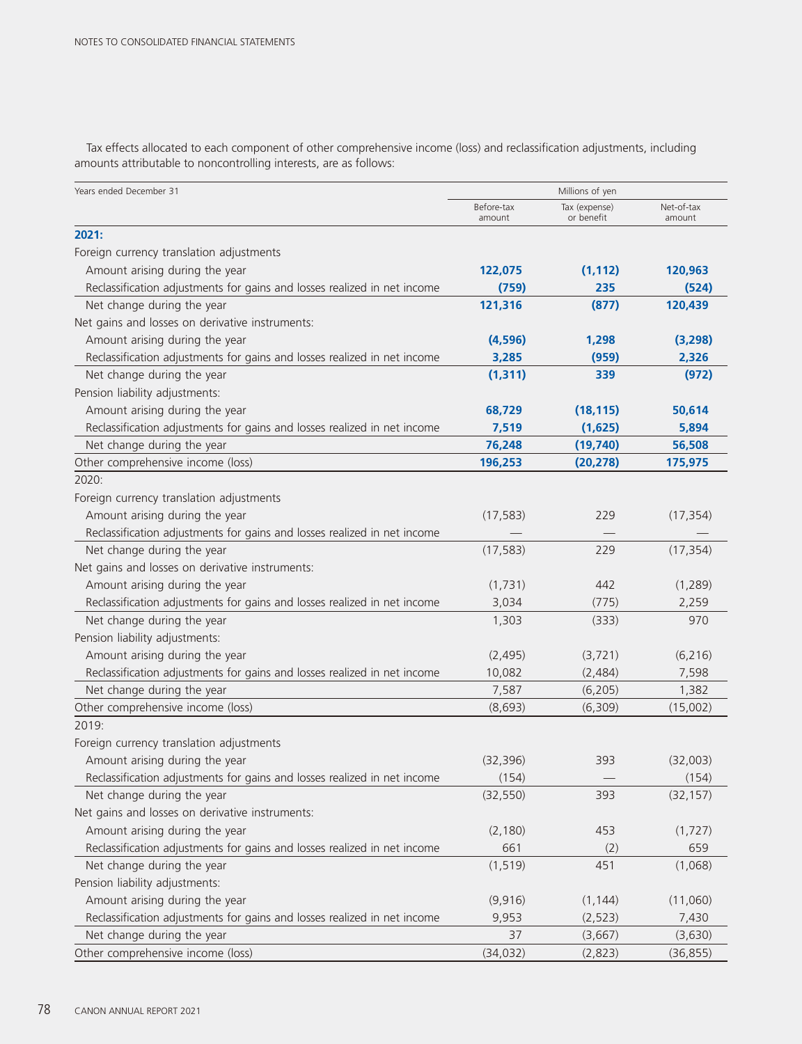Tax effects allocated to each component of other comprehensive income (loss) and reclassification adjustments, including amounts attributable to noncontrolling interests, are as follows:

| Years ended December 31 | Millions of yen | | |
|---|---|---|---|
| | Before-tax amount | Tax (expense) or benefit | Net-of-tax amount |
| **2021:** | | | |
| Foreign currency translation adjustments | | | |
| Amount arising during the year | **122,075** | **(1,112)** | **120,963** |
| Reclassification adjustments for gains and losses realized in net income | **(759)** | **235** | **(524)** |
| Net change during the year | **121,316** | **(877)** | **120,439** |
| Net gains and losses on derivative instruments: | | | |
| Amount arising during the year | **(4,596)** | **1,298** | **(3,298)** |
| Reclassification adjustments for gains and losses realized in net income | **3,285** | **(959)** | **2,326** |
| Net change during the year | **(1,311)** | **339** | **(972)** |
| Pension liability adjustments: | | | |
| Amount arising during the year | **68,729** | **(18,115)** | **50,614** |
| Reclassification adjustments for gains and losses realized in net income | **7,519** | **(1,625)** | **5,894** |
| Net change during the year | **76,248** | **(19,740)** | **56,508** |
| Other comprehensive income (loss) | **196,253** | **(20,278)** | **175,975** |
| 2020: | | | |
| Foreign currency translation adjustments | | | |
| Amount arising during the year | (17,583) | 229 | (17,354) |
| Reclassification adjustments for gains and losses realized in net income | — | — | — |
| Net change during the year | (17,583) | 229 | (17,354) |
| Net gains and losses on derivative instruments: | | | |
| Amount arising during the year | (1,731) | 442 | (1,289) |
| Reclassification adjustments for gains and losses realized in net income | 3,034 | (775) | 2,259 |
| Net change during the year | 1,303 | (333) | 970 |
| Pension liability adjustments: | | | |
| Amount arising during the year | (2,495) | (3,721) | (6,216) |
| Reclassification adjustments for gains and losses realized in net income | 10,082 | (2,484) | 7,598 |
| Net change during the year | 7,587 | (6,205) | 1,382 |
| Other comprehensive income (loss) | (8,693) | (6,309) | (15,002) |
| 2019: | | | |
| Foreign currency translation adjustments | | | |
| Amount arising during the year | (32,396) | 393 | (32,003) |
| Reclassification adjustments for gains and losses realized in net income | (154) | — | (154) |
| Net change during the year | (32,550) | 393 | (32,157) |
| Net gains and losses on derivative instruments: | | | |
| Amount arising during the year | (2,180) | 453 | (1,727) |
| Reclassification adjustments for gains and losses realized in net income | 661 | (2) | 659 |
| Net change during the year | (1,519) | 451 | (1,068) |
| Pension liability adjustments: | | | |
| Amount arising during the year | (9,916) | (1,144) | (11,060) |
| Reclassification adjustments for gains and losses realized in net income | 9,953 | (2,523) | 7,430 |
| Net change during the year | 37 | (3,667) | (3,630) |
| Other comprehensive income (loss) | (34,032) | (2,823) | (36,855) |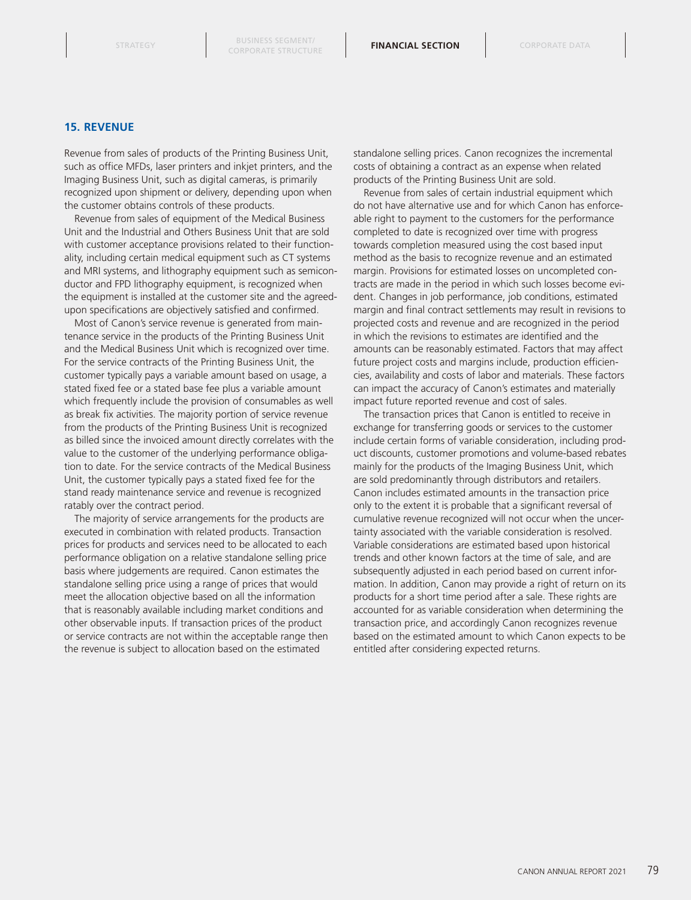## 15. REVENUE

Revenue from sales of products of the Printing Business Unit, such as office MFDs, laser printers and inkjet printers, and the Imaging Business Unit, such as digital cameras, is primarily recognized upon shipment or delivery, depending upon when the customer obtains controls of these products.

Revenue from sales of equipment of the Medical Business Unit and the Industrial and Others Business Unit that are sold with customer acceptance provisions related to their functionality, including certain medical equipment such as CT systems and MRI systems, and lithography equipment such as semiconductor and FPD lithography equipment, is recognized when the equipment is installed at the customer site and the agreed-upon specifications are objectively satisfied and confirmed.

Most of Canon's service revenue is generated from maintenance service in the products of the Printing Business Unit and the Medical Business Unit which is recognized over time. For the service contracts of the Printing Business Unit, the customer typically pays a variable amount based on usage, a stated fixed fee or a stated base fee plus a variable amount which frequently include the provision of consumables as well as break fix activities. The majority portion of service revenue from the products of the Printing Business Unit is recognized as billed since the invoiced amount directly correlates with the value to the customer of the underlying performance obligation to date. For the service contracts of the Medical Business Unit, the customer typically pays a stated fixed fee for the stand ready maintenance service and revenue is recognized ratably over the contract period.

The majority of service arrangements for the products are executed in combination with related products. Transaction prices for products and services need to be allocated to each performance obligation on a relative standalone selling price basis where judgements are required. Canon estimates the standalone selling price using a range of prices that would meet the allocation objective based on all the information that is reasonably available including market conditions and other observable inputs. If transaction prices of the product or service contracts are not within the acceptable range then the revenue is subject to allocation based on the estimated standalone selling prices. Canon recognizes the incremental costs of obtaining a contract as an expense when related products of the Printing Business Unit are sold.

Revenue from sales of certain industrial equipment which do not have alternative use and for which Canon has enforceable right to payment to the customers for the performance completed to date is recognized over time with progress towards completion measured using the cost based input method as the basis to recognize revenue and an estimated margin. Provisions for estimated losses on uncompleted contracts are made in the period in which such losses become evident. Changes in job performance, job conditions, estimated margin and final contract settlements may result in revisions to projected costs and revenue and are recognized in the period in which the revisions to estimates are identified and the amounts can be reasonably estimated. Factors that may affect future project costs and margins include, production efficiencies, availability and costs of labor and materials. These factors can impact the accuracy of Canon's estimates and materially impact future reported revenue and cost of sales.

The transaction prices that Canon is entitled to receive in exchange for transferring goods or services to the customer include certain forms of variable consideration, including product discounts, customer promotions and volume-based rebates mainly for the products of the Imaging Business Unit, which are sold predominantly through distributors and retailers. Canon includes estimated amounts in the transaction price only to the extent it is probable that a significant reversal of cumulative revenue recognized will not occur when the uncertainty associated with the variable consideration is resolved. Variable considerations are estimated based upon historical trends and other known factors at the time of sale, and are subsequently adjusted in each period based on current information. In addition, Canon may provide a right of return on its products for a short time period after a sale. These rights are accounted for as variable consideration when determining the transaction price, and accordingly Canon recognizes revenue based on the estimated amount to which Canon expects to be entitled after considering expected returns.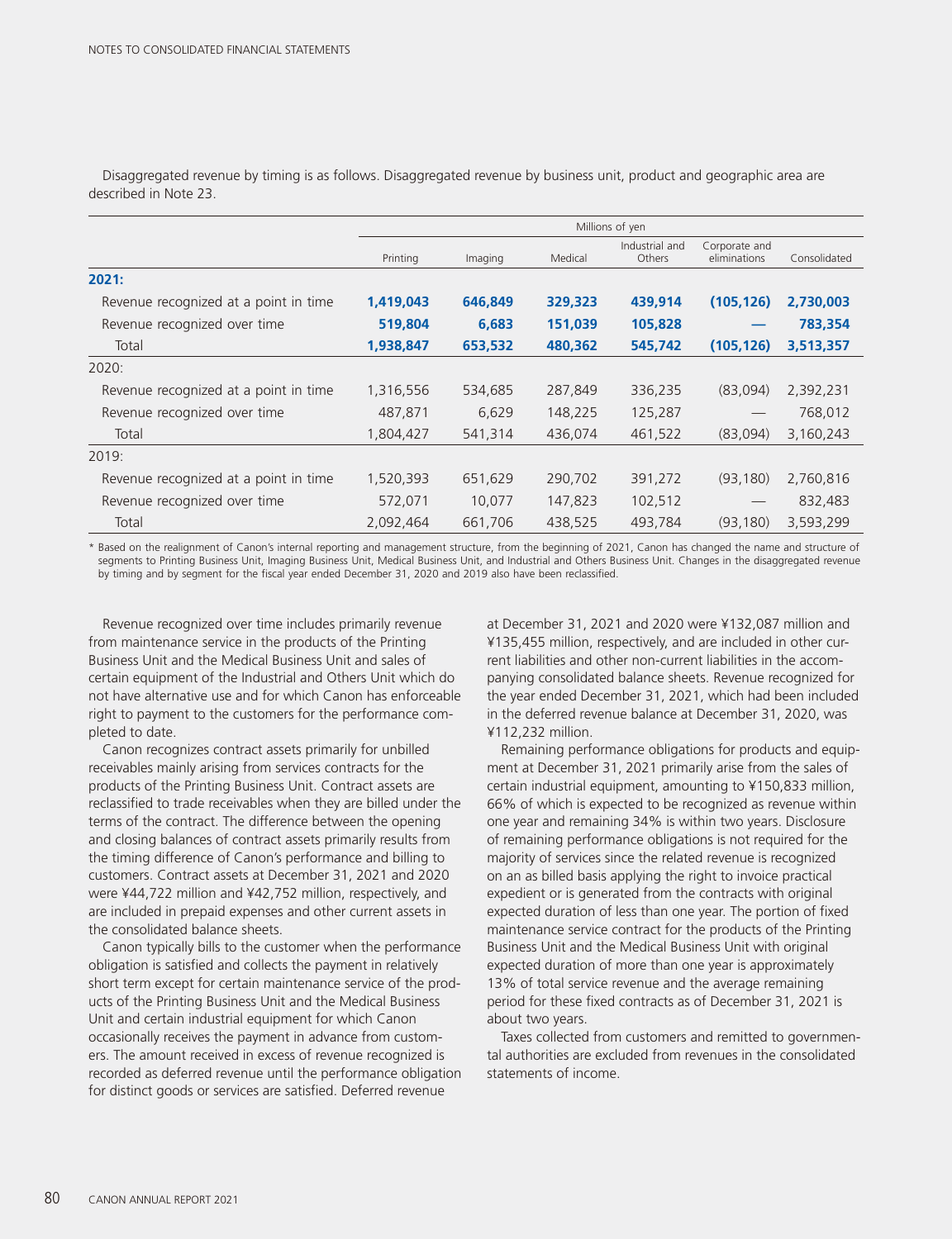Disaggregated revenue by timing is as follows. Disaggregated revenue by business unit, product and geographic area are described in Note 23.

| | Millions of yen | | | | | |
|---|---|---|---|---|---|---|
| | Printing | Imaging | Medical | Industrial and Others | Corporate and eliminations | Consolidated |
| **2021:** | | | | | | |
| Revenue recognized at a point in time | **1,419,043** | **646,849** | **329,323** | **439,914** | **(105,126)** | **2,730,003** |
| Revenue recognized over time | **519,804** | **6,683** | **151,039** | **105,828** | **—** | **783,354** |
| Total | **1,938,847** | **653,532** | **480,362** | **545,742** | **(105,126)** | **3,513,357** |
| 2020: | | | | | | |
| Revenue recognized at a point in time | 1,316,556 | 534,685 | 287,849 | 336,235 | (83,094) | 2,392,231 |
| Revenue recognized over time | 487,871 | 6,629 | 148,225 | 125,287 | — | 768,012 |
| Total | 1,804,427 | 541,314 | 436,074 | 461,522 | (83,094) | 3,160,243 |
| 2019: | | | | | | |
| Revenue recognized at a point in time | 1,520,393 | 651,629 | 290,702 | 391,272 | (93,180) | 2,760,816 |
| Revenue recognized over time | 572,071 | 10,077 | 147,823 | 102,512 | — | 832,483 |
| Total | 2,092,464 | 661,706 | 438,525 | 493,784 | (93,180) | 3,593,299 |

\* Based on the realignment of Canon's internal reporting and management structure, from the beginning of 2021, Canon has changed the name and structure of segments to Printing Business Unit, Imaging Business Unit, Medical Business Unit, and Industrial and Others Business Unit. Changes in the disaggregated revenue by timing and by segment for the fiscal year ended December 31, 2020 and 2019 also have been reclassified.

Revenue recognized over time includes primarily revenue from maintenance service in the products of the Printing Business Unit and the Medical Business Unit and sales of certain equipment of the Industrial and Others Unit which do not have alternative use and for which Canon has enforceable right to payment to the customers for the performance completed to date.

Canon recognizes contract assets primarily for unbilled receivables mainly arising from services contracts for the products of the Printing Business Unit. Contract assets are reclassified to trade receivables when they are billed under the terms of the contract. The difference between the opening and closing balances of contract assets primarily results from the timing difference of Canon's performance and billing to customers. Contract assets at December 31, 2021 and 2020 were ¥44,722 million and ¥42,752 million, respectively, and are included in prepaid expenses and other current assets in the consolidated balance sheets.

Canon typically bills to the customer when the performance obligation is satisfied and collects the payment in relatively short term except for certain maintenance service of the products of the Printing Business Unit and the Medical Business Unit and certain industrial equipment for which Canon occasionally receives the payment in advance from customers. The amount received in excess of revenue recognized is recorded as deferred revenue until the performance obligation for distinct goods or services are satisfied. Deferred revenue at December 31, 2021 and 2020 were ¥132,087 million and ¥135,455 million, respectively, and are included in other current liabilities and other non-current liabilities in the accompanying consolidated balance sheets. Revenue recognized for the year ended December 31, 2021, which had been included in the deferred revenue balance at December 31, 2020, was ¥112,232 million.

Remaining performance obligations for products and equipment at December 31, 2021 primarily arise from the sales of certain industrial equipment, amounting to ¥150,833 million, 66% of which is expected to be recognized as revenue within one year and remaining 34% is within two years. Disclosure of remaining performance obligations is not required for the majority of services since the related revenue is recognized on an as billed basis applying the right to invoice practical expedient or is generated from the contracts with original expected duration of less than one year. The portion of fixed maintenance service contract for the products of the Printing Business Unit and the Medical Business Unit with original expected duration of more than one year is approximately 13% of total service revenue and the average remaining period for these fixed contracts as of December 31, 2021 is about two years.

Taxes collected from customers and remitted to governmental authorities are excluded from revenues in the consolidated statements of income.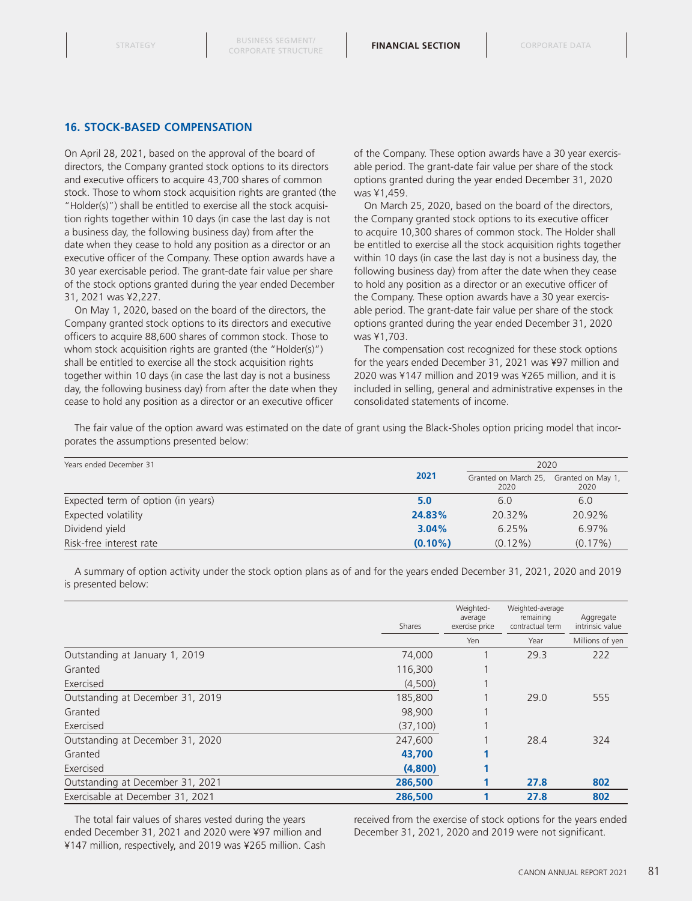## 16. STOCK-BASED COMPENSATION

On April 28, 2021, based on the approval of the board of directors, the Company granted stock options to its directors and executive officers to acquire 43,700 shares of common stock. Those to whom stock acquisition rights are granted (the "Holder(s)") shall be entitled to exercise all the stock acquisition rights together within 10 days (in case the last day is not a business day, the following business day) from after the date when they cease to hold any position as a director or an executive officer of the Company. These option awards have a 30 year exercisable period. The grant-date fair value per share of the stock options granted during the year ended December 31, 2021 was ¥2,227.

On May 1, 2020, based on the board of the directors, the Company granted stock options to its directors and executive officers to acquire 88,600 shares of common stock. Those to whom stock acquisition rights are granted (the "Holder(s)") shall be entitled to exercise all the stock acquisition rights together within 10 days (in case the last day is not a business day, the following business day) from after the date when they cease to hold any position as a director or an executive officer of the Company. These option awards have a 30 year exercisable period. The grant-date fair value per share of the stock options granted during the year ended December 31, 2020 was ¥1,459.

On March 25, 2020, based on the board of the directors, the Company granted stock options to its executive officer to acquire 10,300 shares of common stock. The Holder shall be entitled to exercise all the stock acquisition rights together within 10 days (in case the last day is not a business day, the following business day) from after the date when they cease to hold any position as a director or an executive officer of the Company. These option awards have a 30 year exercisable period. The grant-date fair value per share of the stock options granted during the year ended December 31, 2020 was ¥1,703.

The compensation cost recognized for these stock options for the years ended December 31, 2021 was ¥97 million and 2020 was ¥147 million and 2019 was ¥265 million, and it is included in selling, general and administrative expenses in the consolidated statements of income.

The fair value of the option award was estimated on the date of grant using the Black-Sholes option pricing model that incorporates the assumptions presented below:

| Years ended December 31 | 2021 | 2020 | |
|---|---|---|---|
| | | Granted on March 25, 2020 | Granted on May 1, 2020 |
| Expected term of option (in years) | **5.0** | 6.0 | 6.0 |
| Expected volatility | **24.83%** | 20.32% | 20.92% |
| Dividend yield | **3.04%** | 6.25% | 6.97% |
| Risk-free interest rate | **(0.10%)** | (0.12%) | (0.17%) |

A summary of option activity under the stock option plans as of and for the years ended December 31, 2021, 2020 and 2019 is presented below:

| | Shares | Weighted-average exercise price | Weighted-average remaining contractual term | Aggregate intrinsic value |
|---|---|---|---|---|
| | | Yen | Year | Millions of yen |
| Outstanding at January 1, 2019 | 74,000 | 1 | 29.3 | 222 |
| Granted | 116,300 | 1 | | |
| Exercised | (4,500) | 1 | | |
| Outstanding at December 31, 2019 | 185,800 | 1 | 29.0 | 555 |
| Granted | 98,900 | 1 | | |
| Exercised | (37,100) | 1 | | |
| Outstanding at December 31, 2020 | 247,600 | 1 | 28.4 | 324 |
| Granted | **43,700** | **1** | | |
| Exercised | **(4,800)** | **1** | | |
| Outstanding at December 31, 2021 | **286,500** | **1** | **27.8** | **802** |
| Exercisable at December 31, 2021 | **286,500** | **1** | **27.8** | **802** |

The total fair values of shares vested during the years ended December 31, 2021 and 2020 were ¥97 million and ¥147 million, respectively, and 2019 was ¥265 million. Cash received from the exercise of stock options for the years ended December 31, 2021, 2020 and 2019 were not significant.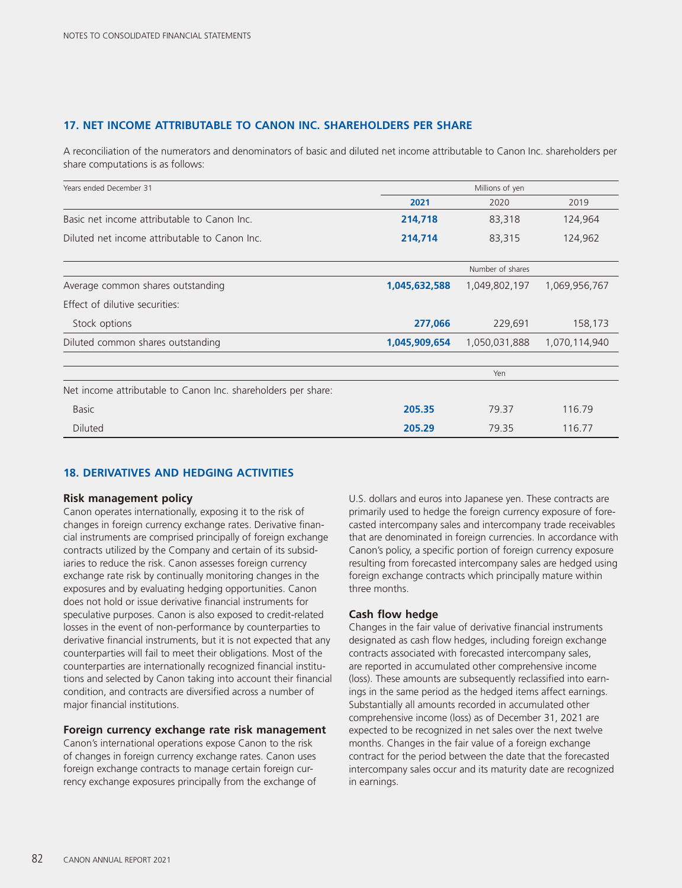## 17. NET INCOME ATTRIBUTABLE TO CANON INC. SHAREHOLDERS PER SHARE

A reconciliation of the numerators and denominators of basic and diluted net income attributable to Canon Inc. shareholders per share computations is as follows:

| Years ended December 31 | Millions of yen | | |
|---|---|---|---|
| | **2021** | 2020 | 2019 |
| Basic net income attributable to Canon Inc. | **214,718** | 83,318 | 124,964 |
| Diluted net income attributable to Canon Inc. | **214,714** | 83,315 | 124,962 |
| | Number of shares | | |
| Average common shares outstanding | **1,045,632,588** | 1,049,802,197 | 1,069,956,767 |
| Effect of dilutive securities: | | | |
| Stock options | **277,066** | 229,691 | 158,173 |
| Diluted common shares outstanding | **1,045,909,654** | 1,050,031,888 | 1,070,114,940 |
| | Yen | | |
| Net income attributable to Canon Inc. shareholders per share: | | | |
| Basic | **205.35** | 79.37 | 116.79 |
| Diluted | **205.29** | 79.35 | 116.77 |

## 18. DERIVATIVES AND HEDGING ACTIVITIES

### Risk management policy

Canon operates internationally, exposing it to the risk of changes in foreign currency exchange rates. Derivative financial instruments are comprised principally of foreign exchange contracts utilized by the Company and certain of its subsidiaries to reduce the risk. Canon assesses foreign currency exchange rate risk by continually monitoring changes in the exposures and by evaluating hedging opportunities. Canon does not hold or issue derivative financial instruments for speculative purposes. Canon is also exposed to credit-related losses in the event of non-performance by counterparties to derivative financial instruments, but it is not expected that any counterparties will fail to meet their obligations. Most of the counterparties are internationally recognized financial institutions and selected by Canon taking into account their financial condition, and contracts are diversified across a number of major financial institutions.

### Foreign currency exchange rate risk management

Canon's international operations expose Canon to the risk of changes in foreign currency exchange rates. Canon uses foreign exchange contracts to manage certain foreign currency exchange exposures principally from the exchange of U.S. dollars and euros into Japanese yen. These contracts are primarily used to hedge the foreign currency exposure of forecasted intercompany sales and intercompany trade receivables that are denominated in foreign currencies. In accordance with Canon's policy, a specific portion of foreign currency exposure resulting from forecasted intercompany sales are hedged using foreign exchange contracts which principally mature within three months.

### Cash flow hedge

Changes in the fair value of derivative financial instruments designated as cash flow hedges, including foreign exchange contracts associated with forecasted intercompany sales, are reported in accumulated other comprehensive income (loss). These amounts are subsequently reclassified into earnings in the same period as the hedged items affect earnings. Substantially all amounts recorded in accumulated other comprehensive income (loss) as of December 31, 2021 are expected to be recognized in net sales over the next twelve months. Changes in the fair value of a foreign exchange contract for the period between the date that the forecasted intercompany sales occur and its maturity date are recognized in earnings.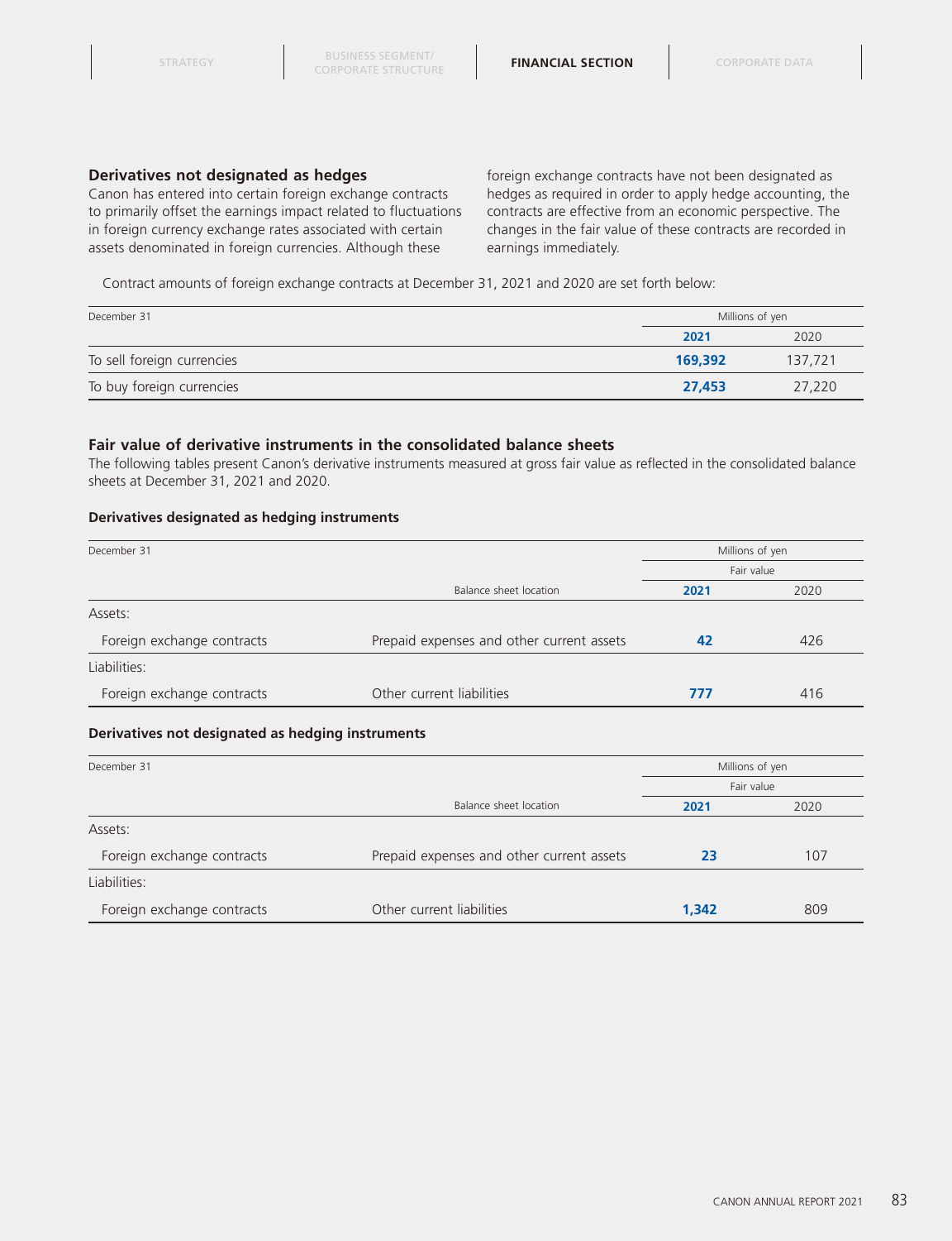### Derivatives not designated as hedges

Canon has entered into certain foreign exchange contracts to primarily offset the earnings impact related to fluctuations in foreign currency exchange rates associated with certain assets denominated in foreign currencies. Although these foreign exchange contracts have not been designated as hedges as required in order to apply hedge accounting, the contracts are effective from an economic perspective. The changes in the fair value of these contracts are recorded in earnings immediately.

Contract amounts of foreign exchange contracts at December 31, 2021 and 2020 are set forth below:

| December 31 | Millions of yen | |
|---|---|---|
| | **2021** | 2020 |
| To sell foreign currencies | **169,392** | 137,721 |
| To buy foreign currencies | **27,453** | 27,220 |

### Fair value of derivative instruments in the consolidated balance sheets

The following tables present Canon's derivative instruments measured at gross fair value as reflected in the consolidated balance sheets at December 31, 2021 and 2020.

#### Derivatives designated as hedging instruments

| December 31 | | Millions of yen | |
|---|---|---|---|
| | | Fair value | |
| | Balance sheet location | **2021** | 2020 |
| Assets: | | | |
| Foreign exchange contracts | Prepaid expenses and other current assets | **42** | 426 |
| Liabilities: | | | |
| Foreign exchange contracts | Other current liabilities | **777** | 416 |

#### Derivatives not designated as hedging instruments

| December 31 | | Millions of yen | |
|---|---|---|---|
| | | Fair value | |
| | Balance sheet location | **2021** | 2020 |
| Assets: | | | |
| Foreign exchange contracts | Prepaid expenses and other current assets | **23** | 107 |
| Liabilities: | | | |
| Foreign exchange contracts | Other current liabilities | **1,342** | 809 |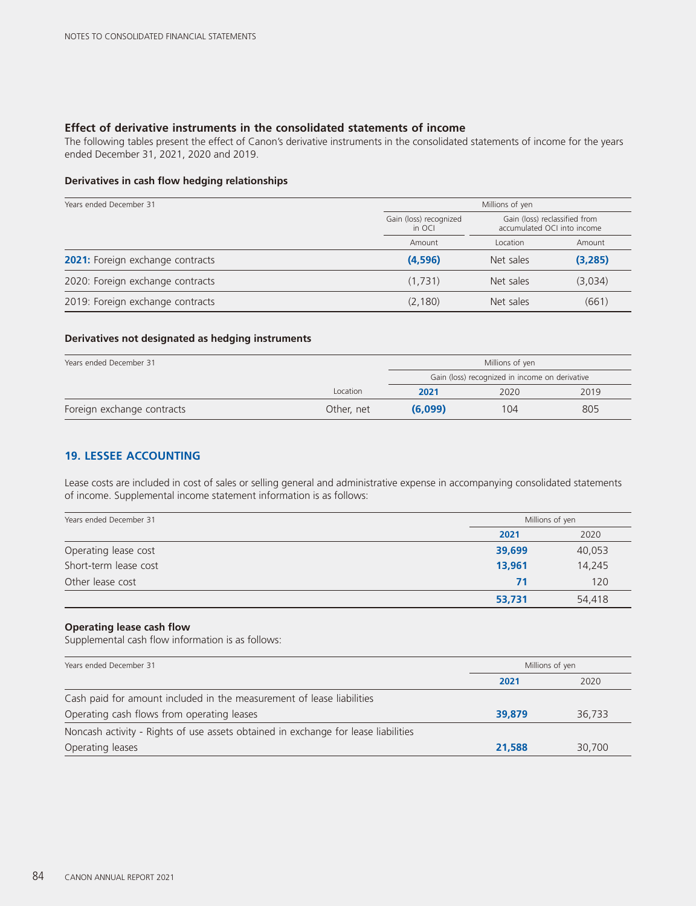### Effect of derivative instruments in the consolidated statements of income

The following tables present the effect of Canon's derivative instruments in the consolidated statements of income for the years ended December 31, 2021, 2020 and 2019.

#### Derivatives in cash flow hedging relationships

| Years ended December 31 | Millions of yen | | |
|---|---|---|---|
| | Gain (loss) recognized in OCI | Gain (loss) reclassified from accumulated OCI into income | |
| | Amount | Location | Amount |
| **2021:** Foreign exchange contracts | **(4,596)** | Net sales | **(3,285)** |
| 2020: Foreign exchange contracts | (1,731) | Net sales | (3,034) |
| 2019: Foreign exchange contracts | (2,180) | Net sales | (661) |

#### Derivatives not designated as hedging instruments

| Years ended December 31 | | Millions of yen | | |
|---|---|---|---|---|
| | | Gain (loss) recognized in income on derivative | | |
| | Location | **2021** | 2020 | 2019 |
| Foreign exchange contracts | Other, net | **(6,099)** | 104 | 805 |

## 19. LESSEE ACCOUNTING

Lease costs are included in cost of sales or selling general and administrative expense in accompanying consolidated statements of income. Supplemental income statement information is as follows:

| Years ended December 31 | Millions of yen | |
|---|---|---|
| | **2021** | 2020 |
| Operating lease cost | **39,699** | 40,053 |
| Short-term lease cost | **13,961** | 14,245 |
| Other lease cost | **71** | 120 |
| | **53,731** | 54,418 |

#### Operating lease cash flow

Supplemental cash flow information is as follows:

| Years ended December 31 | Millions of yen | |
|---|---|---|
| | **2021** | 2020 |
| Cash paid for amount included in the measurement of lease liabilities | | |
| Operating cash flows from operating leases | **39,879** | 36,733 |
| Noncash activity - Rights of use assets obtained in exchange for lease liabilities | | |
| Operating leases | **21,588** | 30,700 |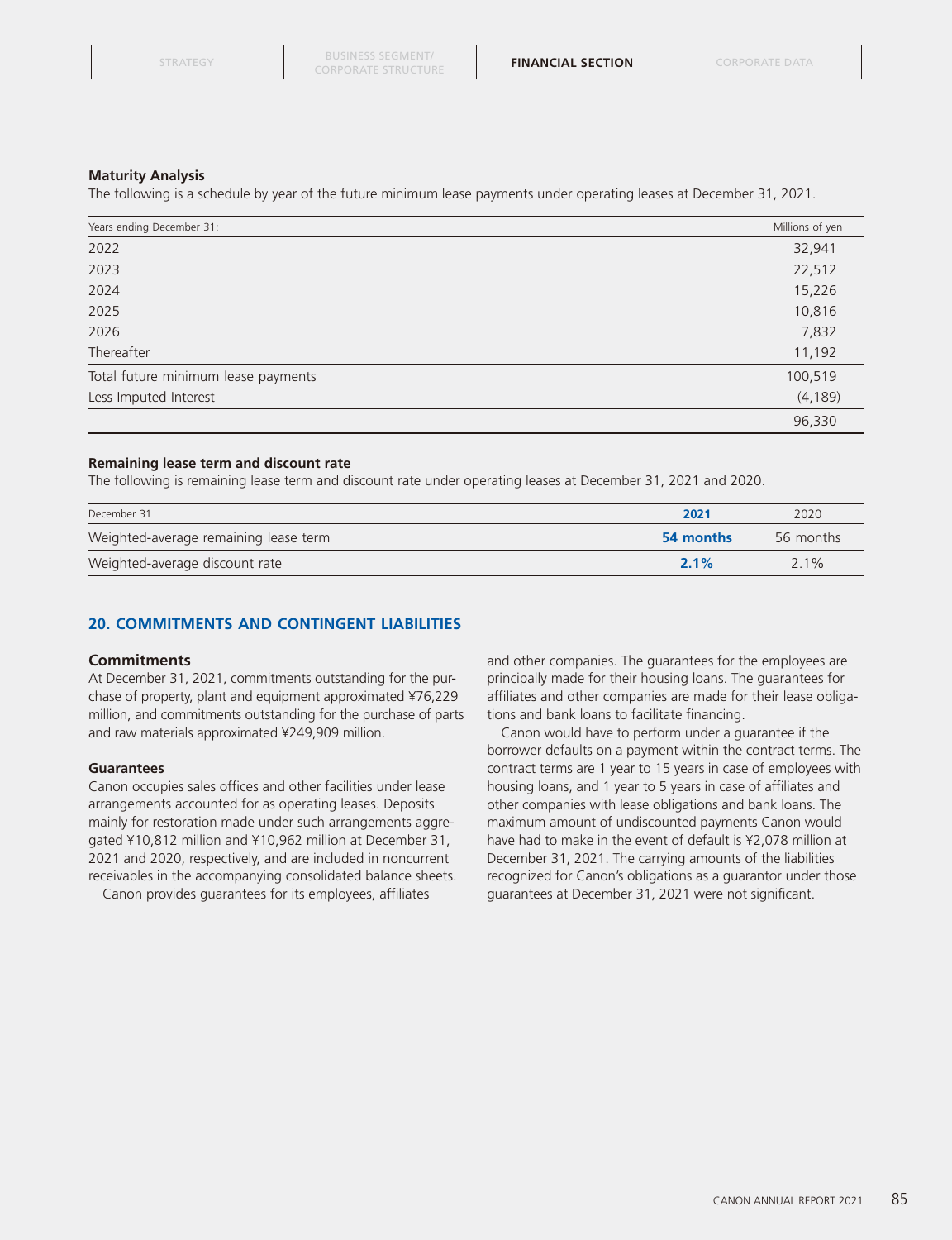**Maturity Analysis**

The following is a schedule by year of the future minimum lease payments under operating leases at December 31, 2021.

| Years ending December 31: | Millions of yen |
|---|---|
| 2022 | 32,941 |
| 2023 | 22,512 |
| 2024 | 15,226 |
| 2025 | 10,816 |
| 2026 | 7,832 |
| Thereafter | 11,192 |
| Total future minimum lease payments | 100,519 |
| Less Imputed Interest | (4,189) |
| | 96,330 |

**Remaining lease term and discount rate**

The following is remaining lease term and discount rate under operating leases at December 31, 2021 and 2020.

| December 31 | 2021 | 2020 |
|---|---|---|
| Weighted-average remaining lease term | 54 months | 56 months |
| Weighted-average discount rate | 2.1% | 2.1% |

## 20. COMMITMENTS AND CONTINGENT LIABILITIES

### Commitments

At December 31, 2021, commitments outstanding for the purchase of property, plant and equipment approximated ¥76,229 million, and commitments outstanding for the purchase of parts and raw materials approximated ¥249,909 million.

**Guarantees**

Canon occupies sales offices and other facilities under lease arrangements accounted for as operating leases. Deposits mainly for restoration made under such arrangements aggregated ¥10,812 million and ¥10,962 million at December 31, 2021 and 2020, respectively, and are included in noncurrent receivables in the accompanying consolidated balance sheets.

Canon provides guarantees for its employees, affiliates and other companies. The guarantees for the employees are principally made for their housing loans. The guarantees for affiliates and other companies are made for their lease obligations and bank loans to facilitate financing.

Canon would have to perform under a guarantee if the borrower defaults on a payment within the contract terms. The contract terms are 1 year to 15 years in case of employees with housing loans, and 1 year to 5 years in case of affiliates and other companies with lease obligations and bank loans. The maximum amount of undiscounted payments Canon would have had to make in the event of default is ¥2,078 million at December 31, 2021. The carrying amounts of the liabilities recognized for Canon's obligations as a guarantor under those guarantees at December 31, 2021 were not significant.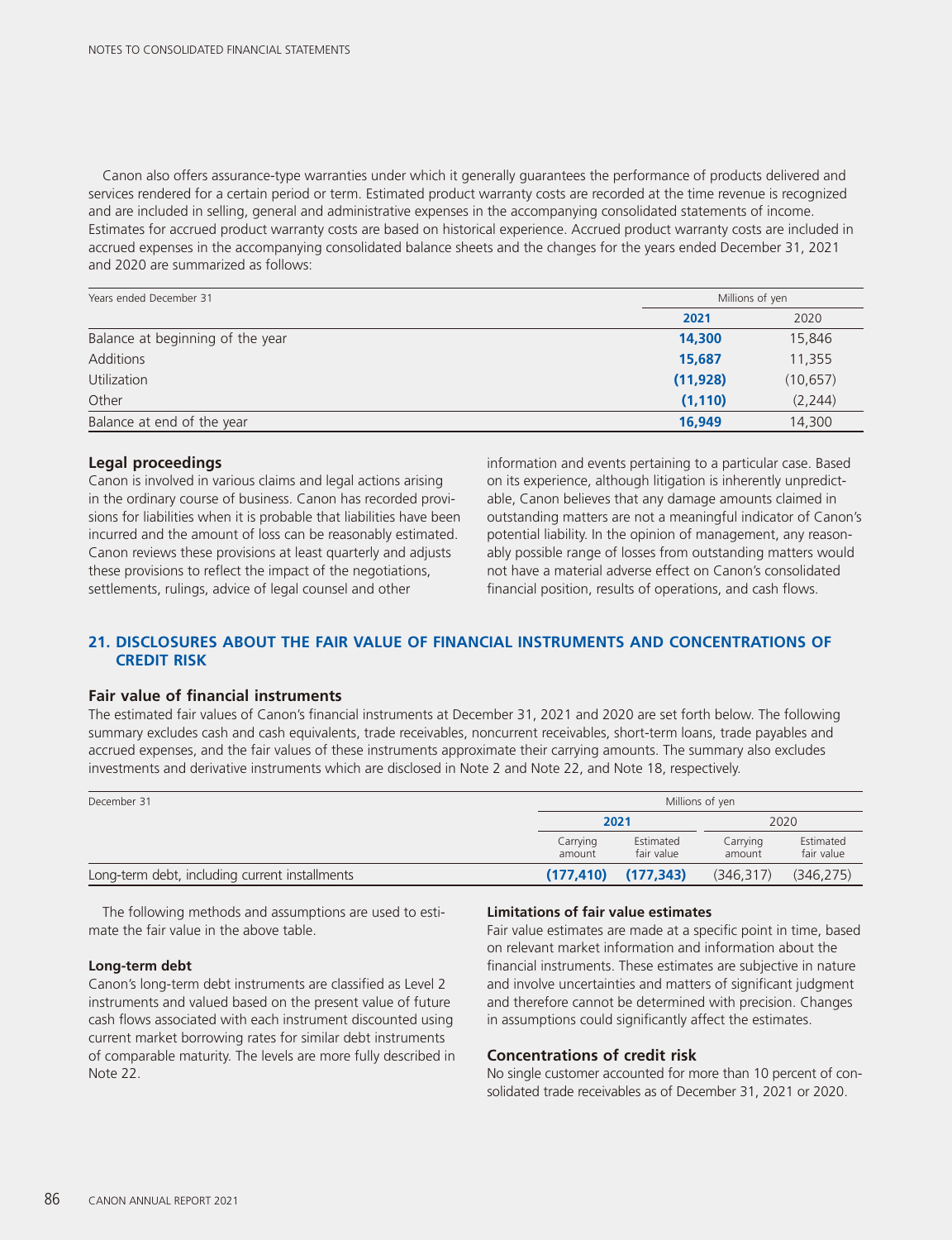Canon also offers assurance-type warranties under which it generally guarantees the performance of products delivered and services rendered for a certain period or term. Estimated product warranty costs are recorded at the time revenue is recognized and are included in selling, general and administrative expenses in the accompanying consolidated statements of income. Estimates for accrued product warranty costs are based on historical experience. Accrued product warranty costs are included in accrued expenses in the accompanying consolidated balance sheets and the changes for the years ended December 31, 2021 and 2020 are summarized as follows:

| Years ended December 31 | Millions of yen | |
|---|---|---|
| | **2021** | 2020 |
| Balance at beginning of the year | **14,300** | 15,846 |
| Additions | **15,687** | 11,355 |
| Utilization | **(11,928)** | (10,657) |
| Other | **(1,110)** | (2,244) |
| Balance at end of the year | **16,949** | 14,300 |

### Legal proceedings

Canon is involved in various claims and legal actions arising in the ordinary course of business. Canon has recorded provisions for liabilities when it is probable that liabilities have been incurred and the amount of loss can be reasonably estimated. Canon reviews these provisions at least quarterly and adjusts these provisions to reflect the impact of the negotiations, settlements, rulings, advice of legal counsel and other information and events pertaining to a particular case. Based on its experience, although litigation is inherently unpredictable, Canon believes that any damage amounts claimed in outstanding matters are not a meaningful indicator of Canon's potential liability. In the opinion of management, any reasonably possible range of losses from outstanding matters would not have a material adverse effect on Canon's consolidated financial position, results of operations, and cash flows.

## 21. DISCLOSURES ABOUT THE FAIR VALUE OF FINANCIAL INSTRUMENTS AND CONCENTRATIONS OF CREDIT RISK

### Fair value of financial instruments

The estimated fair values of Canon's financial instruments at December 31, 2021 and 2020 are set forth below. The following summary excludes cash and cash equivalents, trade receivables, noncurrent receivables, short-term loans, trade payables and accrued expenses, and the fair values of these instruments approximate their carrying amounts. The summary also excludes investments and derivative instruments which are disclosed in Note 2 and Note 22, and Note 18, respectively.

| December 31 | Millions of yen | | | |
|---|---|---|---|---|
| | **2021** | | 2020 | |
| | Carrying amount | Estimated fair value | Carrying amount | Estimated fair value |
| Long-term debt, including current installments | **(177,410)** | **(177,343)** | (346,317) | (346,275) |

The following methods and assumptions are used to estimate the fair value in the above table.

#### Long-term debt

Canon's long-term debt instruments are classified as Level 2 instruments and valued based on the present value of future cash flows associated with each instrument discounted using current market borrowing rates for similar debt instruments of comparable maturity. The levels are more fully described in Note 22.

#### Limitations of fair value estimates

Fair value estimates are made at a specific point in time, based on relevant market information and information about the financial instruments. These estimates are subjective in nature and involve uncertainties and matters of significant judgment and therefore cannot be determined with precision. Changes in assumptions could significantly affect the estimates.

### Concentrations of credit risk

No single customer accounted for more than 10 percent of consolidated trade receivables as of December 31, 2021 or 2020.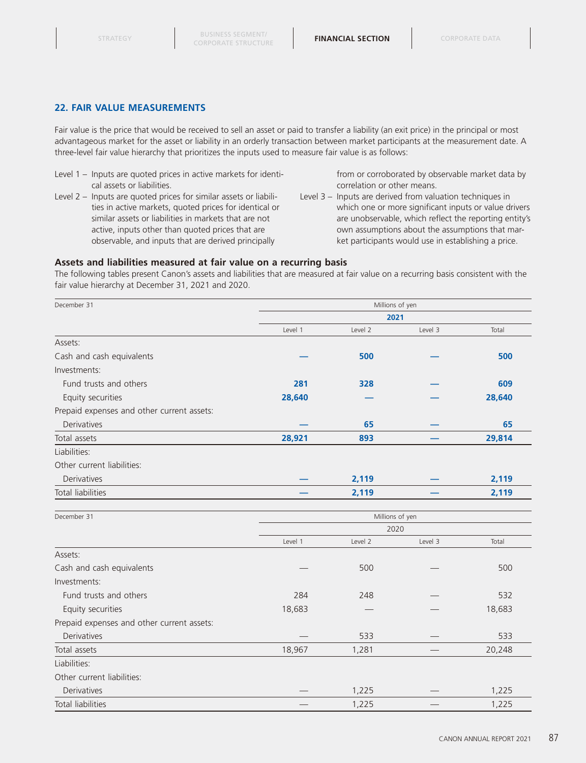## 22. FAIR VALUE MEASUREMENTS

Fair value is the price that would be received to sell an asset or paid to transfer a liability (an exit price) in the principal or most advantageous market for the asset or liability in an orderly transaction between market participants at the measurement date. A three-level fair value hierarchy that prioritizes the inputs used to measure fair value is as follows:

Level 1 – Inputs are quoted prices in active markets for identical assets or liabilities.

Level 2 – Inputs are quoted prices for similar assets or liabilities in active markets, quoted prices for identical or similar assets or liabilities in markets that are not active, inputs other than quoted prices that are observable, and inputs that are derived principally from or corroborated by observable market data by correlation or other means.

Level 3 – Inputs are derived from valuation techniques in which one or more significant inputs or value drivers are unobservable, which reflect the reporting entity's own assumptions about the assumptions that market participants would use in establishing a price.

### Assets and liabilities measured at fair value on a recurring basis

The following tables present Canon's assets and liabilities that are measured at fair value on a recurring basis consistent with the fair value hierarchy at December 31, 2021 and 2020.

| December 31 | Millions of yen | | | |
|---|---|---|---|---|
| | **2021** | | | |
| | Level 1 | Level 2 | Level 3 | Total |
| Assets: | | | | |
| Cash and cash equivalents | **—** | **500** | **—** | **500** |
| Investments: | | | | |
| Fund trusts and others | **281** | **328** | **—** | **609** |
| Equity securities | **28,640** | **—** | **—** | **28,640** |
| Prepaid expenses and other current assets: | | | | |
| Derivatives | **—** | **65** | **—** | **65** |
| Total assets | **28,921** | **893** | **—** | **29,814** |
| Liabilities: | | | | |
| Other current liabilities: | | | | |
| Derivatives | **—** | **2,119** | **—** | **2,119** |
| Total liabilities | **—** | **2,119** | **—** | **2,119** |

| December 31 | Millions of yen | | | |
|---|---|---|---|---|
| | 2020 | | | |
| | Level 1 | Level 2 | Level 3 | Total |
| Assets: | | | | |
| Cash and cash equivalents | — | 500 | — | 500 |
| Investments: | | | | |
| Fund trusts and others | 284 | 248 | — | 532 |
| Equity securities | 18,683 | — | — | 18,683 |
| Prepaid expenses and other current assets: | | | | |
| Derivatives | — | 533 | — | 533 |
| Total assets | 18,967 | 1,281 | — | 20,248 |
| Liabilities: | | | | |
| Other current liabilities: | | | | |
| Derivatives | — | 1,225 | — | 1,225 |
| Total liabilities | — | 1,225 | — | 1,225 |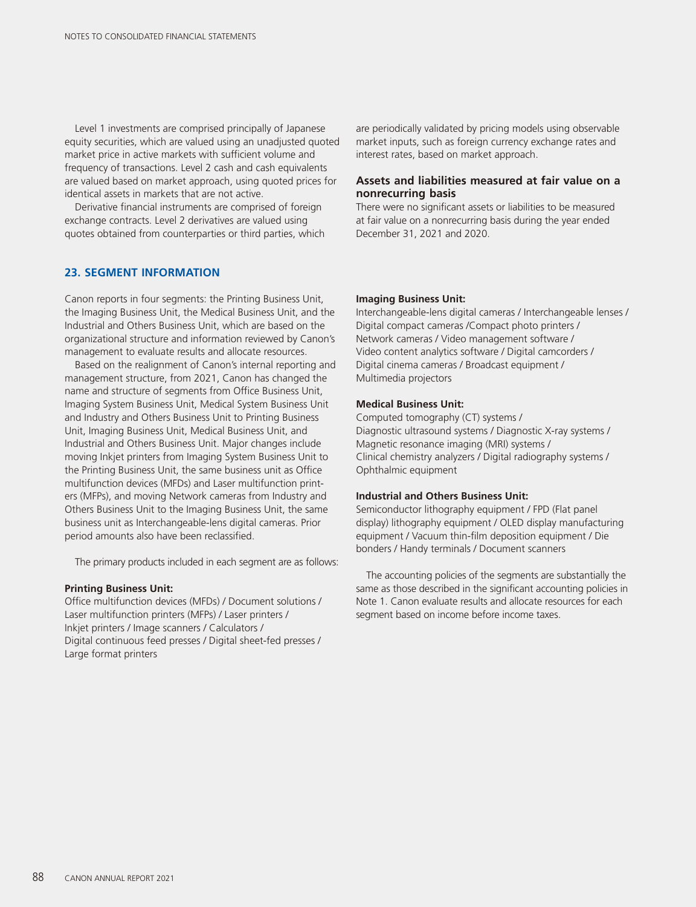Level 1 investments are comprised principally of Japanese equity securities, which are valued using an unadjusted quoted market price in active markets with sufficient volume and frequency of transactions. Level 2 cash and cash equivalents are valued based on market approach, using quoted prices for identical assets in markets that are not active.

Derivative financial instruments are comprised of foreign exchange contracts. Level 2 derivatives are valued using quotes obtained from counterparties or third parties, which are periodically validated by pricing models using observable market inputs, such as foreign currency exchange rates and interest rates, based on market approach.

### Assets and liabilities measured at fair value on a nonrecurring basis

There were no significant assets or liabilities to be measured at fair value on a nonrecurring basis during the year ended December 31, 2021 and 2020.

## 23. SEGMENT INFORMATION

Canon reports in four segments: the Printing Business Unit, the Imaging Business Unit, the Medical Business Unit, and the Industrial and Others Business Unit, which are based on the organizational structure and information reviewed by Canon's management to evaluate results and allocate resources.

Based on the realignment of Canon's internal reporting and management structure, from 2021, Canon has changed the name and structure of segments from Office Business Unit, Imaging System Business Unit, Medical System Business Unit and Industry and Others Business Unit to Printing Business Unit, Imaging Business Unit, Medical Business Unit, and Industrial and Others Business Unit. Major changes include moving Inkjet printers from Imaging System Business Unit to the Printing Business Unit, the same business unit as Office multifunction devices (MFDs) and Laser multifunction printers (MFPs), and moving Network cameras from Industry and Others Business Unit to the Imaging Business Unit, the same business unit as Interchangeable-lens digital cameras. Prior period amounts also have been reclassified.

The primary products included in each segment are as follows:

**Printing Business Unit:**
Office multifunction devices (MFDs) / Document solutions / Laser multifunction printers (MFPs) / Laser printers / Inkjet printers / Image scanners / Calculators / Digital continuous feed presses / Digital sheet-fed presses / Large format printers

**Imaging Business Unit:**
Interchangeable-lens digital cameras / Interchangeable lenses / Digital compact cameras /Compact photo printers / Network cameras / Video management software / Video content analytics software / Digital camcorders / Digital cinema cameras / Broadcast equipment / Multimedia projectors

**Medical Business Unit:**
Computed tomography (CT) systems / Diagnostic ultrasound systems / Diagnostic X-ray systems / Magnetic resonance imaging (MRI) systems / Clinical chemistry analyzers / Digital radiography systems / Ophthalmic equipment

**Industrial and Others Business Unit:**
Semiconductor lithography equipment / FPD (Flat panel display) lithography equipment / OLED display manufacturing equipment / Vacuum thin-film deposition equipment / Die bonders / Handy terminals / Document scanners

The accounting policies of the segments are substantially the same as those described in the significant accounting policies in Note 1. Canon evaluate results and allocate resources for each segment based on income before income taxes.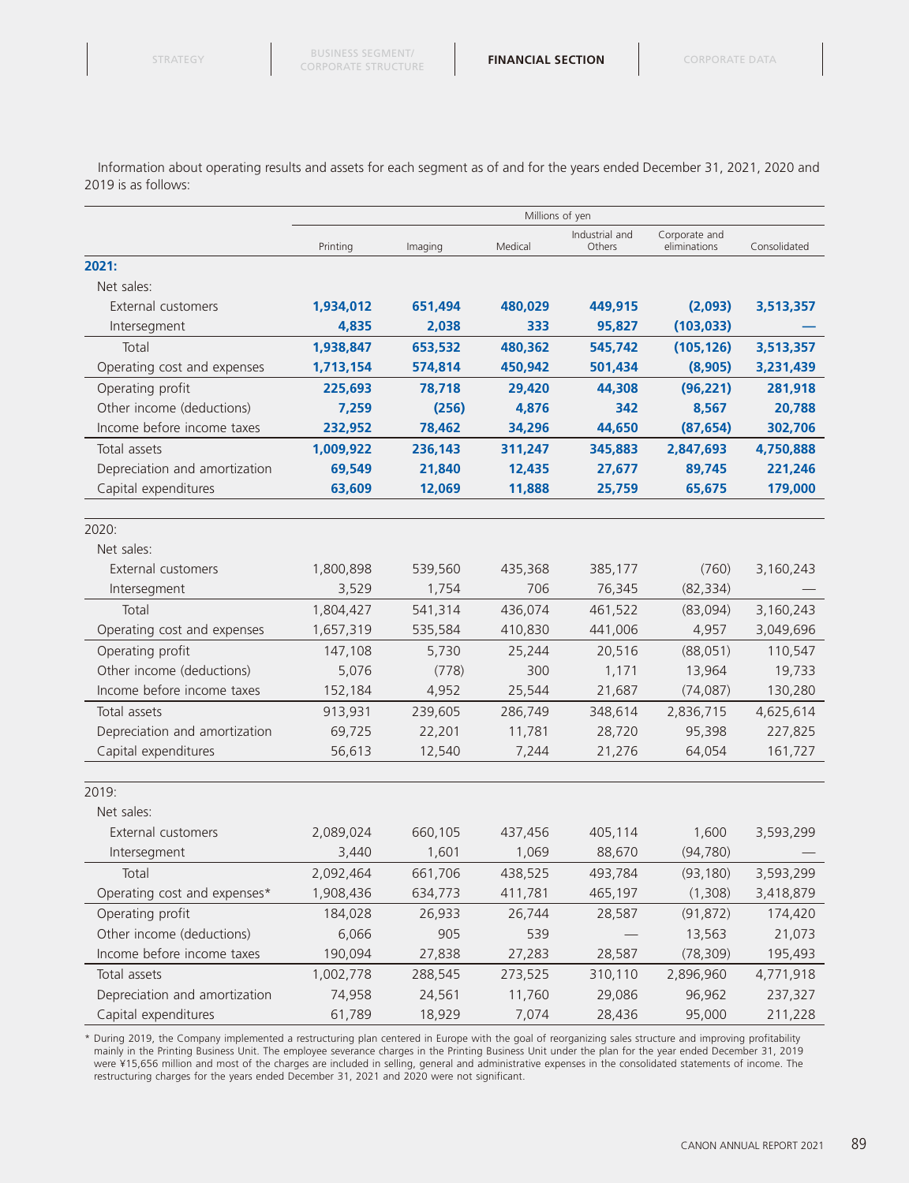Information about operating results and assets for each segment as of and for the years ended December 31, 2021, 2020 and 2019 is as follows:

| | Millions of yen | | | | | |
|---|---|---|---|---|---|---|
| | Printing | Imaging | Medical | Industrial and Others | Corporate and eliminations | Consolidated |
| **2021:** | | | | | | |
| Net sales: | | | | | | |
| External customers | **1,934,012** | **651,494** | **480,029** | **449,915** | **(2,093)** | **3,513,357** |
| Intersegment | **4,835** | **2,038** | **333** | **95,827** | **(103,033)** | **—** |
| Total | **1,938,847** | **653,532** | **480,362** | **545,742** | **(105,126)** | **3,513,357** |
| Operating cost and expenses | **1,713,154** | **574,814** | **450,942** | **501,434** | **(8,905)** | **3,231,439** |
| Operating profit | **225,693** | **78,718** | **29,420** | **44,308** | **(96,221)** | **281,918** |
| Other income (deductions) | **7,259** | **(256)** | **4,876** | **342** | **8,567** | **20,788** |
| Income before income taxes | **232,952** | **78,462** | **34,296** | **44,650** | **(87,654)** | **302,706** |
| Total assets | **1,009,922** | **236,143** | **311,247** | **345,883** | **2,847,693** | **4,750,888** |
| Depreciation and amortization | **69,549** | **21,840** | **12,435** | **27,677** | **89,745** | **221,246** |
| Capital expenditures | **63,609** | **12,069** | **11,888** | **25,759** | **65,675** | **179,000** |
| 2020: | | | | | | |
| Net sales: | | | | | | |
| External customers | 1,800,898 | 539,560 | 435,368 | 385,177 | (760) | 3,160,243 |
| Intersegment | 3,529 | 1,754 | 706 | 76,345 | (82,334) | — |
| Total | 1,804,427 | 541,314 | 436,074 | 461,522 | (83,094) | 3,160,243 |
| Operating cost and expenses | 1,657,319 | 535,584 | 410,830 | 441,006 | 4,957 | 3,049,696 |
| Operating profit | 147,108 | 5,730 | 25,244 | 20,516 | (88,051) | 110,547 |
| Other income (deductions) | 5,076 | (778) | 300 | 1,171 | 13,964 | 19,733 |
| Income before income taxes | 152,184 | 4,952 | 25,544 | 21,687 | (74,087) | 130,280 |
| Total assets | 913,931 | 239,605 | 286,749 | 348,614 | 2,836,715 | 4,625,614 |
| Depreciation and amortization | 69,725 | 22,201 | 11,781 | 28,720 | 95,398 | 227,825 |
| Capital expenditures | 56,613 | 12,540 | 7,244 | 21,276 | 64,054 | 161,727 |
| 2019: | | | | | | |
| Net sales: | | | | | | |
| External customers | 2,089,024 | 660,105 | 437,456 | 405,114 | 1,600 | 3,593,299 |
| Intersegment | 3,440 | 1,601 | 1,069 | 88,670 | (94,780) | — |
| Total | 2,092,464 | 661,706 | 438,525 | 493,784 | (93,180) | 3,593,299 |
| Operating cost and expenses* | 1,908,436 | 634,773 | 411,781 | 465,197 | (1,308) | 3,418,879 |
| Operating profit | 184,028 | 26,933 | 26,744 | 28,587 | (91,872) | 174,420 |
| Other income (deductions) | 6,066 | 905 | 539 | — | 13,563 | 21,073 |
| Income before income taxes | 190,094 | 27,838 | 27,283 | 28,587 | (78,309) | 195,493 |
| Total assets | 1,002,778 | 288,545 | 273,525 | 310,110 | 2,896,960 | 4,771,918 |
| Depreciation and amortization | 74,958 | 24,561 | 11,760 | 29,086 | 96,962 | 237,327 |
| Capital expenditures | 61,789 | 18,929 | 7,074 | 28,436 | 95,000 | 211,228 |

* During 2019, the Company implemented a restructuring plan centered in Europe with the goal of reorganizing sales structure and improving profitability mainly in the Printing Business Unit. The employee severance charges in the Printing Business Unit under the plan for the year ended December 31, 2019 were ¥15,656 million and most of the charges are included in selling, general and administrative expenses in the consolidated statements of income. The restructuring charges for the years ended December 31, 2021 and 2020 were not significant.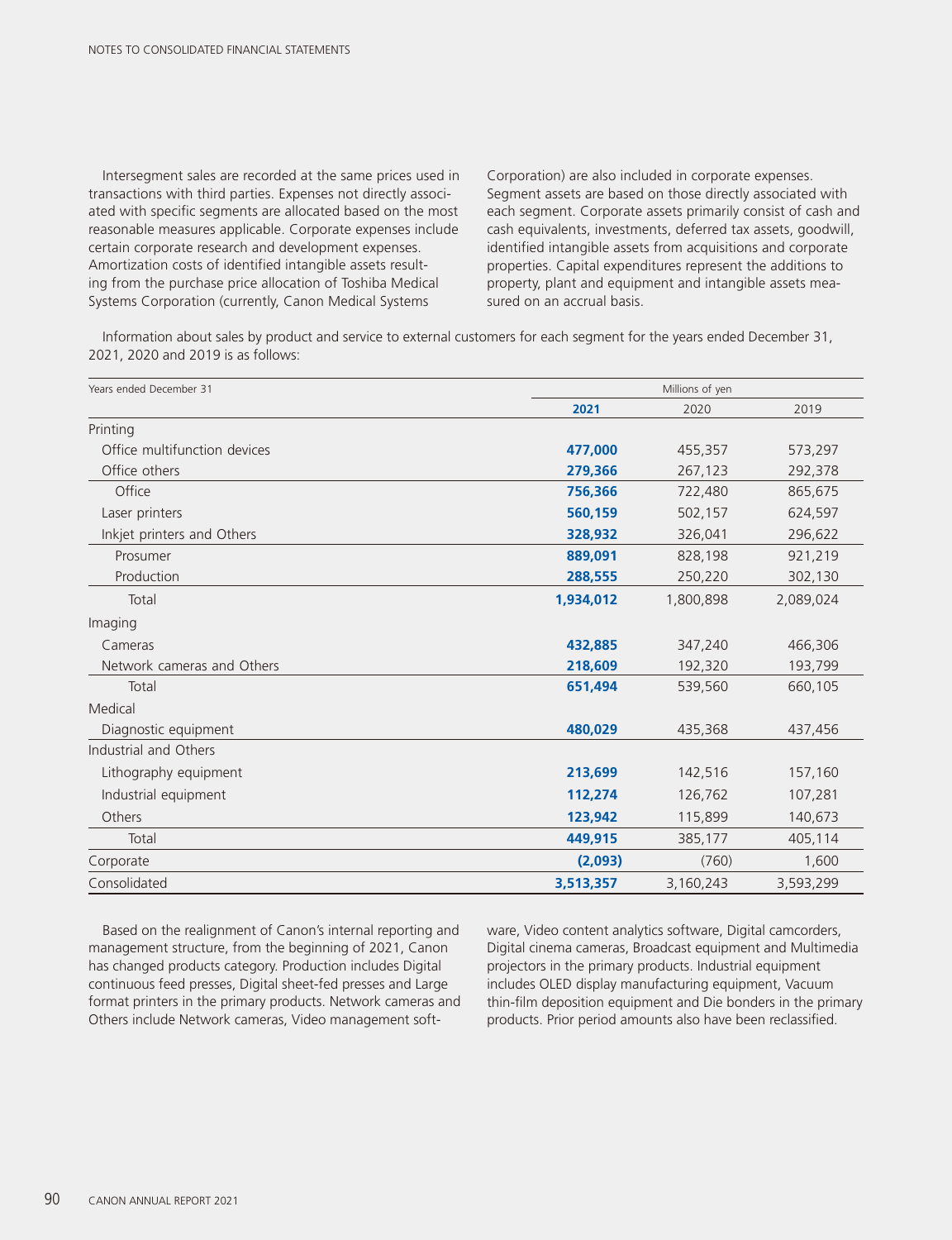Intersegment sales are recorded at the same prices used in transactions with third parties. Expenses not directly associated with specific segments are allocated based on the most reasonable measures applicable. Corporate expenses include certain corporate research and development expenses. Amortization costs of identified intangible assets resulting from the purchase price allocation of Toshiba Medical Systems Corporation (currently, Canon Medical Systems Corporation) are also included in corporate expenses. Segment assets are based on those directly associated with each segment. Corporate assets primarily consist of cash and cash equivalents, investments, deferred tax assets, goodwill, identified intangible assets from acquisitions and corporate properties. Capital expenditures represent the additions to property, plant and equipment and intangible assets measured on an accrual basis.

Information about sales by product and service to external customers for each segment for the years ended December 31, 2021, 2020 and 2019 is as follows:

| Years ended December 31 | Millions of yen | | |
|---|---|---|---|
| | **2021** | 2020 | 2019 |
| Printing | | | |
| Office multifunction devices | **477,000** | 455,357 | 573,297 |
| Office others | **279,366** | 267,123 | 292,378 |
| Office | **756,366** | 722,480 | 865,675 |
| Laser printers | **560,159** | 502,157 | 624,597 |
| Inkjet printers and Others | **328,932** | 326,041 | 296,622 |
| Prosumer | **889,091** | 828,198 | 921,219 |
| Production | **288,555** | 250,220 | 302,130 |
| Total | **1,934,012** | 1,800,898 | 2,089,024 |
| Imaging | | | |
| Cameras | **432,885** | 347,240 | 466,306 |
| Network cameras and Others | **218,609** | 192,320 | 193,799 |
| Total | **651,494** | 539,560 | 660,105 |
| Medical | | | |
| Diagnostic equipment | **480,029** | 435,368 | 437,456 |
| Industrial and Others | | | |
| Lithography equipment | **213,699** | 142,516 | 157,160 |
| Industrial equipment | **112,274** | 126,762 | 107,281 |
| Others | **123,942** | 115,899 | 140,673 |
| Total | **449,915** | 385,177 | 405,114 |
| Corporate | **(2,093)** | (760) | 1,600 |
| Consolidated | **3,513,357** | 3,160,243 | 3,593,299 |

Based on the realignment of Canon's internal reporting and management structure, from the beginning of 2021, Canon has changed products category. Production includes Digital continuous feed presses, Digital sheet-fed presses and Large format printers in the primary products. Network cameras and Others include Network cameras, Video management software, Video content analytics software, Digital camcorders, Digital cinema cameras, Broadcast equipment and Multimedia projectors in the primary products. Industrial equipment includes OLED display manufacturing equipment, Vacuum thin-film deposition equipment and Die bonders in the primary products. Prior period amounts also have been reclassified.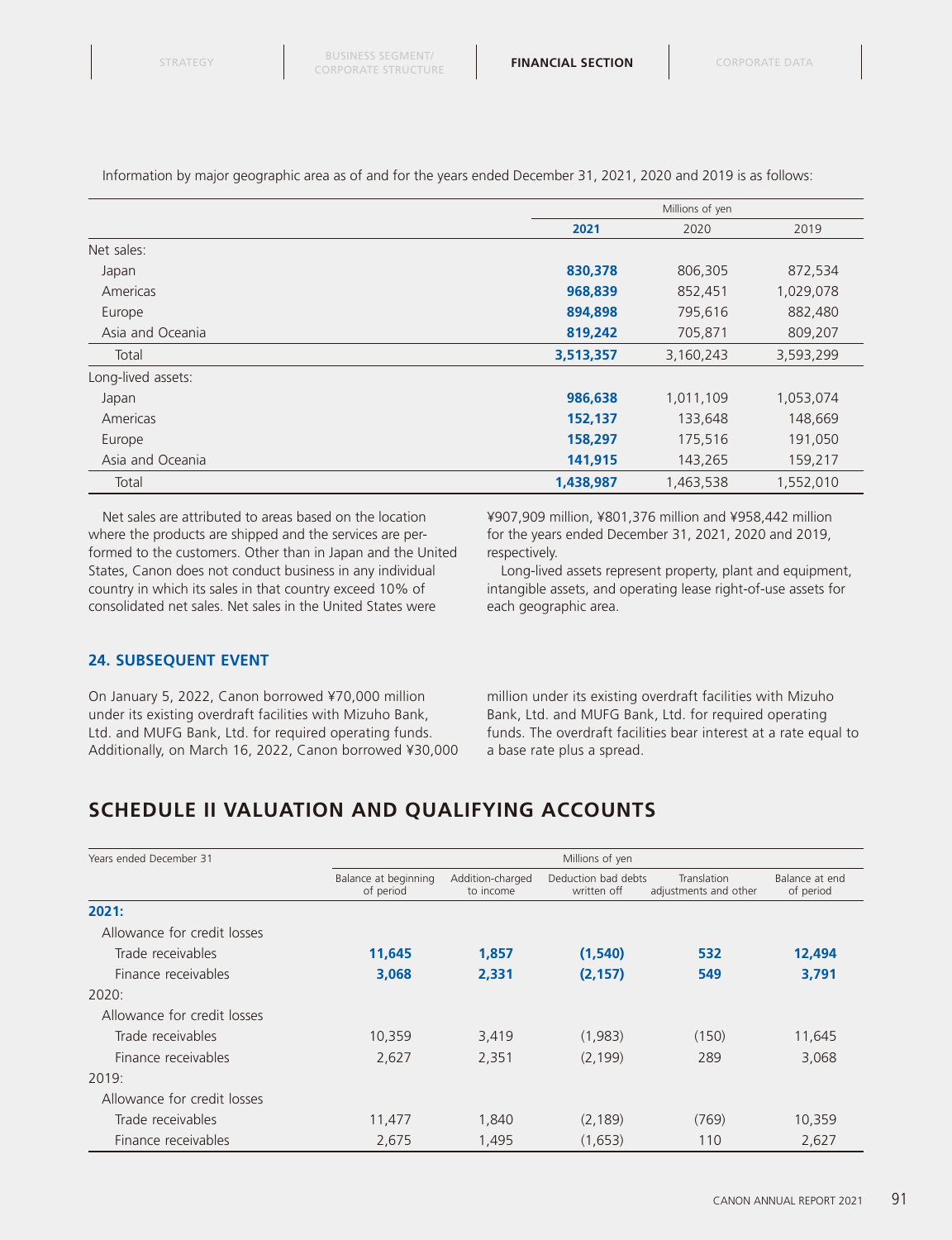Information by major geographic area as of and for the years ended December 31, 2021, 2020 and 2019 is as follows:

| | Millions of yen | | |
|---|---|---|---|
| | **2021** | 2020 | 2019 |
| Net sales: | | | |
| Japan | **830,378** | 806,305 | 872,534 |
| Americas | **968,839** | 852,451 | 1,029,078 |
| Europe | **894,898** | 795,616 | 882,480 |
| Asia and Oceania | **819,242** | 705,871 | 809,207 |
| Total | **3,513,357** | 3,160,243 | 3,593,299 |
| Long-lived assets: | | | |
| Japan | **986,638** | 1,011,109 | 1,053,074 |
| Americas | **152,137** | 133,648 | 148,669 |
| Europe | **158,297** | 175,516 | 191,050 |
| Asia and Oceania | **141,915** | 143,265 | 159,217 |
| Total | **1,438,987** | 1,463,538 | 1,552,010 |

Net sales are attributed to areas based on the location where the products are shipped and the services are performed to the customers. Other than in Japan and the United States, Canon does not conduct business in any individual country in which its sales in that country exceed 10% of consolidated net sales. Net sales in the United States were ¥907,909 million, ¥801,376 million and ¥958,442 million for the years ended December 31, 2021, 2020 and 2019, respectively.

Long-lived assets represent property, plant and equipment, intangible assets, and operating lease right-of-use assets for each geographic area.

### 24. SUBSEQUENT EVENT

On January 5, 2022, Canon borrowed ¥70,000 million under its existing overdraft facilities with Mizuho Bank, Ltd. and MUFG Bank, Ltd. for required operating funds. Additionally, on March 16, 2022, Canon borrowed ¥30,000 million under its existing overdraft facilities with Mizuho Bank, Ltd. and MUFG Bank, Ltd. for required operating funds. The overdraft facilities bear interest at a rate equal to a base rate plus a spread.

## SCHEDULE II VALUATION AND QUALIFYING ACCOUNTS

| Years ended December 31 | Millions of yen | | | | |
|---|---|---|---|---|---|
| | Balance at beginning of period | Addition-charged to income | Deduction bad debts written off | Translation adjustments and other | Balance at end of period |
| **2021:** | | | | | |
| Allowance for credit losses | | | | | |
| Trade receivables | **11,645** | **1,857** | **(1,540)** | **532** | **12,494** |
| Finance receivables | **3,068** | **2,331** | **(2,157)** | **549** | **3,791** |
| 2020: | | | | | |
| Allowance for credit losses | | | | | |
| Trade receivables | 10,359 | 3,419 | (1,983) | (150) | 11,645 |
| Finance receivables | 2,627 | 2,351 | (2,199) | 289 | 3,068 |
| 2019: | | | | | |
| Allowance for credit losses | | | | | |
| Trade receivables | 11,477 | 1,840 | (2,189) | (769) | 10,359 |
| Finance receivables | 2,675 | 1,495 | (1,653) | 110 | 2,627 |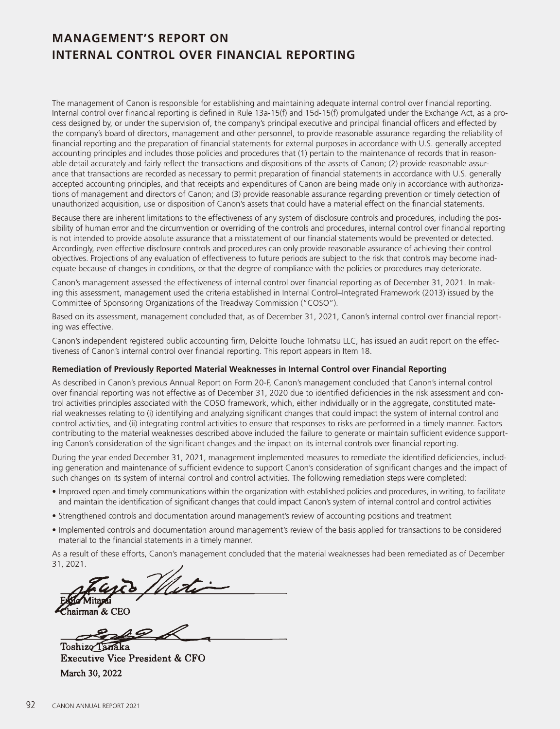# MANAGEMENT'S REPORT ON INTERNAL CONTROL OVER FINANCIAL REPORTING

The management of Canon is responsible for establishing and maintaining adequate internal control over financial reporting. Internal control over financial reporting is defined in Rule 13a-15(f) and 15d-15(f) promulgated under the Exchange Act, as a process designed by, or under the supervision of, the company's principal executive and principal financial officers and effected by the company's board of directors, management and other personnel, to provide reasonable assurance regarding the reliability of financial reporting and the preparation of financial statements for external purposes in accordance with U.S. generally accepted accounting principles and includes those policies and procedures that (1) pertain to the maintenance of records that in reasonable detail accurately and fairly reflect the transactions and dispositions of the assets of Canon; (2) provide reasonable assurance that transactions are recorded as necessary to permit preparation of financial statements in accordance with U.S. generally accepted accounting principles, and that receipts and expenditures of Canon are being made only in accordance with authorizations of management and directors of Canon; and (3) provide reasonable assurance regarding prevention or timely detection of unauthorized acquisition, use or disposition of Canon's assets that could have a material effect on the financial statements.

Because there are inherent limitations to the effectiveness of any system of disclosure controls and procedures, including the possibility of human error and the circumvention or overriding of the controls and procedures, internal control over financial reporting is not intended to provide absolute assurance that a misstatement of our financial statements would be prevented or detected. Accordingly, even effective disclosure controls and procedures can only provide reasonable assurance of achieving their control objectives. Projections of any evaluation of effectiveness to future periods are subject to the risk that controls may become inadequate because of changes in conditions, or that the degree of compliance with the policies or procedures may deteriorate.

Canon's management assessed the effectiveness of internal control over financial reporting as of December 31, 2021. In making this assessment, management used the criteria established in Internal Control–Integrated Framework (2013) issued by the Committee of Sponsoring Organizations of the Treadway Commission ("COSO").

Based on its assessment, management concluded that, as of December 31, 2021, Canon's internal control over financial reporting was effective.

Canon's independent registered public accounting firm, Deloitte Touche Tohmatsu LLC, has issued an audit report on the effectiveness of Canon's internal control over financial reporting. This report appears in Item 18.

**Remediation of Previously Reported Material Weaknesses in Internal Control over Financial Reporting**

As described in Canon's previous Annual Report on Form 20-F, Canon's management concluded that Canon's internal control over financial reporting was not effective as of December 31, 2020 due to identified deficiencies in the risk assessment and control activities principles associated with the COSO framework, which, either individually or in the aggregate, constituted material weaknesses relating to (i) identifying and analyzing significant changes that could impact the system of internal control and control activities, and (ii) integrating control activities to ensure that responses to risks are performed in a timely manner. Factors contributing to the material weaknesses described above included the failure to generate or maintain sufficient evidence supporting Canon's consideration of the significant changes and the impact on its internal controls over financial reporting.

During the year ended December 31, 2021, management implemented measures to remediate the identified deficiencies, including generation and maintenance of sufficient evidence to support Canon's consideration of significant changes and the impact of such changes on its system of internal control and control activities. The following remediation steps were completed:

- Improved open and timely communications within the organization with established policies and procedures, in writing, to facilitate and maintain the identification of significant changes that could impact Canon's system of internal control and control activities
- Strengthened controls and documentation around management's review of accounting positions and treatment
- Implemented controls and documentation around management's review of the basis applied for transactions to be considered material to the financial statements in a timely manner.

As a result of these efforts, Canon's management concluded that the material weaknesses had been remediated as of December 31, 2021.

Fujio Mitarai
Chairman & CEO

Toshizo Tanaka
Executive Vice President & CFO

March 30, 2022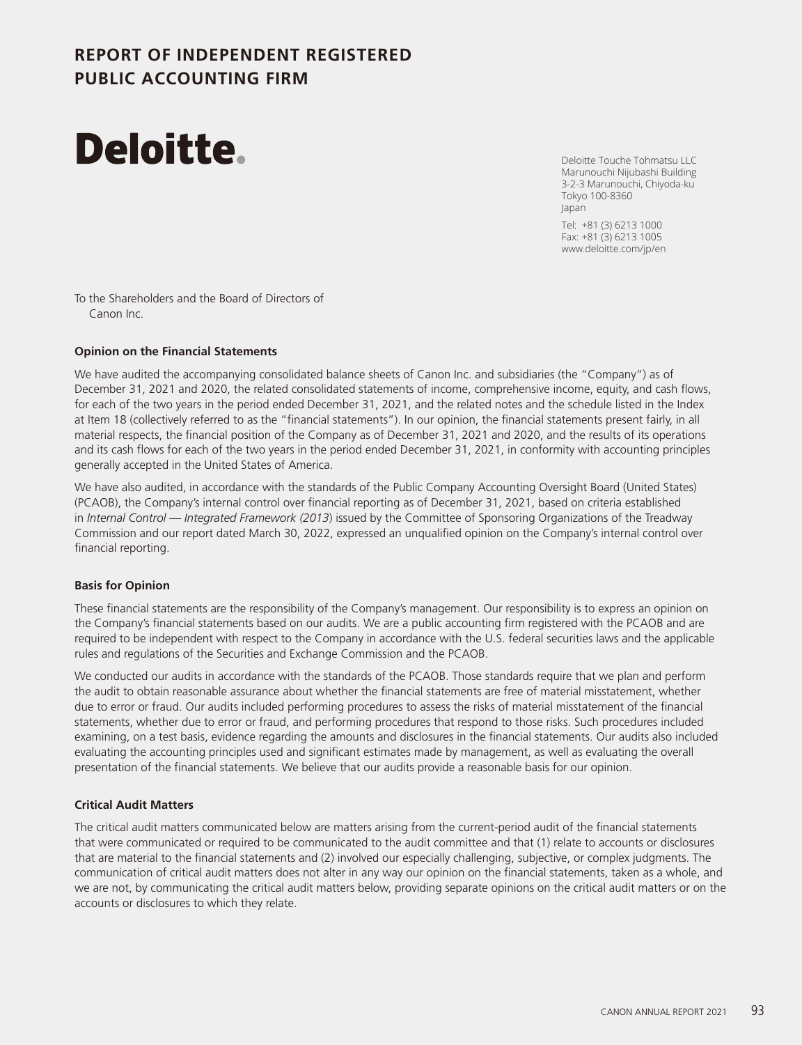# REPORT OF INDEPENDENT REGISTERED PUBLIC ACCOUNTING FIRM

**Deloitte.**

Deloitte Touche Tohmatsu LLC
Marunouchi Nijubashi Building
3-2-3 Marunouchi, Chiyoda-ku
Tokyo 100-8360
Japan

Tel: +81 (3) 6213 1000
Fax: +81 (3) 6213 1005
www.deloitte.com/jp/en

To the Shareholders and the Board of Directors of
Canon Inc.

**Opinion on the Financial Statements**

We have audited the accompanying consolidated balance sheets of Canon Inc. and subsidiaries (the "Company") as of December 31, 2021 and 2020, the related consolidated statements of income, comprehensive income, equity, and cash flows, for each of the two years in the period ended December 31, 2021, and the related notes and the schedule listed in the Index at Item 18 (collectively referred to as the "financial statements"). In our opinion, the financial statements present fairly, in all material respects, the financial position of the Company as of December 31, 2021 and 2020, and the results of its operations and its cash flows for each of the two years in the period ended December 31, 2021, in conformity with accounting principles generally accepted in the United States of America.

We have also audited, in accordance with the standards of the Public Company Accounting Oversight Board (United States) (PCAOB), the Company's internal control over financial reporting as of December 31, 2021, based on criteria established in *Internal Control — Integrated Framework (2013)* issued by the Committee of Sponsoring Organizations of the Treadway Commission and our report dated March 30, 2022, expressed an unqualified opinion on the Company's internal control over financial reporting.

**Basis for Opinion**

These financial statements are the responsibility of the Company's management. Our responsibility is to express an opinion on the Company's financial statements based on our audits. We are a public accounting firm registered with the PCAOB and are required to be independent with respect to the Company in accordance with the U.S. federal securities laws and the applicable rules and regulations of the Securities and Exchange Commission and the PCAOB.

We conducted our audits in accordance with the standards of the PCAOB. Those standards require that we plan and perform the audit to obtain reasonable assurance about whether the financial statements are free of material misstatement, whether due to error or fraud. Our audits included performing procedures to assess the risks of material misstatement of the financial statements, whether due to error or fraud, and performing procedures that respond to those risks. Such procedures included examining, on a test basis, evidence regarding the amounts and disclosures in the financial statements. Our audits also included evaluating the accounting principles used and significant estimates made by management, as well as evaluating the overall presentation of the financial statements. We believe that our audits provide a reasonable basis for our opinion.

**Critical Audit Matters**

The critical audit matters communicated below are matters arising from the current-period audit of the financial statements that were communicated or required to be communicated to the audit committee and that (1) relate to accounts or disclosures that are material to the financial statements and (2) involved our especially challenging, subjective, or complex judgments. The communication of critical audit matters does not alter in any way our opinion on the financial statements, taken as a whole, and we are not, by communicating the critical audit matters below, providing separate opinions on the critical audit matters or on the accounts or disclosures to which they relate.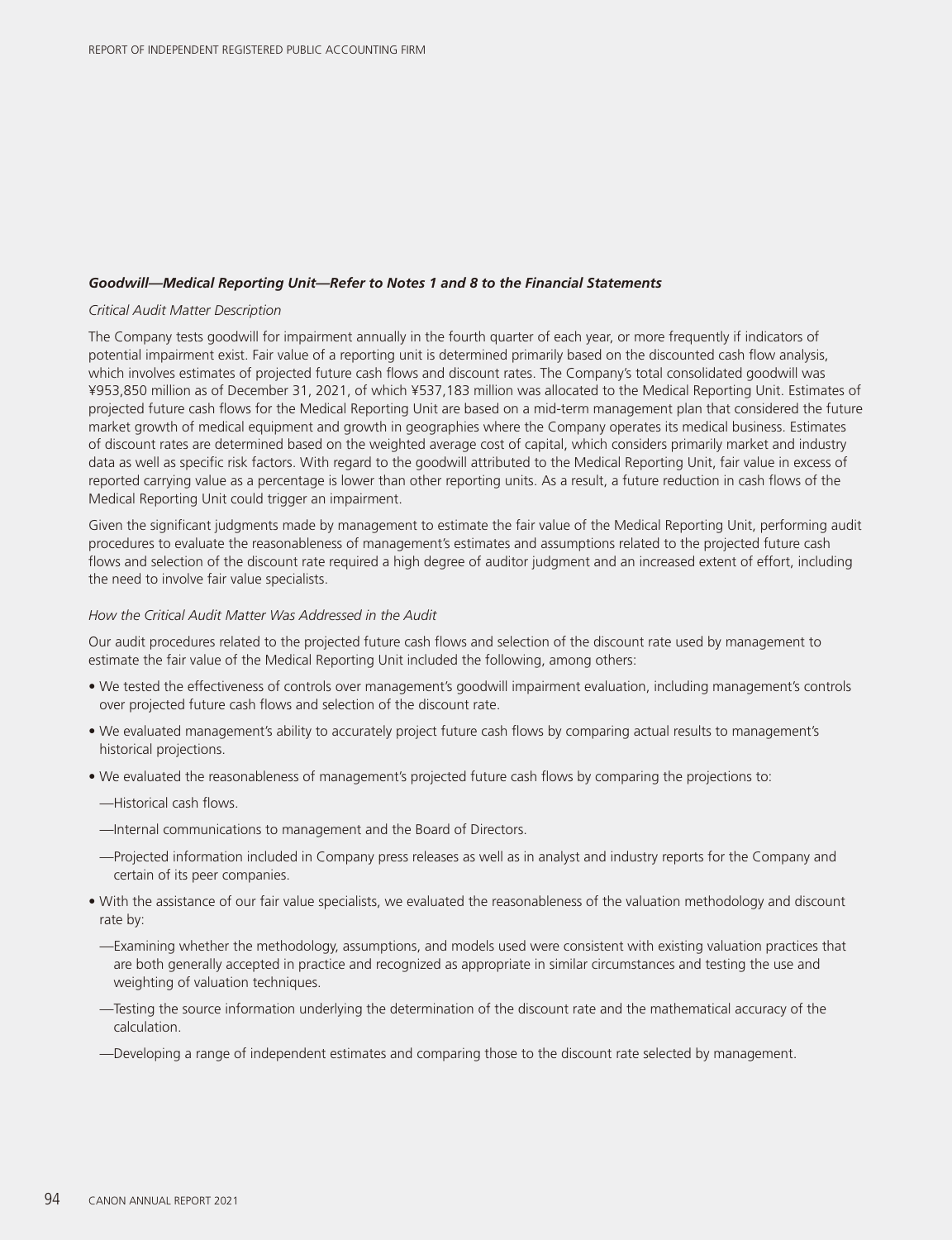### *Goodwill—Medical Reporting Unit—Refer to Notes 1 and 8 to the Financial Statements*

*Critical Audit Matter Description*

The Company tests goodwill for impairment annually in the fourth quarter of each year, or more frequently if indicators of potential impairment exist. Fair value of a reporting unit is determined primarily based on the discounted cash flow analysis, which involves estimates of projected future cash flows and discount rates. The Company's total consolidated goodwill was ¥953,850 million as of December 31, 2021, of which ¥537,183 million was allocated to the Medical Reporting Unit. Estimates of projected future cash flows for the Medical Reporting Unit are based on a mid-term management plan that considered the future market growth of medical equipment and growth in geographies where the Company operates its medical business. Estimates of discount rates are determined based on the weighted average cost of capital, which considers primarily market and industry data as well as specific risk factors. With regard to the goodwill attributed to the Medical Reporting Unit, fair value in excess of reported carrying value as a percentage is lower than other reporting units. As a result, a future reduction in cash flows of the Medical Reporting Unit could trigger an impairment.

Given the significant judgments made by management to estimate the fair value of the Medical Reporting Unit, performing audit procedures to evaluate the reasonableness of management's estimates and assumptions related to the projected future cash flows and selection of the discount rate required a high degree of auditor judgment and an increased extent of effort, including the need to involve fair value specialists.

*How the Critical Audit Matter Was Addressed in the Audit*

Our audit procedures related to the projected future cash flows and selection of the discount rate used by management to estimate the fair value of the Medical Reporting Unit included the following, among others:

- We tested the effectiveness of controls over management's goodwill impairment evaluation, including management's controls over projected future cash flows and selection of the discount rate.
- We evaluated management's ability to accurately project future cash flows by comparing actual results to management's historical projections.
- We evaluated the reasonableness of management's projected future cash flows by comparing the projections to:
  - —Historical cash flows.
  - —Internal communications to management and the Board of Directors.
  - —Projected information included in Company press releases as well as in analyst and industry reports for the Company and certain of its peer companies.
- With the assistance of our fair value specialists, we evaluated the reasonableness of the valuation methodology and discount rate by:
  - —Examining whether the methodology, assumptions, and models used were consistent with existing valuation practices that are both generally accepted in practice and recognized as appropriate in similar circumstances and testing the use and weighting of valuation techniques.
  - —Testing the source information underlying the determination of the discount rate and the mathematical accuracy of the calculation.
  - —Developing a range of independent estimates and comparing those to the discount rate selected by management.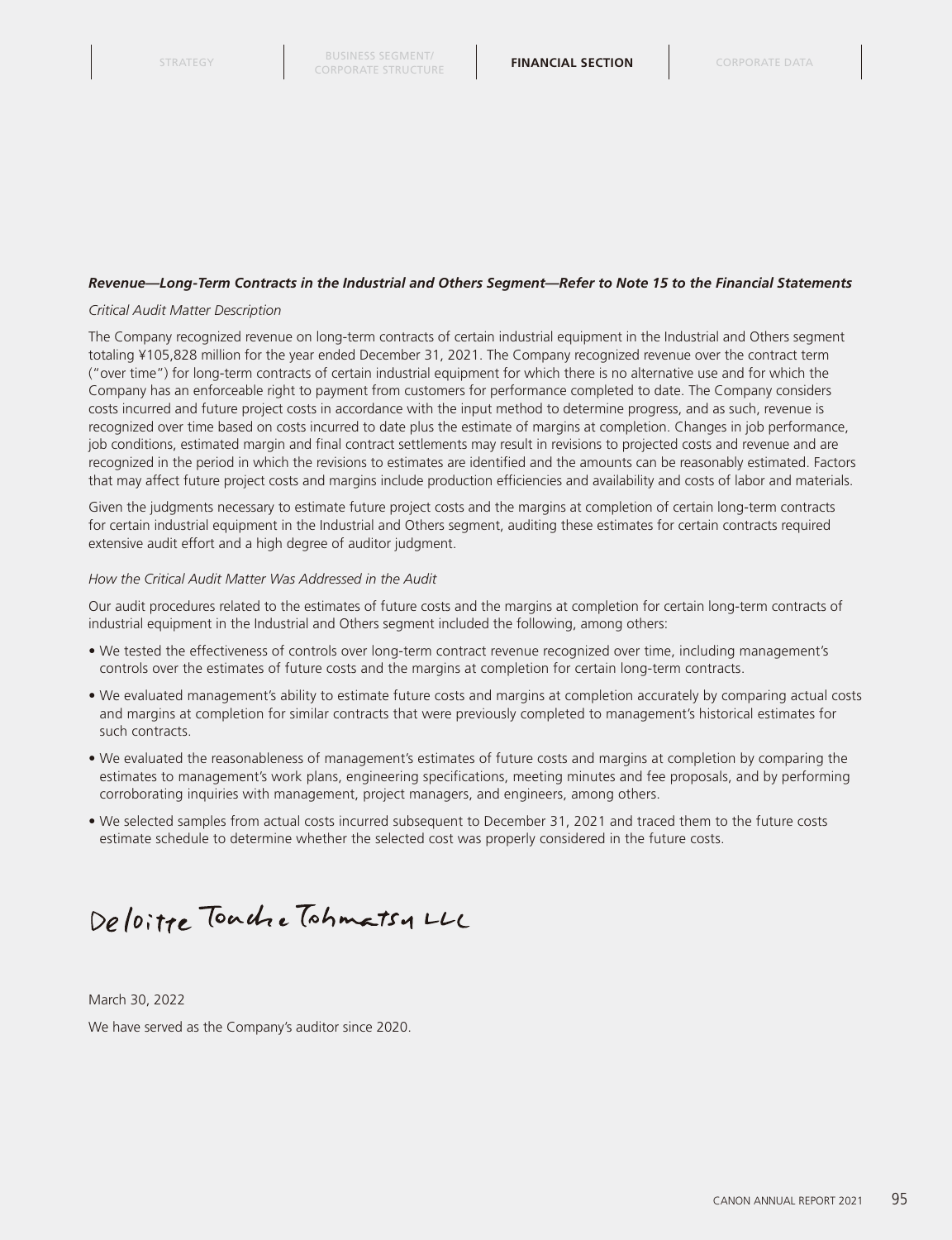***Revenue—Long-Term Contracts in the Industrial and Others Segment—Refer to Note 15 to the Financial Statements***

*Critical Audit Matter Description*

The Company recognized revenue on long-term contracts of certain industrial equipment in the Industrial and Others segment totaling ¥105,828 million for the year ended December 31, 2021. The Company recognized revenue over the contract term ("over time") for long-term contracts of certain industrial equipment for which there is no alternative use and for which the Company has an enforceable right to payment from customers for performance completed to date. The Company considers costs incurred and future project costs in accordance with the input method to determine progress, and as such, revenue is recognized over time based on costs incurred to date plus the estimate of margins at completion. Changes in job performance, job conditions, estimated margin and final contract settlements may result in revisions to projected costs and revenue and are recognized in the period in which the revisions to estimates are identified and the amounts can be reasonably estimated. Factors that may affect future project costs and margins include production efficiencies and availability and costs of labor and materials.

Given the judgments necessary to estimate future project costs and the margins at completion of certain long-term contracts for certain industrial equipment in the Industrial and Others segment, auditing these estimates for certain contracts required extensive audit effort and a high degree of auditor judgment.

*How the Critical Audit Matter Was Addressed in the Audit*

Our audit procedures related to the estimates of future costs and the margins at completion for certain long-term contracts of industrial equipment in the Industrial and Others segment included the following, among others:

- We tested the effectiveness of controls over long-term contract revenue recognized over time, including management's controls over the estimates of future costs and the margins at completion for certain long-term contracts.
- We evaluated management's ability to estimate future costs and margins at completion accurately by comparing actual costs and margins at completion for similar contracts that were previously completed to management's historical estimates for such contracts.
- We evaluated the reasonableness of management's estimates of future costs and margins at completion by comparing the estimates to management's work plans, engineering specifications, meeting minutes and fee proposals, and by performing corroborating inquiries with management, project managers, and engineers, among others.
- We selected samples from actual costs incurred subsequent to December 31, 2021 and traced them to the future costs estimate schedule to determine whether the selected cost was properly considered in the future costs.

Deloitte Touche Tohmatsu LLC

March 30, 2022

We have served as the Company's auditor since 2020.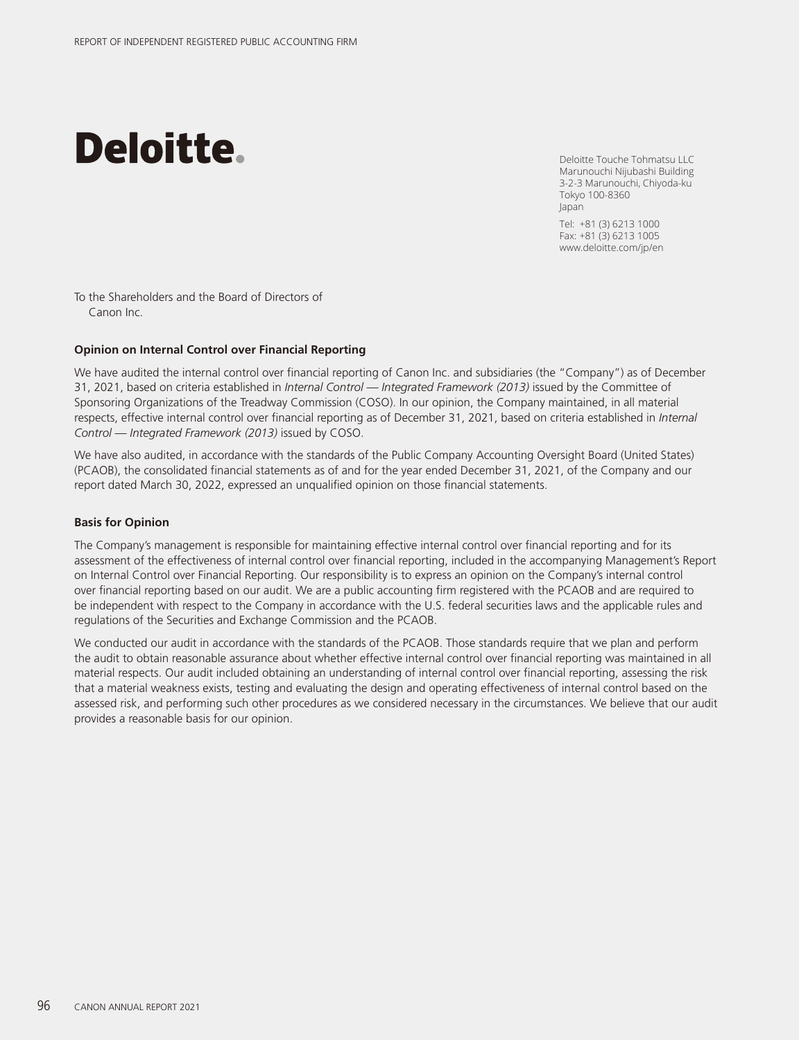Deloitte.

Deloitte Touche Tohmatsu LLC
Marunouchi Nijubashi Building
3-2-3 Marunouchi, Chiyoda-ku
Tokyo 100-8360
Japan

Tel: +81 (3) 6213 1000
Fax: +81 (3) 6213 1005
www.deloitte.com/jp/en

To the Shareholders and the Board of Directors of
Canon Inc.

**Opinion on Internal Control over Financial Reporting**

We have audited the internal control over financial reporting of Canon Inc. and subsidiaries (the "Company") as of December 31, 2021, based on criteria established in *Internal Control — Integrated Framework (2013)* issued by the Committee of Sponsoring Organizations of the Treadway Commission (COSO). In our opinion, the Company maintained, in all material respects, effective internal control over financial reporting as of December 31, 2021, based on criteria established in *Internal Control — Integrated Framework (2013)* issued by COSO.

We have also audited, in accordance with the standards of the Public Company Accounting Oversight Board (United States) (PCAOB), the consolidated financial statements as of and for the year ended December 31, 2021, of the Company and our report dated March 30, 2022, expressed an unqualified opinion on those financial statements.

**Basis for Opinion**

The Company's management is responsible for maintaining effective internal control over financial reporting and for its assessment of the effectiveness of internal control over financial reporting, included in the accompanying Management's Report on Internal Control over Financial Reporting. Our responsibility is to express an opinion on the Company's internal control over financial reporting based on our audit. We are a public accounting firm registered with the PCAOB and are required to be independent with respect to the Company in accordance with the U.S. federal securities laws and the applicable rules and regulations of the Securities and Exchange Commission and the PCAOB.

We conducted our audit in accordance with the standards of the PCAOB. Those standards require that we plan and perform the audit to obtain reasonable assurance about whether effective internal control over financial reporting was maintained in all material respects. Our audit included obtaining an understanding of internal control over financial reporting, assessing the risk that a material weakness exists, testing and evaluating the design and operating effectiveness of internal control based on the assessed risk, and performing such other procedures as we considered necessary in the circumstances. We believe that our audit provides a reasonable basis for our opinion.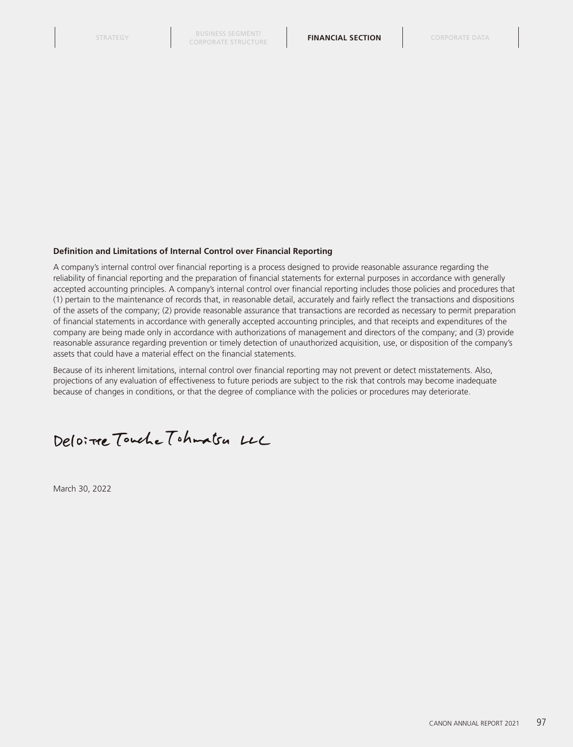**Definition and Limitations of Internal Control over Financial Reporting**

A company's internal control over financial reporting is a process designed to provide reasonable assurance regarding the reliability of financial reporting and the preparation of financial statements for external purposes in accordance with generally accepted accounting principles. A company's internal control over financial reporting includes those policies and procedures that (1) pertain to the maintenance of records that, in reasonable detail, accurately and fairly reflect the transactions and dispositions of the assets of the company; (2) provide reasonable assurance that transactions are recorded as necessary to permit preparation of financial statements in accordance with generally accepted accounting principles, and that receipts and expenditures of the company are being made only in accordance with authorizations of management and directors of the company; and (3) provide reasonable assurance regarding prevention or timely detection of unauthorized acquisition, use, or disposition of the company's assets that could have a material effect on the financial statements.

Because of its inherent limitations, internal control over financial reporting may not prevent or detect misstatements. Also, projections of any evaluation of effectiveness to future periods are subject to the risk that controls may become inadequate because of changes in conditions, or that the degree of compliance with the policies or procedures may deteriorate.

Deloitte Touche Tohmatsu LLC

March 30, 2022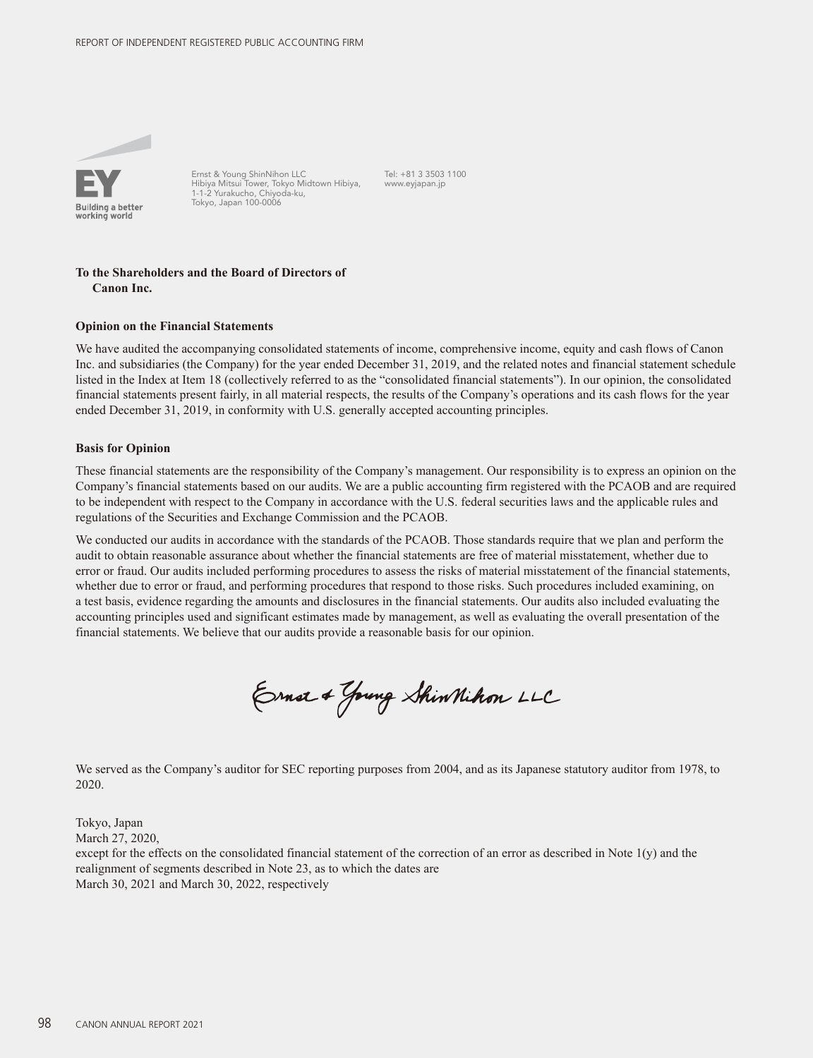REPORT OF INDEPENDENT REGISTERED PUBLIC ACCOUNTING FIRM

EY
Building a better working world

Ernst & Young ShinNihon LLC
Hibiya Mitsui Tower, Tokyo Midtown Hibiya,
1-1-2 Yurakucho, Chiyoda-ku,
Tokyo, Japan 100-0006

Tel: +81 3 3503 1100
www.eyjapan.jp

**To the Shareholders and the Board of Directors of
Canon Inc.**

**Opinion on the Financial Statements**

We have audited the accompanying consolidated statements of income, comprehensive income, equity and cash flows of Canon Inc. and subsidiaries (the Company) for the year ended December 31, 2019, and the related notes and financial statement schedule listed in the Index at Item 18 (collectively referred to as the "consolidated financial statements"). In our opinion, the consolidated financial statements present fairly, in all material respects, the results of the Company's operations and its cash flows for the year ended December 31, 2019, in conformity with U.S. generally accepted accounting principles.

**Basis for Opinion**

These financial statements are the responsibility of the Company's management. Our responsibility is to express an opinion on the Company's financial statements based on our audits. We are a public accounting firm registered with the PCAOB and are required to be independent with respect to the Company in accordance with the U.S. federal securities laws and the applicable rules and regulations of the Securities and Exchange Commission and the PCAOB.

We conducted our audits in accordance with the standards of the PCAOB. Those standards require that we plan and perform the audit to obtain reasonable assurance about whether the financial statements are free of material misstatement, whether due to error or fraud. Our audits included performing procedures to assess the risks of material misstatement of the financial statements, whether due to error or fraud, and performing procedures that respond to those risks. Such procedures included examining, on a test basis, evidence regarding the amounts and disclosures in the financial statements. Our audits also included evaluating the accounting principles used and significant estimates made by management, as well as evaluating the overall presentation of the financial statements. We believe that our audits provide a reasonable basis for our opinion.

Ernst & Young ShinNihon LLC

We served as the Company's auditor for SEC reporting purposes from 2004, and as its Japanese statutory auditor from 1978, to 2020.

Tokyo, Japan
March 27, 2020,
except for the effects on the consolidated financial statement of the correction of an error as described in Note 1(y) and the realignment of segments described in Note 23, as to which the dates are
March 30, 2021 and March 30, 2022, respectively